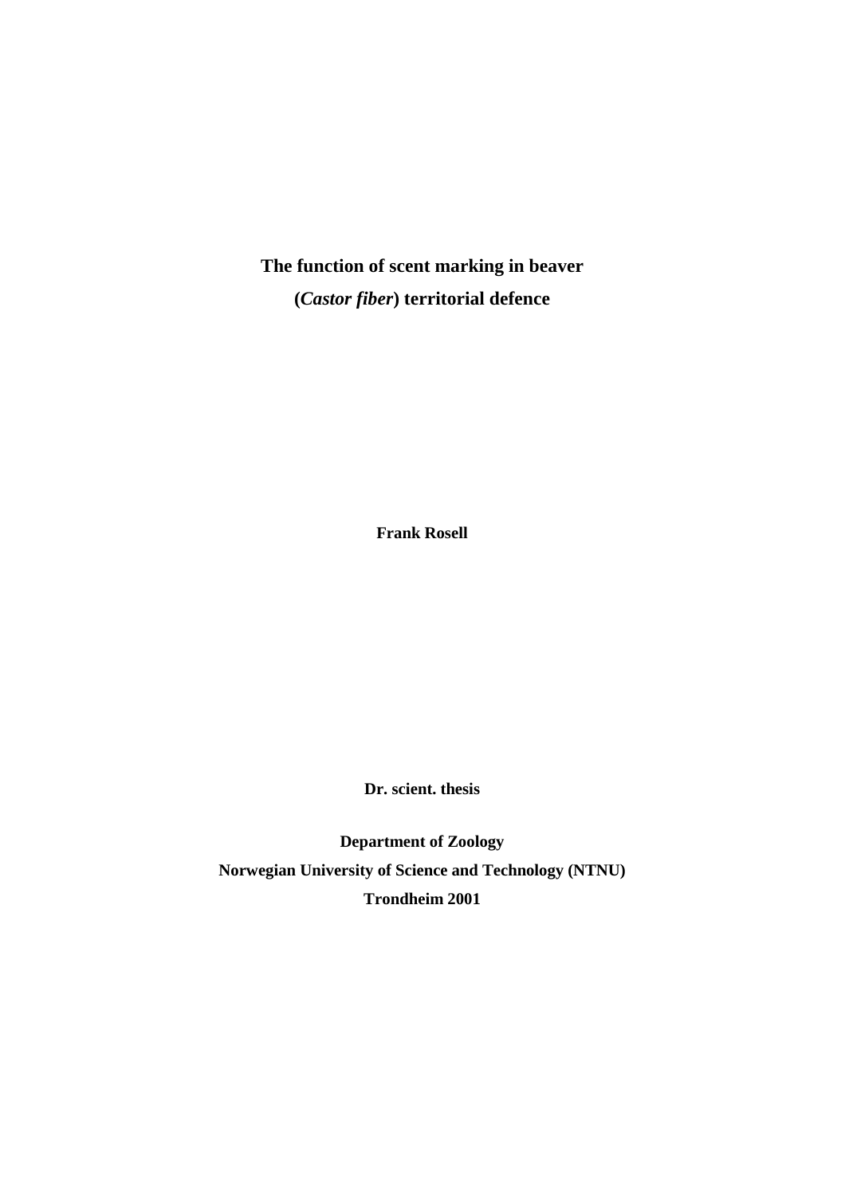# The function of scent marking in beaver (*Castor fiber*) territorial defence

**Frank Rosell**

**Dr. scient. thesis**

**Department of Zoology**
**Norwegian University of Science and Technology (NTNU)**
**Trondheim 2001**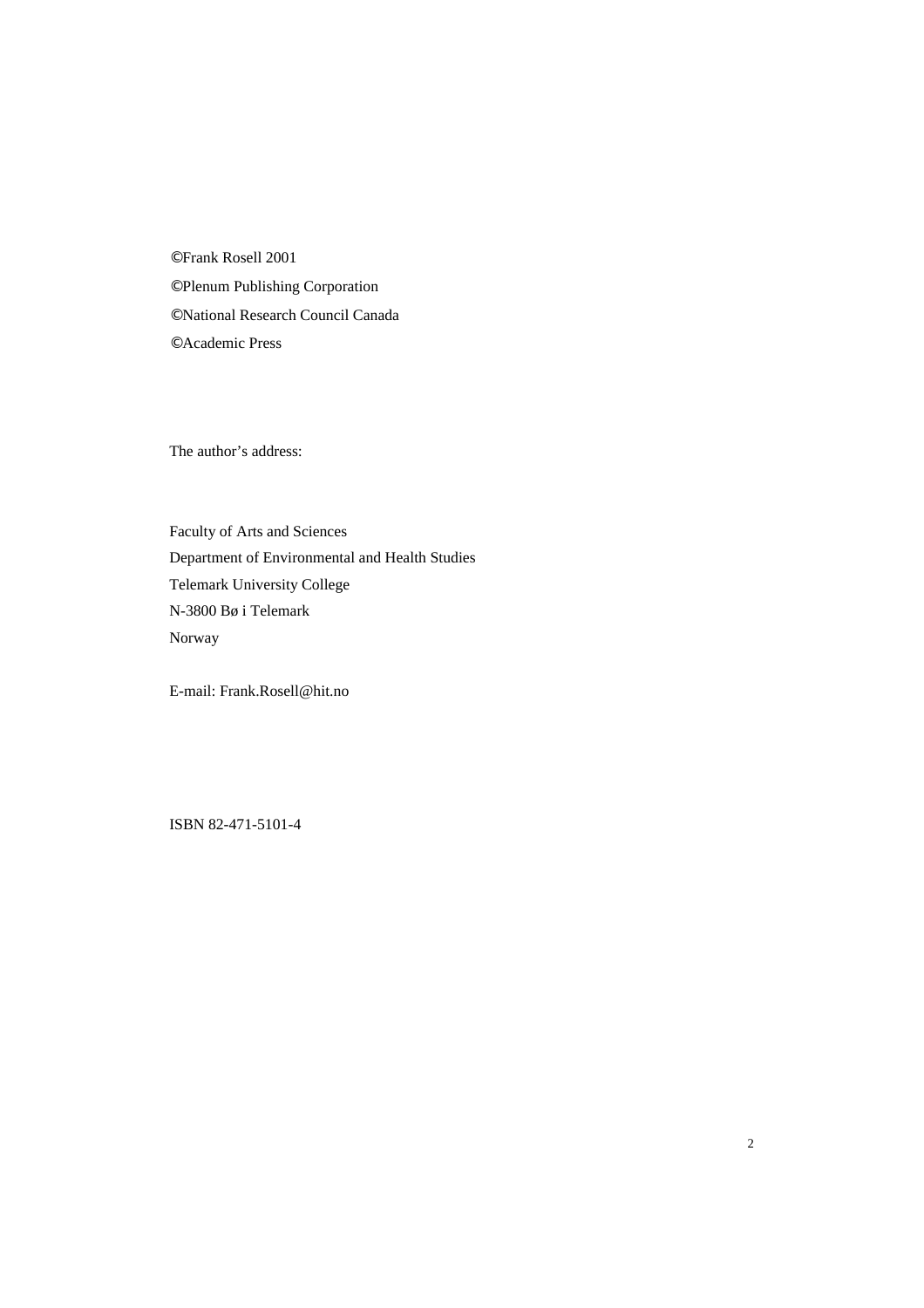©Frank Rosell 2001

©Plenum Publishing Corporation

©National Research Council Canada

©Academic Press

The author's address:

Faculty of Arts and Sciences
Department of Environmental and Health Studies
Telemark University College
N-3800 Bø i Telemark
Norway

E-mail: Frank.Rosell@hit.no

ISBN 82-471-5101-4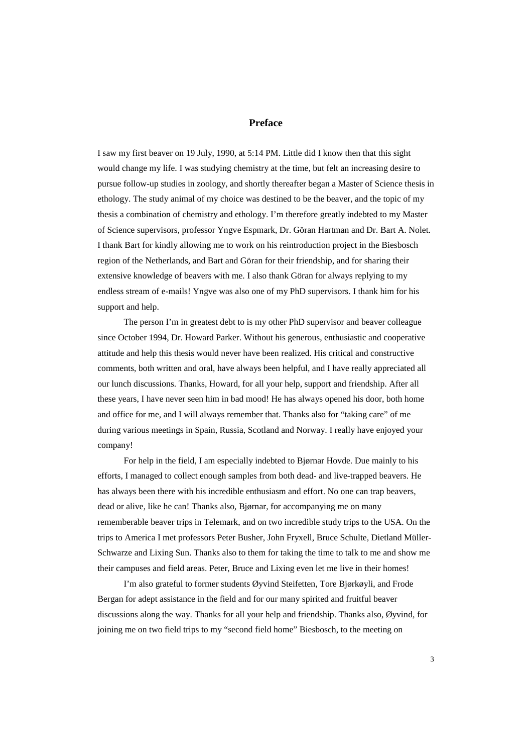# Preface

I saw my first beaver on 19 July, 1990, at 5:14 PM. Little did I know then that this sight would change my life. I was studying chemistry at the time, but felt an increasing desire to pursue follow-up studies in zoology, and shortly thereafter began a Master of Science thesis in ethology. The study animal of my choice was destined to be the beaver, and the topic of my thesis a combination of chemistry and ethology. I'm therefore greatly indebted to my Master of Science supervisors, professor Yngve Espmark, Dr. Göran Hartman and Dr. Bart A. Nolet. I thank Bart for kindly allowing me to work on his reintroduction project in the Biesbosch region of the Netherlands, and Bart and Göran for their friendship, and for sharing their extensive knowledge of beavers with me. I also thank Göran for always replying to my endless stream of e-mails! Yngve was also one of my PhD supervisors. I thank him for his support and help.

The person I'm in greatest debt to is my other PhD supervisor and beaver colleague since October 1994, Dr. Howard Parker. Without his generous, enthusiastic and cooperative attitude and help this thesis would never have been realized. His critical and constructive comments, both written and oral, have always been helpful, and I have really appreciated all our lunch discussions. Thanks, Howard, for all your help, support and friendship. After all these years, I have never seen him in bad mood! He has always opened his door, both home and office for me, and I will always remember that. Thanks also for "taking care" of me during various meetings in Spain, Russia, Scotland and Norway. I really have enjoyed your company!

For help in the field, I am especially indebted to Bjørnar Hovde. Due mainly to his efforts, I managed to collect enough samples from both dead- and live-trapped beavers. He has always been there with his incredible enthusiasm and effort. No one can trap beavers, dead or alive, like he can! Thanks also, Bjørnar, for accompanying me on many rememberable beaver trips in Telemark, and on two incredible study trips to the USA. On the trips to America I met professors Peter Busher, John Fryxell, Bruce Schulte, Dietland Müller-Schwarze and Lixing Sun. Thanks also to them for taking the time to talk to me and show me their campuses and field areas. Peter, Bruce and Lixing even let me live in their homes!

I'm also grateful to former students Øyvind Steifetten, Tore Bjørkøyli, and Frode Bergan for adept assistance in the field and for our many spirited and fruitful beaver discussions along the way. Thanks for all your help and friendship. Thanks also, Øyvind, for joining me on two field trips to my "second field home" Biesbosch, to the meeting on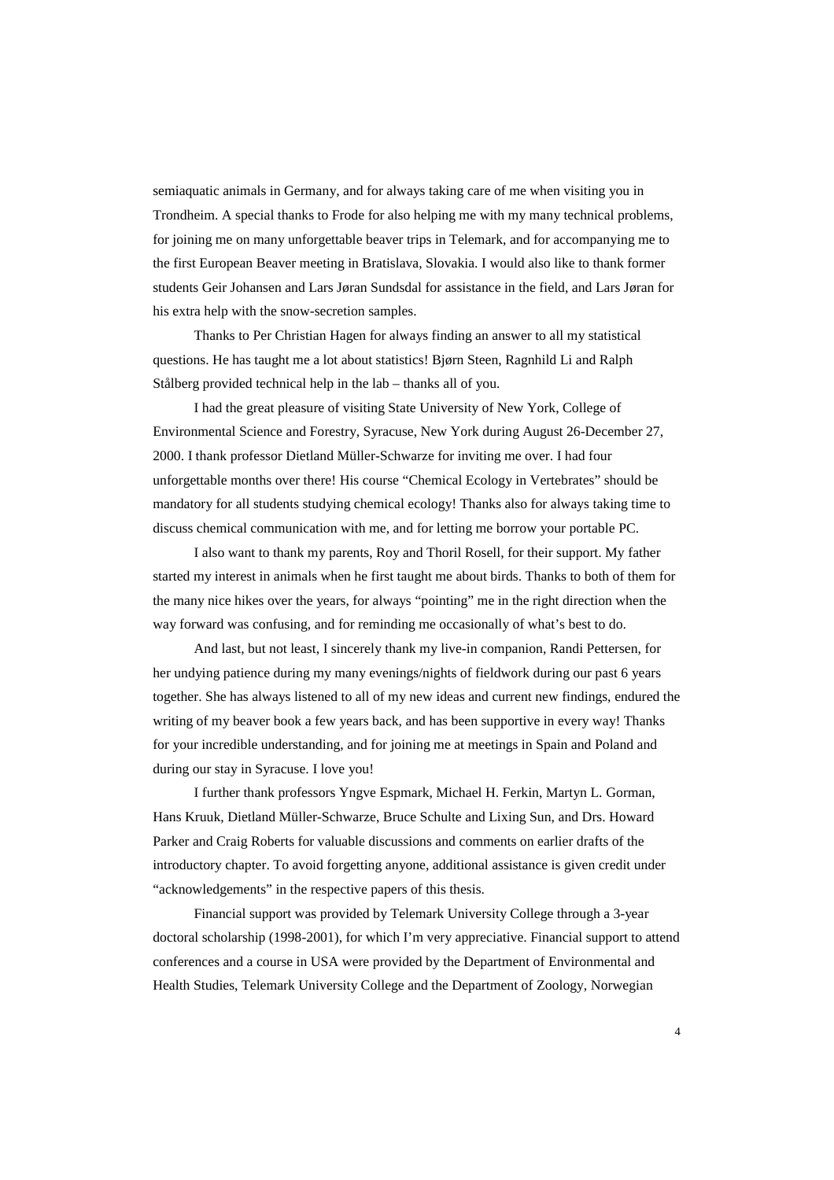semiaquatic animals in Germany, and for always taking care of me when visiting you in Trondheim. A special thanks to Frode for also helping me with my many technical problems, for joining me on many unforgettable beaver trips in Telemark, and for accompanying me to the first European Beaver meeting in Bratislava, Slovakia. I would also like to thank former students Geir Johansen and Lars Jøran Sundsdal for assistance in the field, and Lars Jøran for his extra help with the snow-secretion samples.

Thanks to Per Christian Hagen for always finding an answer to all my statistical questions. He has taught me a lot about statistics! Bjørn Steen, Ragnhild Li and Ralph Stålberg provided technical help in the lab – thanks all of you.

I had the great pleasure of visiting State University of New York, College of Environmental Science and Forestry, Syracuse, New York during August 26-December 27, 2000. I thank professor Dietland Müller-Schwarze for inviting me over. I had four unforgettable months over there! His course "Chemical Ecology in Vertebrates" should be mandatory for all students studying chemical ecology! Thanks also for always taking time to discuss chemical communication with me, and for letting me borrow your portable PC.

I also want to thank my parents, Roy and Thoril Rosell, for their support. My father started my interest in animals when he first taught me about birds. Thanks to both of them for the many nice hikes over the years, for always "pointing" me in the right direction when the way forward was confusing, and for reminding me occasionally of what's best to do.

And last, but not least, I sincerely thank my live-in companion, Randi Pettersen, for her undying patience during my many evenings/nights of fieldwork during our past 6 years together. She has always listened to all of my new ideas and current new findings, endured the writing of my beaver book a few years back, and has been supportive in every way! Thanks for your incredible understanding, and for joining me at meetings in Spain and Poland and during our stay in Syracuse. I love you!

I further thank professors Yngve Espmark, Michael H. Ferkin, Martyn L. Gorman, Hans Kruuk, Dietland Müller-Schwarze, Bruce Schulte and Lixing Sun, and Drs. Howard Parker and Craig Roberts for valuable discussions and comments on earlier drafts of the introductory chapter. To avoid forgetting anyone, additional assistance is given credit under "acknowledgements" in the respective papers of this thesis.

Financial support was provided by Telemark University College through a 3-year doctoral scholarship (1998-2001), for which I'm very appreciative. Financial support to attend conferences and a course in USA were provided by the Department of Environmental and Health Studies, Telemark University College and the Department of Zoology, Norwegian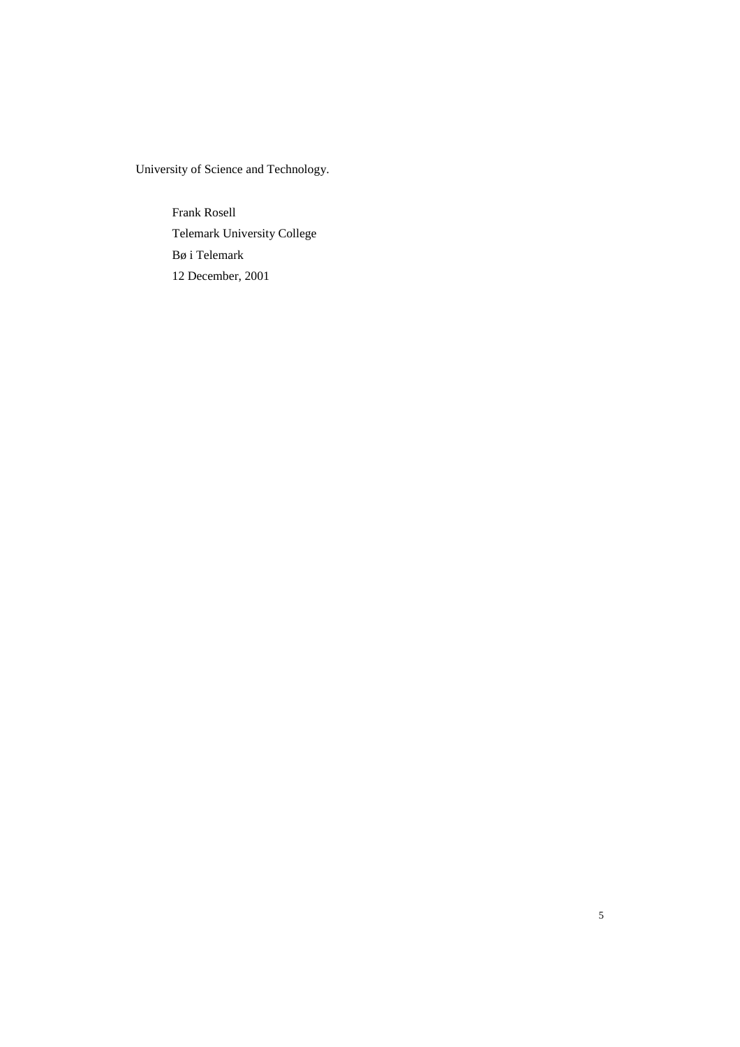University of Science and Technology.

Frank Rosell
Telemark University College
Bø i Telemark
12 December, 2001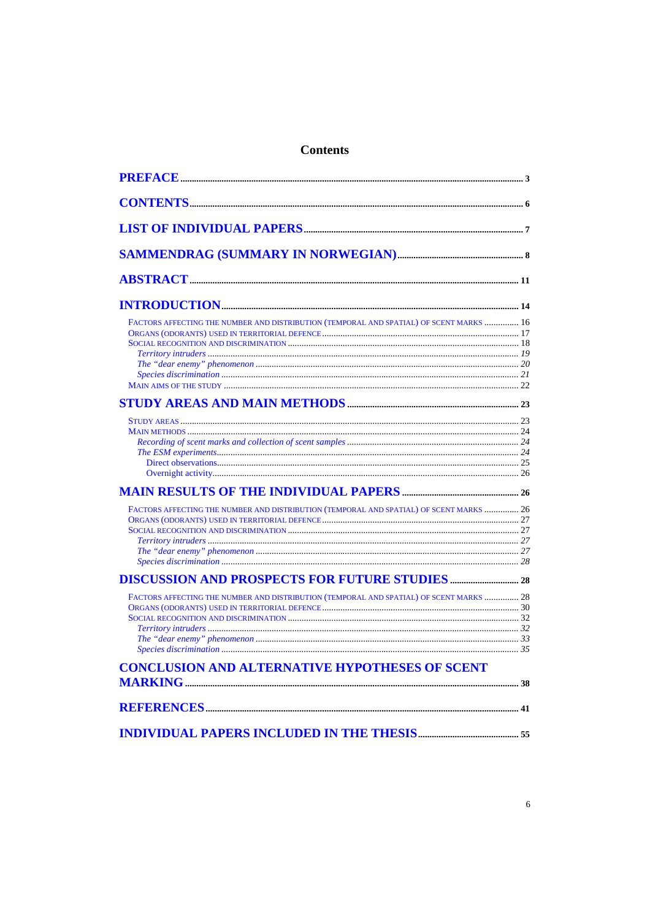# Contents

PREFACE ..... 3

CONTENTS ..... 6

LIST OF INDIVIDUAL PAPERS ..... 7

SAMMENDRAG (SUMMARY IN NORWEGIAN) ..... 8

ABSTRACT ..... 11

INTRODUCTION ..... 14

- FACTORS AFFECTING THE NUMBER AND DISTRIBUTION (TEMPORAL AND SPATIAL) OF SCENT MARKS ..... 16
- ORGANS (ODORANTS) USED IN TERRITORIAL DEFENCE ..... 17
- SOCIAL RECOGNITION AND DISCRIMINATION ..... 18
  - *Territory intruders* ..... *19*
  - *The "dear enemy" phenomenon* ..... *20*
  - *Species discrimination* ..... *21*
- MAIN AIMS OF THE STUDY ..... 22

STUDY AREAS AND MAIN METHODS ..... 23

- STUDY AREAS ..... 23
- MAIN METHODS ..... 24
  - *Recording of scent marks and collection of scent samples* ..... *24*
  - *The ESM experiments* ..... *24*
    - Direct observations ..... 25
    - Overnight activity ..... 26

MAIN RESULTS OF THE INDIVIDUAL PAPERS ..... 26

- FACTORS AFFECTING THE NUMBER AND DISTRIBUTION (TEMPORAL AND SPATIAL) OF SCENT MARKS ..... 26
- ORGANS (ODORANTS) USED IN TERRITORIAL DEFENCE ..... 27
- SOCIAL RECOGNITION AND DISCRIMINATION ..... 27
  - *Territory intruders* ..... *27*
  - *The "dear enemy" phenomenon* ..... *27*
  - *Species discrimination* ..... *28*

DISCUSSION AND PROSPECTS FOR FUTURE STUDIES ..... 28

- FACTORS AFFECTING THE NUMBER AND DISTRIBUTION (TEMPORAL AND SPATIAL) OF SCENT MARKS ..... 28
- ORGANS (ODORANTS) USED IN TERRITORIAL DEFENCE ..... 30
- SOCIAL RECOGNITION AND DISCRIMINATION ..... 32
  - *Territory intruders* ..... *32*
  - *The "dear enemy" phenomenon* ..... *33*
  - *Species discrimination* ..... *35*

CONCLUSION AND ALTERNATIVE HYPOTHESES OF SCENT MARKING ..... 38

REFERENCES ..... 41

INDIVIDUAL PAPERS INCLUDED IN THE THESIS ..... 55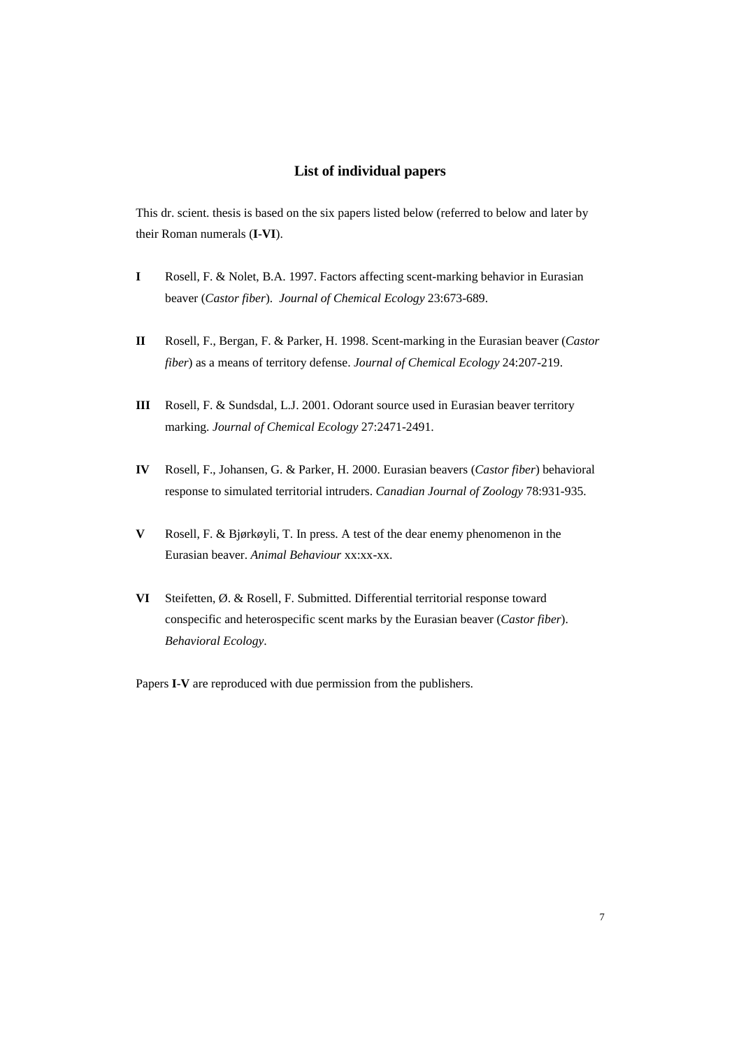## List of individual papers

This dr. scient. thesis is based on the six papers listed below (referred to below and later by their Roman numerals (**I**-**VI**).

**I** Rosell, F. & Nolet, B.A. 1997. Factors affecting scent-marking behavior in Eurasian beaver (*Castor fiber*). *Journal of Chemical Ecology* 23:673-689.

**II** Rosell, F., Bergan, F. & Parker, H. 1998. Scent-marking in the Eurasian beaver (*Castor fiber*) as a means of territory defense. *Journal of Chemical Ecology* 24:207-219.

**III** Rosell, F. & Sundsdal, L.J. 2001. Odorant source used in Eurasian beaver territory marking. *Journal of Chemical Ecology* 27:2471-2491.

**IV** Rosell, F., Johansen, G. & Parker, H. 2000. Eurasian beavers (*Castor fiber*) behavioral response to simulated territorial intruders. *Canadian Journal of Zoology* 78:931-935.

**V** Rosell, F. & Bjørkøyli, T. In press. A test of the dear enemy phenomenon in the Eurasian beaver. *Animal Behaviour* xx:xx-xx.

**VI** Steifetten, Ø. & Rosell, F. Submitted. Differential territorial response toward conspecific and heterospecific scent marks by the Eurasian beaver (*Castor fiber*). *Behavioral Ecology*.

Papers **I**-**V** are reproduced with due permission from the publishers.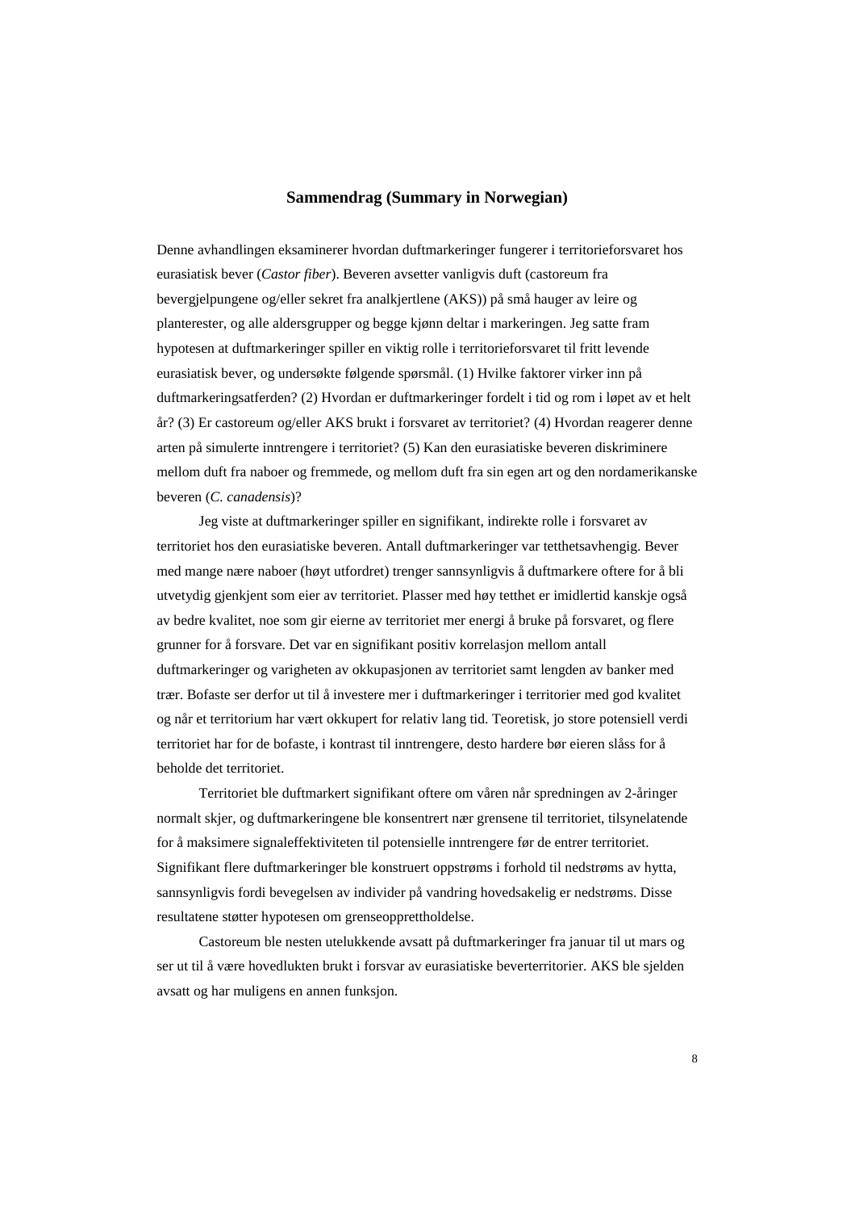## Sammendrag (Summary in Norwegian)

Denne avhandlingen eksaminerer hvordan duftmarkeringer fungerer i territorieforsvaret hos eurasiatisk bever (*Castor fiber*). Beveren avsetter vanligvis duft (castoreum fra bevergjelpungene og/eller sekret fra analkjertlene (AKS)) på små hauger av leire og planterester, og alle aldersgrupper og begge kjønn deltar i markeringen. Jeg satte fram hypotesen at duftmarkeringer spiller en viktig rolle i territorieforsvaret til fritt levende eurasiatisk bever, og undersøkte følgende spørsmål. (1) Hvilke faktorer virker inn på duftmarkeringsatferden? (2) Hvordan er duftmarkeringer fordelt i tid og rom i løpet av et helt år? (3) Er castoreum og/eller AKS brukt i forsvaret av territoriet? (4) Hvordan reagerer denne arten på simulerte inntrengere i territoriet? (5) Kan den eurasiatiske beveren diskriminere mellom duft fra naboer og fremmede, og mellom duft fra sin egen art og den nordamerikanske beveren (*C. canadensis*)?

Jeg viste at duftmarkeringer spiller en signifikant, indirekte rolle i forsvaret av territoriet hos den eurasiatiske beveren. Antall duftmarkeringer var tetthetsavhengig. Bever med mange nære naboer (høyt utfordret) trenger sannsynligvis å duftmarkere oftere for å bli utvetydig gjenkjent som eier av territoriet. Plasser med høy tetthet er imidlertid kanskje også av bedre kvalitet, noe som gir eierne av territoriet mer energi å bruke på forsvaret, og flere grunner for å forsvare. Det var en signifikant positiv korrelasjon mellom antall duftmarkeringer og varigheten av okkupasjonen av territoriet samt lengden av banker med trær. Bofaste ser derfor ut til å investere mer i duftmarkeringer i territorier med god kvalitet og når et territorium har vært okkupert for relativ lang tid. Teoretisk, jo store potensiell verdi territoriet har for de bofaste, i kontrast til inntrengere, desto hardere bør eieren slåss for å beholde det territoriet.

Territoriet ble duftmarkert signifikant oftere om våren når spredningen av 2-åringer normalt skjer, og duftmarkeringene ble konsentrert nær grensene til territoriet, tilsynelatende for å maksimere signaleffektiviteten til potensielle inntrengere før de entrer territoriet. Signifikant flere duftmarkeringer ble konstruert oppstrøms i forhold til nedstrøms av hytta, sannsynligvis fordi bevegelsen av individer på vandring hovedsakelig er nedstrøms. Disse resultatene støtter hypotesen om grenseopprettholdelse.

Castoreum ble nesten utelukkende avsatt på duftmarkeringer fra januar til ut mars og ser ut til å være hovedlukten brukt i forsvar av eurasiatiske beverterritorier. AKS ble sjelden avsatt og har muligens en annen funksjon.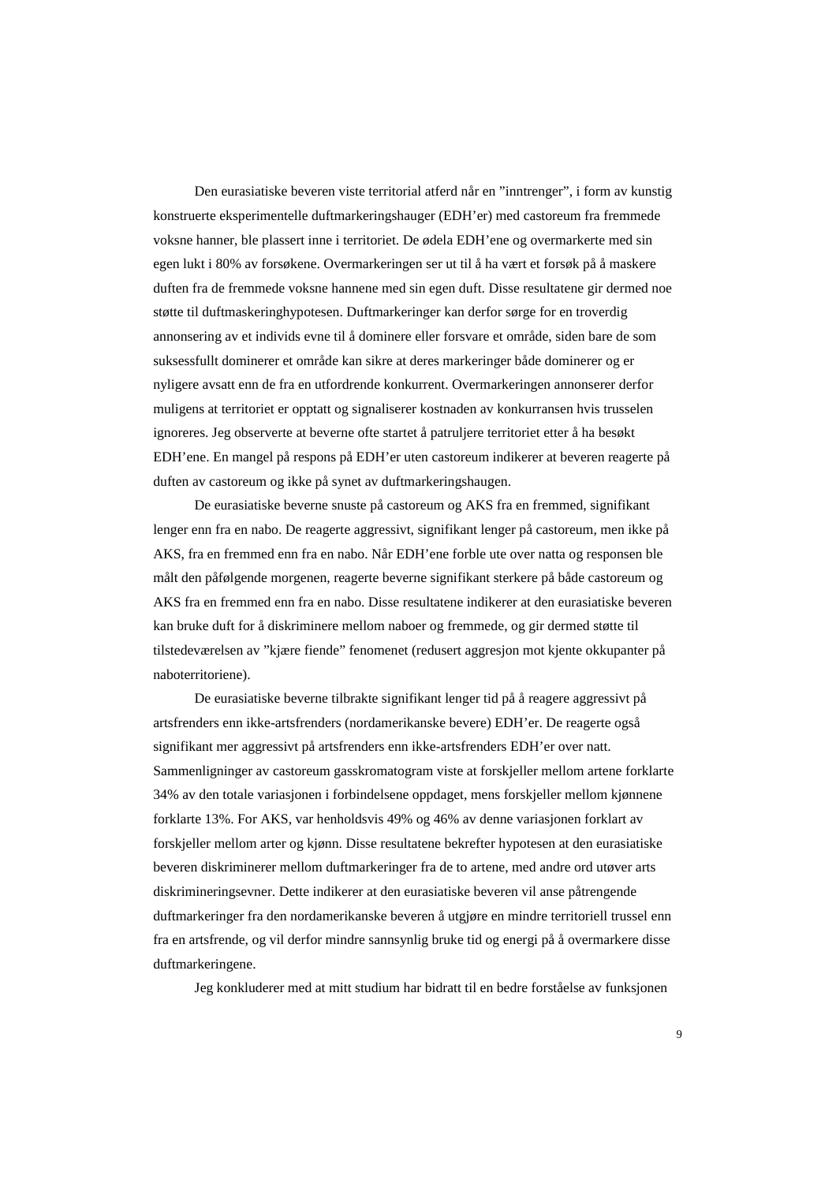Den eurasiatiske beveren viste territorial atferd når en ”inntrenger”, i form av kunstig konstruerte eksperimentelle duftmarkeringshauger (EDH’er) med castoreum fra fremmede voksne hanner, ble plassert inne i territoriet. De ødela EDH’ene og overmarkerte med sin egen lukt i 80% av forsøkene. Overmarkeringen ser ut til å ha vært et forsøk på å maskere duften fra de fremmede voksne hannene med sin egen duft. Disse resultatene gir dermed noe støtte til duftmaskeringhypotesen. Duftmarkeringer kan derfor sørge for en troverdig annonsering av et individs evne til å dominere eller forsvare et område, siden bare de som suksessfullt dominerer et område kan sikre at deres markeringer både dominerer og er nyligere avsatt enn de fra en utfordrende konkurrent. Overmarkeringen annonserer derfor muligens at territoriet er opptatt og signaliserer kostnaden av konkurransen hvis trusselen ignoreres. Jeg observerte at beverne ofte startet å patruljere territoriet etter å ha besøkt EDH’ene. En mangel på respons på EDH’er uten castoreum indikerer at beveren reagerte på duften av castoreum og ikke på synet av duftmarkeringshaugen.

De eurasiatiske beverne snuste på castoreum og AKS fra en fremmed, signifikant lenger enn fra en nabo. De reagerte aggressivt, signifikant lenger på castoreum, men ikke på AKS, fra en fremmed enn fra en nabo. Når EDH’ene forble ute over natta og responsen ble målt den påfølgende morgenen, reagerte beverne signifikant sterkere på både castoreum og AKS fra en fremmed enn fra en nabo. Disse resultatene indikerer at den eurasiatiske beveren kan bruke duft for å diskriminere mellom naboer og fremmede, og gir dermed støtte til tilstedeværelsen av ”kjære fiende” fenomenet (redusert aggresjon mot kjente okkupanter på naboterritoriene).

De eurasiatiske beverne tilbrakte signifikant lenger tid på å reagere aggressivt på artsfrenders enn ikke-artsfrenders (nordamerikanske bevere) EDH’er. De reagerte også signifikant mer aggressivt på artsfrenders enn ikke-artsfrenders EDH’er over natt. Sammenligninger av castoreum gasskromatogram viste at forskjeller mellom artene forklarte 34% av den totale variasjonen i forbindelsene oppdaget, mens forskjeller mellom kjønnene forklarte 13%. For AKS, var henholdsvis 49% og 46% av denne variasjonen forklart av forskjeller mellom arter og kjønn. Disse resultatene bekrefter hypotesen at den eurasiatiske beveren diskriminerer mellom duftmarkeringer fra de to artene, med andre ord utøver arts diskrimineringsevner. Dette indikerer at den eurasiatiske beveren vil anse påtrengende duftmarkeringer fra den nordamerikanske beveren å utgjøre en mindre territoriell trussel enn fra en artsfrende, og vil derfor mindre sannsynlig bruke tid og energi på å overmarkere disse duftmarkeringene.

Jeg konkluderer med at mitt studium har bidratt til en bedre forståelse av funksjonen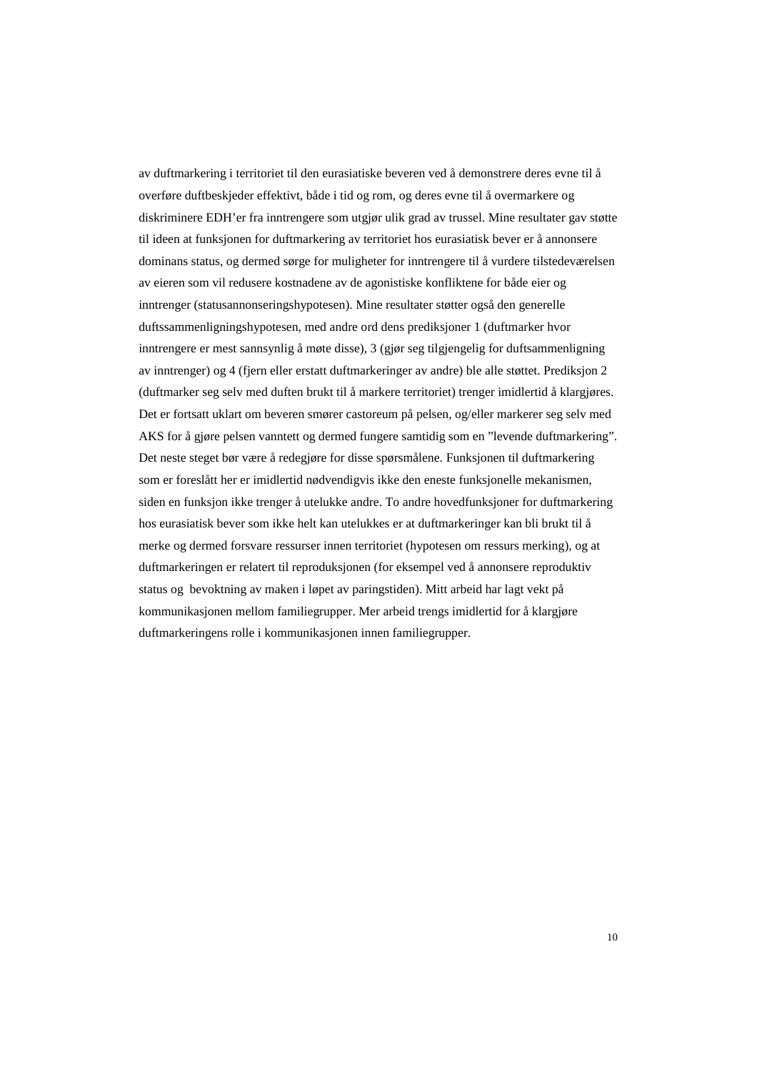av duftmarkering i territoriet til den eurasiatiske beveren ved å demonstrere deres evne til å overføre duftbeskjeder effektivt, både i tid og rom, og deres evne til å overmarkere og diskriminere EDH'er fra inntrengere som utgjør ulik grad av trussel. Mine resultater gav støtte til ideen at funksjonen for duftmarkering av territoriet hos eurasiatisk bever er å annonsere dominans status, og dermed sørge for muligheter for inntrengere til å vurdere tilstedeværelsen av eieren som vil redusere kostnadene av de agonistiske konfliktene for både eier og inntrenger (statusannonseringshypotesen). Mine resultater støtter også den generelle duftssammenligningshypotesen, med andre ord dens prediksjoner 1 (duftmarker hvor inntrengere er mest sannsynlig å møte disse), 3 (gjør seg tilgjengelig for duftsammenligning av inntrenger) og 4 (fjern eller erstatt duftmarkeringer av andre) ble alle støttet. Prediksjon 2 (duftmarker seg selv med duften brukt til å markere territoriet) trenger imidlertid å klargjøres. Det er fortsatt uklart om beveren smører castoreum på pelsen, og/eller markerer seg selv med AKS for å gjøre pelsen vanntett og dermed fungere samtidig som en "levende duftmarkering". Det neste steget bør være å redegjøre for disse spørsmålene. Funksjonen til duftmarkering som er foreslått her er imidlertid nødvendigvis ikke den eneste funksjonelle mekanismen, siden en funksjon ikke trenger å utelukke andre. To andre hovedfunksjoner for duftmarkering hos eurasiatisk bever som ikke helt kan utelukkes er at duftmarkeringer kan bli brukt til å merke og dermed forsvare ressurser innen territoriet (hypotesen om ressurs merking), og at duftmarkeringen er relatert til reproduksjonen (for eksempel ved å annonsere reproduktiv status og bevoktning av maken i løpet av paringstiden). Mitt arbeid har lagt vekt på kommunikasjonen mellom familiegrupper. Mer arbeid trengs imidlertid for å klargjøre duftmarkeringens rolle i kommunikasjonen innen familiegrupper.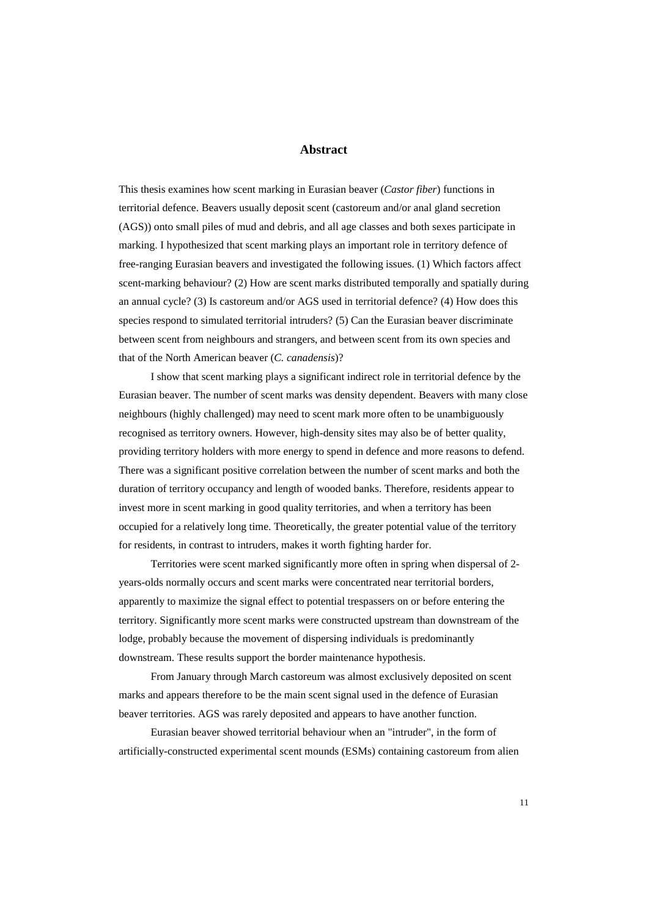## Abstract

This thesis examines how scent marking in Eurasian beaver (*Castor fiber*) functions in territorial defence. Beavers usually deposit scent (castoreum and/or anal gland secretion (AGS)) onto small piles of mud and debris, and all age classes and both sexes participate in marking. I hypothesized that scent marking plays an important role in territory defence of free-ranging Eurasian beavers and investigated the following issues. (1) Which factors affect scent-marking behaviour? (2) How are scent marks distributed temporally and spatially during an annual cycle? (3) Is castoreum and/or AGS used in territorial defence? (4) How does this species respond to simulated territorial intruders? (5) Can the Eurasian beaver discriminate between scent from neighbours and strangers, and between scent from its own species and that of the North American beaver (*C. canadensis*)?

I show that scent marking plays a significant indirect role in territorial defence by the Eurasian beaver. The number of scent marks was density dependent. Beavers with many close neighbours (highly challenged) may need to scent mark more often to be unambiguously recognised as territory owners. However, high-density sites may also be of better quality, providing territory holders with more energy to spend in defence and more reasons to defend. There was a significant positive correlation between the number of scent marks and both the duration of territory occupancy and length of wooded banks. Therefore, residents appear to invest more in scent marking in good quality territories, and when a territory has been occupied for a relatively long time. Theoretically, the greater potential value of the territory for residents, in contrast to intruders, makes it worth fighting harder for.

Territories were scent marked significantly more often in spring when dispersal of 2-years-olds normally occurs and scent marks were concentrated near territorial borders, apparently to maximize the signal effect to potential trespassers on or before entering the territory. Significantly more scent marks were constructed upstream than downstream of the lodge, probably because the movement of dispersing individuals is predominantly downstream. These results support the border maintenance hypothesis.

From January through March castoreum was almost exclusively deposited on scent marks and appears therefore to be the main scent signal used in the defence of Eurasian beaver territories. AGS was rarely deposited and appears to have another function.

Eurasian beaver showed territorial behaviour when an "intruder", in the form of artificially-constructed experimental scent mounds (ESMs) containing castoreum from alien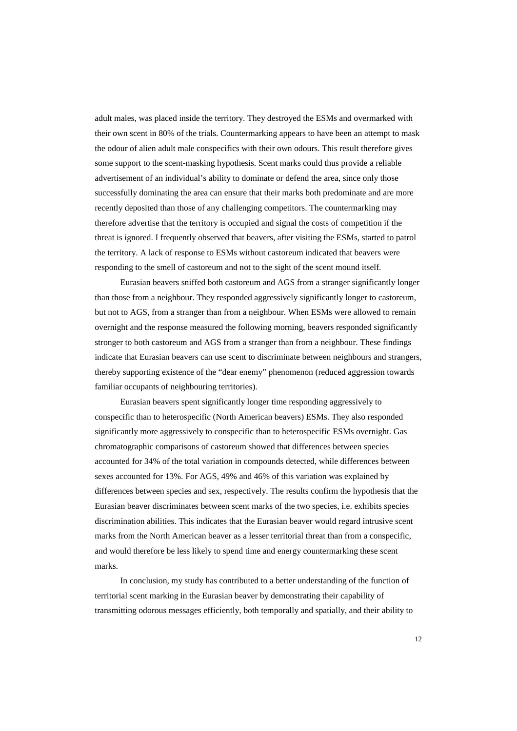adult males, was placed inside the territory. They destroyed the ESMs and overmarked with their own scent in 80% of the trials. Countermarking appears to have been an attempt to mask the odour of alien adult male conspecifics with their own odours. This result therefore gives some support to the scent-masking hypothesis. Scent marks could thus provide a reliable advertisement of an individual's ability to dominate or defend the area, since only those successfully dominating the area can ensure that their marks both predominate and are more recently deposited than those of any challenging competitors. The countermarking may therefore advertise that the territory is occupied and signal the costs of competition if the threat is ignored. I frequently observed that beavers, after visiting the ESMs, started to patrol the territory. A lack of response to ESMs without castoreum indicated that beavers were responding to the smell of castoreum and not to the sight of the scent mound itself.

Eurasian beavers sniffed both castoreum and AGS from a stranger significantly longer than those from a neighbour. They responded aggressively significantly longer to castoreum, but not to AGS, from a stranger than from a neighbour. When ESMs were allowed to remain overnight and the response measured the following morning, beavers responded significantly stronger to both castoreum and AGS from a stranger than from a neighbour. These findings indicate that Eurasian beavers can use scent to discriminate between neighbours and strangers, thereby supporting existence of the "dear enemy" phenomenon (reduced aggression towards familiar occupants of neighbouring territories).

Eurasian beavers spent significantly longer time responding aggressively to conspecific than to heterospecific (North American beavers) ESMs. They also responded significantly more aggressively to conspecific than to heterospecific ESMs overnight. Gas chromatographic comparisons of castoreum showed that differences between species accounted for 34% of the total variation in compounds detected, while differences between sexes accounted for 13%. For AGS, 49% and 46% of this variation was explained by differences between species and sex, respectively. The results confirm the hypothesis that the Eurasian beaver discriminates between scent marks of the two species, i.e. exhibits species discrimination abilities. This indicates that the Eurasian beaver would regard intrusive scent marks from the North American beaver as a lesser territorial threat than from a conspecific, and would therefore be less likely to spend time and energy countermarking these scent marks.

In conclusion, my study has contributed to a better understanding of the function of territorial scent marking in the Eurasian beaver by demonstrating their capability of transmitting odorous messages efficiently, both temporally and spatially, and their ability to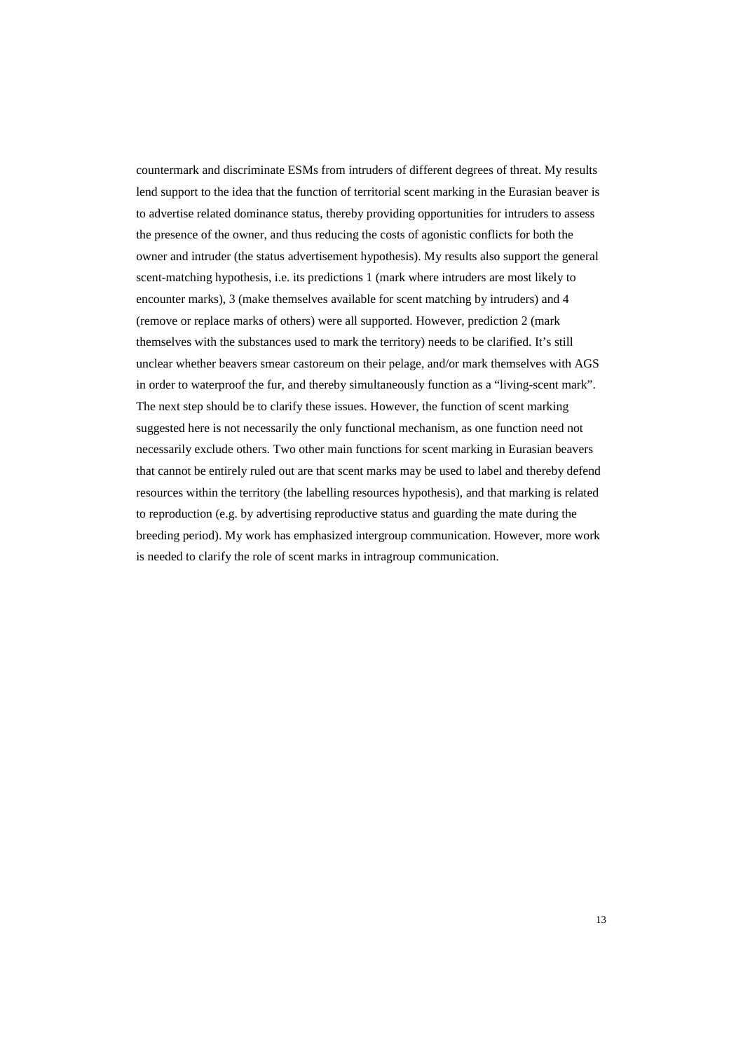countermark and discriminate ESMs from intruders of different degrees of threat. My results lend support to the idea that the function of territorial scent marking in the Eurasian beaver is to advertise related dominance status, thereby providing opportunities for intruders to assess the presence of the owner, and thus reducing the costs of agonistic conflicts for both the owner and intruder (the status advertisement hypothesis). My results also support the general scent-matching hypothesis, i.e. its predictions 1 (mark where intruders are most likely to encounter marks), 3 (make themselves available for scent matching by intruders) and 4 (remove or replace marks of others) were all supported. However, prediction 2 (mark themselves with the substances used to mark the territory) needs to be clarified. It's still unclear whether beavers smear castoreum on their pelage, and/or mark themselves with AGS in order to waterproof the fur, and thereby simultaneously function as a "living-scent mark". The next step should be to clarify these issues. However, the function of scent marking suggested here is not necessarily the only functional mechanism, as one function need not necessarily exclude others. Two other main functions for scent marking in Eurasian beavers that cannot be entirely ruled out are that scent marks may be used to label and thereby defend resources within the territory (the labelling resources hypothesis), and that marking is related to reproduction (e.g. by advertising reproductive status and guarding the mate during the breeding period). My work has emphasized intergroup communication. However, more work is needed to clarify the role of scent marks in intragroup communication.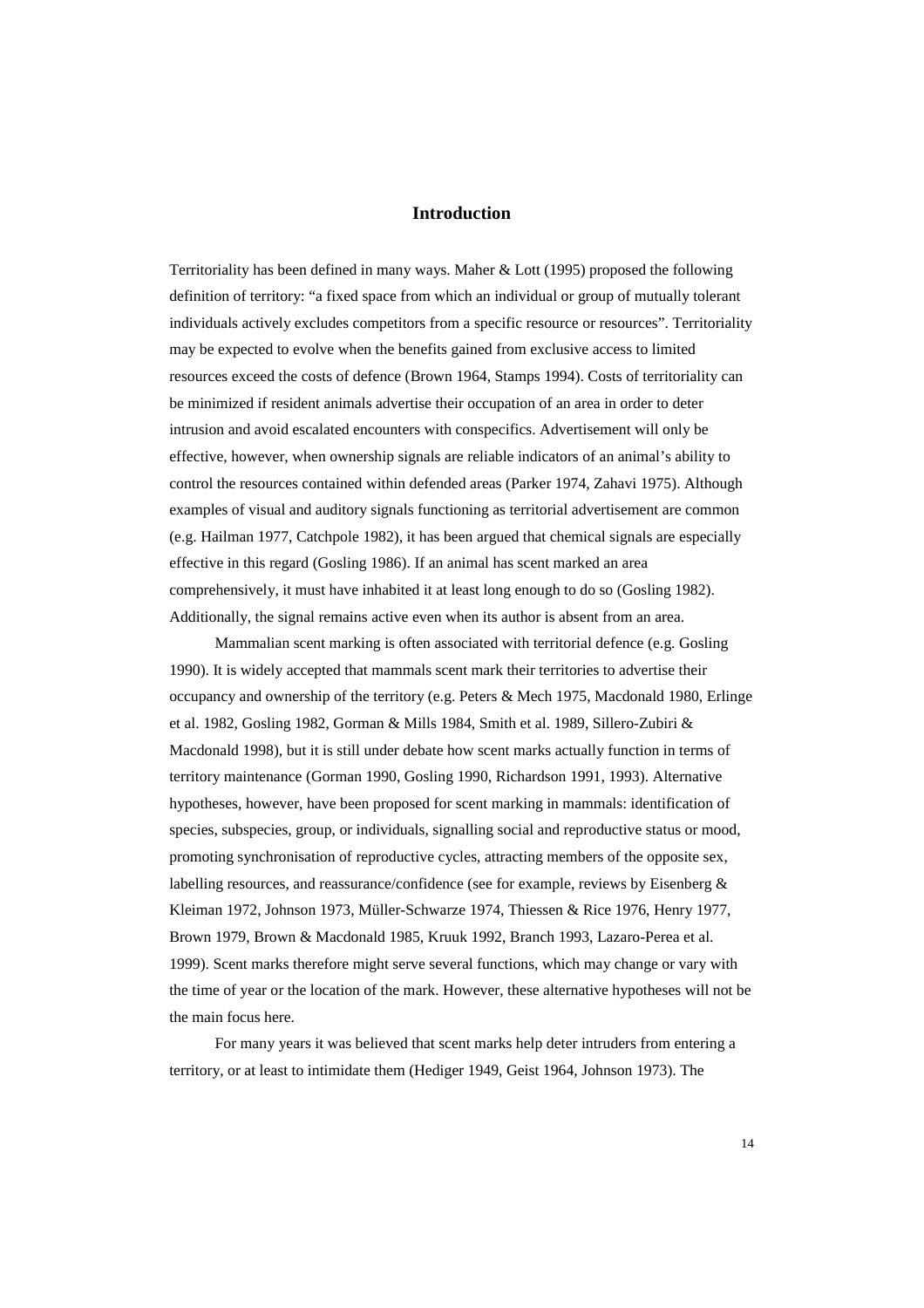# Introduction

Territoriality has been defined in many ways. Maher & Lott (1995) proposed the following definition of territory: "a fixed space from which an individual or group of mutually tolerant individuals actively excludes competitors from a specific resource or resources". Territoriality may be expected to evolve when the benefits gained from exclusive access to limited resources exceed the costs of defence (Brown 1964, Stamps 1994). Costs of territoriality can be minimized if resident animals advertise their occupation of an area in order to deter intrusion and avoid escalated encounters with conspecifics. Advertisement will only be effective, however, when ownership signals are reliable indicators of an animal's ability to control the resources contained within defended areas (Parker 1974, Zahavi 1975). Although examples of visual and auditory signals functioning as territorial advertisement are common (e.g. Hailman 1977, Catchpole 1982), it has been argued that chemical signals are especially effective in this regard (Gosling 1986). If an animal has scent marked an area comprehensively, it must have inhabited it at least long enough to do so (Gosling 1982). Additionally, the signal remains active even when its author is absent from an area.

Mammalian scent marking is often associated with territorial defence (e.g. Gosling 1990). It is widely accepted that mammals scent mark their territories to advertise their occupancy and ownership of the territory (e.g. Peters & Mech 1975, Macdonald 1980, Erlinge et al. 1982, Gosling 1982, Gorman & Mills 1984, Smith et al. 1989, Sillero-Zubiri & Macdonald 1998), but it is still under debate how scent marks actually function in terms of territory maintenance (Gorman 1990, Gosling 1990, Richardson 1991, 1993). Alternative hypotheses, however, have been proposed for scent marking in mammals: identification of species, subspecies, group, or individuals, signalling social and reproductive status or mood, promoting synchronisation of reproductive cycles, attracting members of the opposite sex, labelling resources, and reassurance/confidence (see for example, reviews by Eisenberg & Kleiman 1972, Johnson 1973, Müller-Schwarze 1974, Thiessen & Rice 1976, Henry 1977, Brown 1979, Brown & Macdonald 1985, Kruuk 1992, Branch 1993, Lazaro-Perea et al. 1999). Scent marks therefore might serve several functions, which may change or vary with the time of year or the location of the mark. However, these alternative hypotheses will not be the main focus here.

For many years it was believed that scent marks help deter intruders from entering a territory, or at least to intimidate them (Hediger 1949, Geist 1964, Johnson 1973). The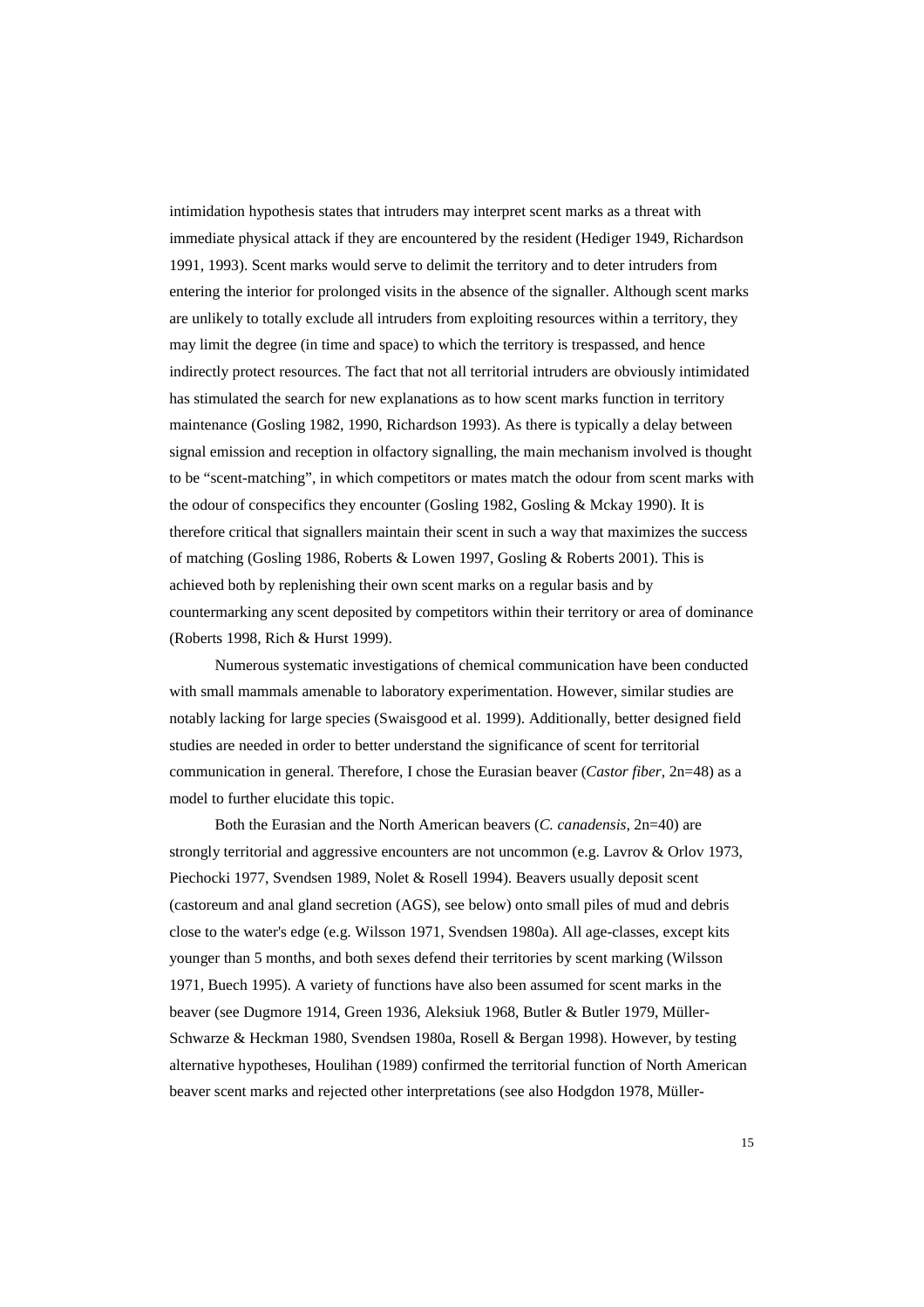intimidation hypothesis states that intruders may interpret scent marks as a threat with immediate physical attack if they are encountered by the resident (Hediger 1949, Richardson 1991, 1993). Scent marks would serve to delimit the territory and to deter intruders from entering the interior for prolonged visits in the absence of the signaller. Although scent marks are unlikely to totally exclude all intruders from exploiting resources within a territory, they may limit the degree (in time and space) to which the territory is trespassed, and hence indirectly protect resources. The fact that not all territorial intruders are obviously intimidated has stimulated the search for new explanations as to how scent marks function in territory maintenance (Gosling 1982, 1990, Richardson 1993). As there is typically a delay between signal emission and reception in olfactory signalling, the main mechanism involved is thought to be "scent-matching", in which competitors or mates match the odour from scent marks with the odour of conspecifics they encounter (Gosling 1982, Gosling & Mckay 1990). It is therefore critical that signallers maintain their scent in such a way that maximizes the success of matching (Gosling 1986, Roberts & Lowen 1997, Gosling & Roberts 2001). This is achieved both by replenishing their own scent marks on a regular basis and by countermarking any scent deposited by competitors within their territory or area of dominance (Roberts 1998, Rich & Hurst 1999).

Numerous systematic investigations of chemical communication have been conducted with small mammals amenable to laboratory experimentation. However, similar studies are notably lacking for large species (Swaisgood et al. 1999). Additionally, better designed field studies are needed in order to better understand the significance of scent for territorial communication in general. Therefore, I chose the Eurasian beaver (*Castor fiber*, 2n=48) as a model to further elucidate this topic.

Both the Eurasian and the North American beavers (*C. canadensis*, 2n=40) are strongly territorial and aggressive encounters are not uncommon (e.g. Lavrov & Orlov 1973, Piechocki 1977, Svendsen 1989, Nolet & Rosell 1994). Beavers usually deposit scent (castoreum and anal gland secretion (AGS), see below) onto small piles of mud and debris close to the water's edge (e.g. Wilsson 1971, Svendsen 1980a). All age-classes, except kits younger than 5 months, and both sexes defend their territories by scent marking (Wilsson 1971, Buech 1995). A variety of functions have also been assumed for scent marks in the beaver (see Dugmore 1914, Green 1936, Aleksiuk 1968, Butler & Butler 1979, Müller-Schwarze & Heckman 1980, Svendsen 1980a, Rosell & Bergan 1998). However, by testing alternative hypotheses, Houlihan (1989) confirmed the territorial function of North American beaver scent marks and rejected other interpretations (see also Hodgdon 1978, Müller-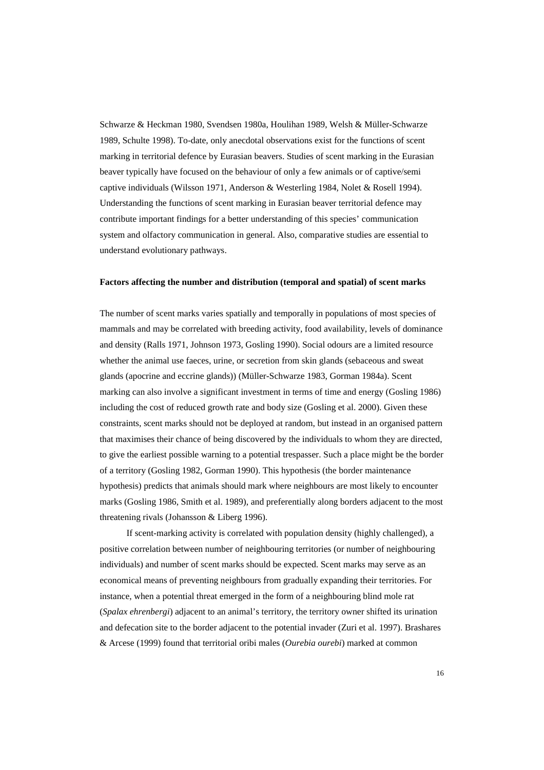Schwarze & Heckman 1980, Svendsen 1980a, Houlihan 1989, Welsh & Müller-Schwarze 1989, Schulte 1998). To-date, only anecdotal observations exist for the functions of scent marking in territorial defence by Eurasian beavers. Studies of scent marking in the Eurasian beaver typically have focused on the behaviour of only a few animals or of captive/semi captive individuals (Wilsson 1971, Anderson & Westerling 1984, Nolet & Rosell 1994). Understanding the functions of scent marking in Eurasian beaver territorial defence may contribute important findings for a better understanding of this species' communication system and olfactory communication in general. Also, comparative studies are essential to understand evolutionary pathways.

**Factors affecting the number and distribution (temporal and spatial) of scent marks**

The number of scent marks varies spatially and temporally in populations of most species of mammals and may be correlated with breeding activity, food availability, levels of dominance and density (Ralls 1971, Johnson 1973, Gosling 1990). Social odours are a limited resource whether the animal use faeces, urine, or secretion from skin glands (sebaceous and sweat glands (apocrine and eccrine glands)) (Müller-Schwarze 1983, Gorman 1984a). Scent marking can also involve a significant investment in terms of time and energy (Gosling 1986) including the cost of reduced growth rate and body size (Gosling et al. 2000). Given these constraints, scent marks should not be deployed at random, but instead in an organised pattern that maximises their chance of being discovered by the individuals to whom they are directed, to give the earliest possible warning to a potential trespasser. Such a place might be the border of a territory (Gosling 1982, Gorman 1990). This hypothesis (the border maintenance hypothesis) predicts that animals should mark where neighbours are most likely to encounter marks (Gosling 1986, Smith et al. 1989), and preferentially along borders adjacent to the most threatening rivals (Johansson & Liberg 1996).

If scent-marking activity is correlated with population density (highly challenged), a positive correlation between number of neighbouring territories (or number of neighbouring individuals) and number of scent marks should be expected. Scent marks may serve as an economical means of preventing neighbours from gradually expanding their territories. For instance, when a potential threat emerged in the form of a neighbouring blind mole rat (*Spalax ehrenbergi*) adjacent to an animal's territory, the territory owner shifted its urination and defecation site to the border adjacent to the potential invader (Zuri et al. 1997). Brashares & Arcese (1999) found that territorial oribi males (*Ourebia ourebi*) marked at common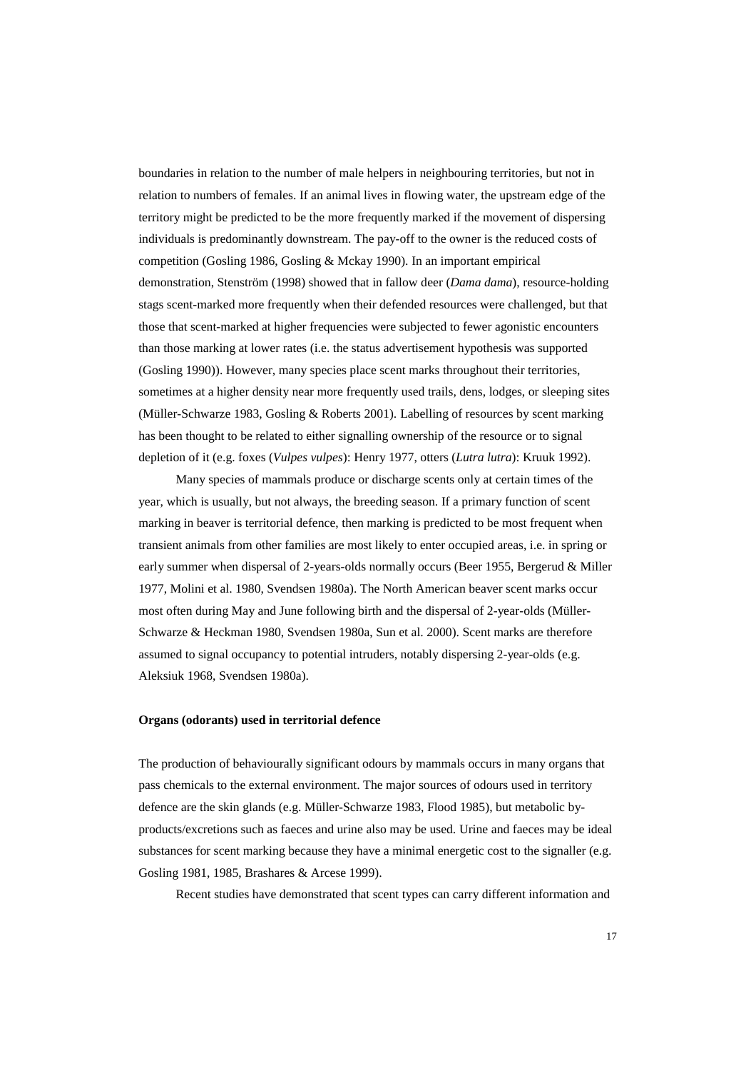boundaries in relation to the number of male helpers in neighbouring territories, but not in relation to numbers of females. If an animal lives in flowing water, the upstream edge of the territory might be predicted to be the more frequently marked if the movement of dispersing individuals is predominantly downstream. The pay-off to the owner is the reduced costs of competition (Gosling 1986, Gosling & Mckay 1990). In an important empirical demonstration, Stenström (1998) showed that in fallow deer (*Dama dama*), resource-holding stags scent-marked more frequently when their defended resources were challenged, but that those that scent-marked at higher frequencies were subjected to fewer agonistic encounters than those marking at lower rates (i.e. the status advertisement hypothesis was supported (Gosling 1990)). However, many species place scent marks throughout their territories, sometimes at a higher density near more frequently used trails, dens, lodges, or sleeping sites (Müller-Schwarze 1983, Gosling & Roberts 2001). Labelling of resources by scent marking has been thought to be related to either signalling ownership of the resource or to signal depletion of it (e.g. foxes (*Vulpes vulpes*): Henry 1977, otters (*Lutra lutra*): Kruuk 1992).

Many species of mammals produce or discharge scents only at certain times of the year, which is usually, but not always, the breeding season. If a primary function of scent marking in beaver is territorial defence, then marking is predicted to be most frequent when transient animals from other families are most likely to enter occupied areas, i.e. in spring or early summer when dispersal of 2-years-olds normally occurs (Beer 1955, Bergerud & Miller 1977, Molini et al. 1980, Svendsen 1980a). The North American beaver scent marks occur most often during May and June following birth and the dispersal of 2-year-olds (Müller-Schwarze & Heckman 1980, Svendsen 1980a, Sun et al. 2000). Scent marks are therefore assumed to signal occupancy to potential intruders, notably dispersing 2-year-olds (e.g. Aleksiuk 1968, Svendsen 1980a).

**Organs (odorants) used in territorial defence**

The production of behaviourally significant odours by mammals occurs in many organs that pass chemicals to the external environment. The major sources of odours used in territory defence are the skin glands (e.g. Müller-Schwarze 1983, Flood 1985), but metabolic by-products/excretions such as faeces and urine also may be used. Urine and faeces may be ideal substances for scent marking because they have a minimal energetic cost to the signaller (e.g. Gosling 1981, 1985, Brashares & Arcese 1999).

Recent studies have demonstrated that scent types can carry different information and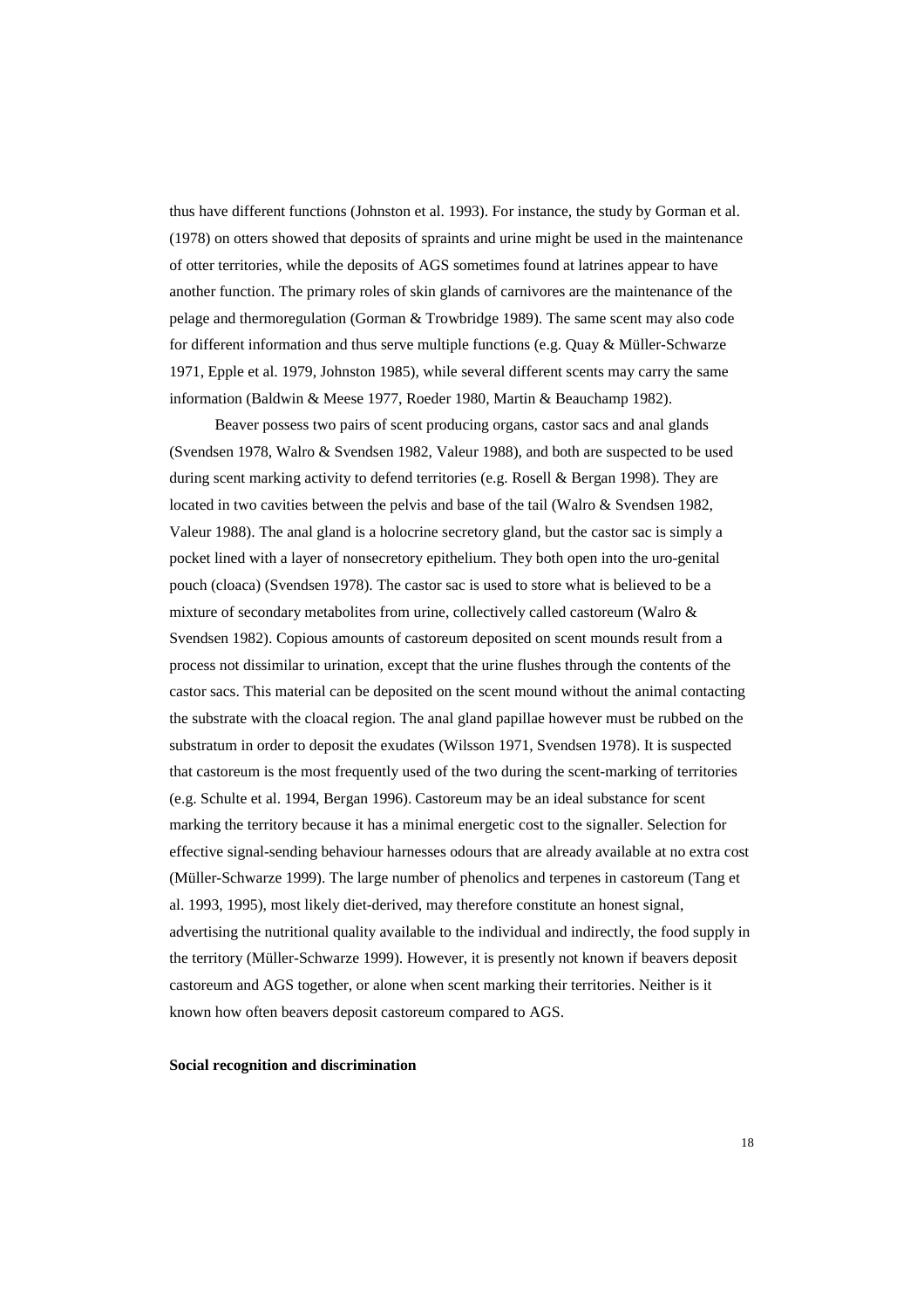thus have different functions (Johnston et al. 1993). For instance, the study by Gorman et al. (1978) on otters showed that deposits of spraints and urine might be used in the maintenance of otter territories, while the deposits of AGS sometimes found at latrines appear to have another function. The primary roles of skin glands of carnivores are the maintenance of the pelage and thermoregulation (Gorman & Trowbridge 1989). The same scent may also code for different information and thus serve multiple functions (e.g. Quay & Müller-Schwarze 1971, Epple et al. 1979, Johnston 1985), while several different scents may carry the same information (Baldwin & Meese 1977, Roeder 1980, Martin & Beauchamp 1982).

Beaver possess two pairs of scent producing organs, castor sacs and anal glands (Svendsen 1978, Walro & Svendsen 1982, Valeur 1988), and both are suspected to be used during scent marking activity to defend territories (e.g. Rosell & Bergan 1998). They are located in two cavities between the pelvis and base of the tail (Walro & Svendsen 1982, Valeur 1988). The anal gland is a holocrine secretory gland, but the castor sac is simply a pocket lined with a layer of nonsecretory epithelium. They both open into the uro-genital pouch (cloaca) (Svendsen 1978). The castor sac is used to store what is believed to be a mixture of secondary metabolites from urine, collectively called castoreum (Walro & Svendsen 1982). Copious amounts of castoreum deposited on scent mounds result from a process not dissimilar to urination, except that the urine flushes through the contents of the castor sacs. This material can be deposited on the scent mound without the animal contacting the substrate with the cloacal region. The anal gland papillae however must be rubbed on the substratum in order to deposit the exudates (Wilsson 1971, Svendsen 1978). It is suspected that castoreum is the most frequently used of the two during the scent-marking of territories (e.g. Schulte et al. 1994, Bergan 1996). Castoreum may be an ideal substance for scent marking the territory because it has a minimal energetic cost to the signaller. Selection for effective signal-sending behaviour harnesses odours that are already available at no extra cost (Müller-Schwarze 1999). The large number of phenolics and terpenes in castoreum (Tang et al. 1993, 1995), most likely diet-derived, may therefore constitute an honest signal, advertising the nutritional quality available to the individual and indirectly, the food supply in the territory (Müller-Schwarze 1999). However, it is presently not known if beavers deposit castoreum and AGS together, or alone when scent marking their territories. Neither is it known how often beavers deposit castoreum compared to AGS.

**Social recognition and discrimination**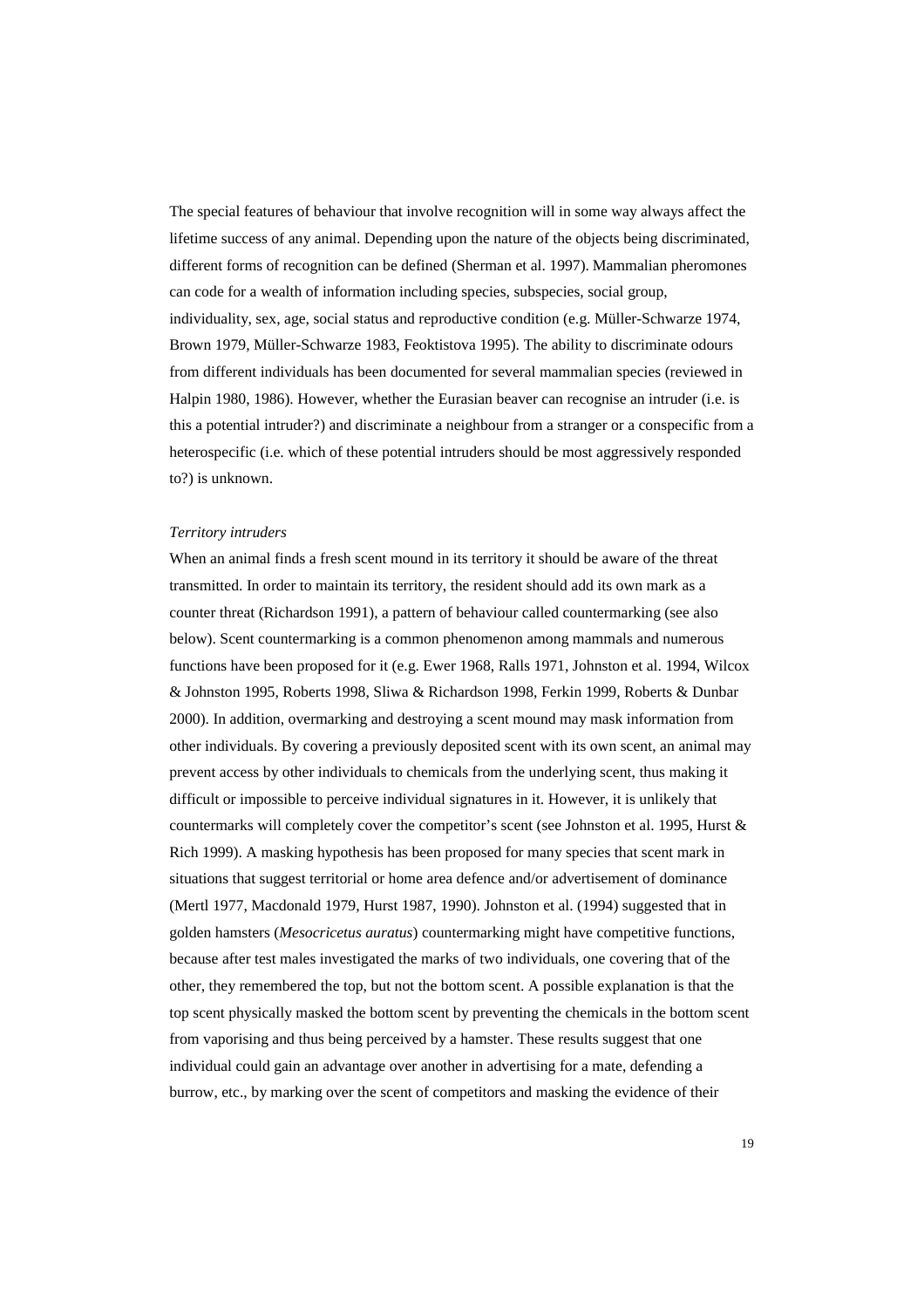The special features of behaviour that involve recognition will in some way always affect the lifetime success of any animal. Depending upon the nature of the objects being discriminated, different forms of recognition can be defined (Sherman et al. 1997). Mammalian pheromones can code for a wealth of information including species, subspecies, social group, individuality, sex, age, social status and reproductive condition (e.g. Müller-Schwarze 1974, Brown 1979, Müller-Schwarze 1983, Feoktistova 1995). The ability to discriminate odours from different individuals has been documented for several mammalian species (reviewed in Halpin 1980, 1986). However, whether the Eurasian beaver can recognise an intruder (i.e. is this a potential intruder?) and discriminate a neighbour from a stranger or a conspecific from a heterospecific (i.e. which of these potential intruders should be most aggressively responded to?) is unknown.

*Territory intruders*

When an animal finds a fresh scent mound in its territory it should be aware of the threat transmitted. In order to maintain its territory, the resident should add its own mark as a counter threat (Richardson 1991), a pattern of behaviour called countermarking (see also below). Scent countermarking is a common phenomenon among mammals and numerous functions have been proposed for it (e.g. Ewer 1968, Ralls 1971, Johnston et al. 1994, Wilcox & Johnston 1995, Roberts 1998, Sliwa & Richardson 1998, Ferkin 1999, Roberts & Dunbar 2000). In addition, overmarking and destroying a scent mound may mask information from other individuals. By covering a previously deposited scent with its own scent, an animal may prevent access by other individuals to chemicals from the underlying scent, thus making it difficult or impossible to perceive individual signatures in it. However, it is unlikely that countermarks will completely cover the competitor's scent (see Johnston et al. 1995, Hurst & Rich 1999). A masking hypothesis has been proposed for many species that scent mark in situations that suggest territorial or home area defence and/or advertisement of dominance (Mertl 1977, Macdonald 1979, Hurst 1987, 1990). Johnston et al. (1994) suggested that in golden hamsters (*Mesocricetus auratus*) countermarking might have competitive functions, because after test males investigated the marks of two individuals, one covering that of the other, they remembered the top, but not the bottom scent. A possible explanation is that the top scent physically masked the bottom scent by preventing the chemicals in the bottom scent from vaporising and thus being perceived by a hamster. These results suggest that one individual could gain an advantage over another in advertising for a mate, defending a burrow, etc., by marking over the scent of competitors and masking the evidence of their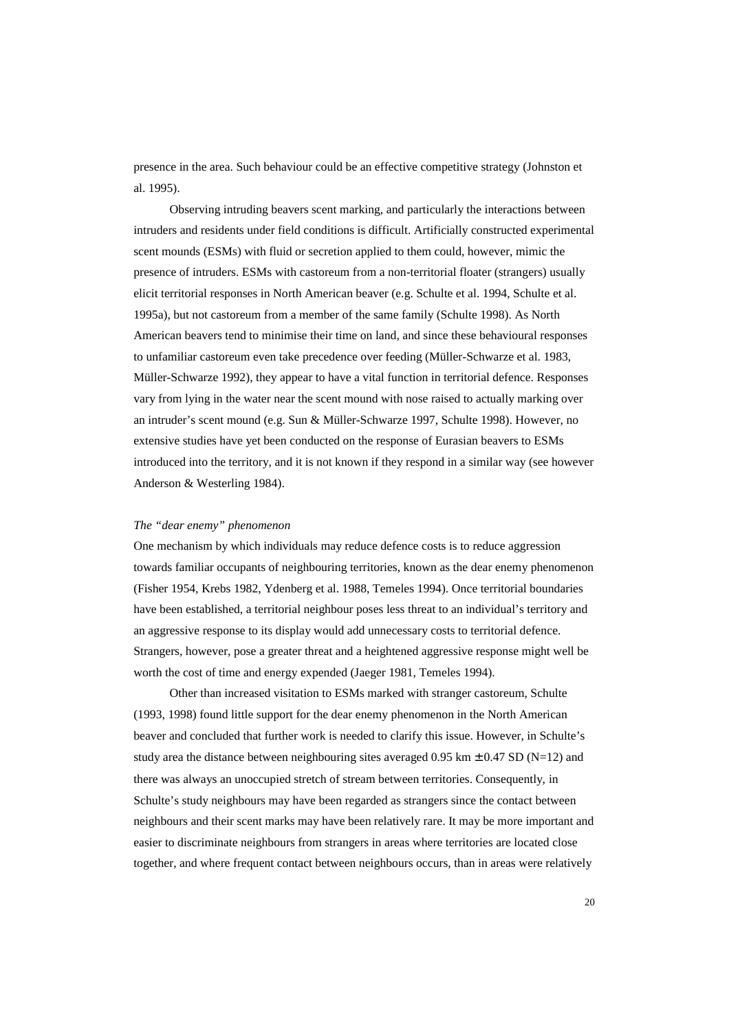presence in the area. Such behaviour could be an effective competitive strategy (Johnston et al. 1995).

Observing intruding beavers scent marking, and particularly the interactions between intruders and residents under field conditions is difficult. Artificially constructed experimental scent mounds (ESMs) with fluid or secretion applied to them could, however, mimic the presence of intruders. ESMs with castoreum from a non-territorial floater (strangers) usually elicit territorial responses in North American beaver (e.g. Schulte et al. 1994, Schulte et al. 1995a), but not castoreum from a member of the same family (Schulte 1998). As North American beavers tend to minimise their time on land, and since these behavioural responses to unfamiliar castoreum even take precedence over feeding (Müller-Schwarze et al. 1983, Müller-Schwarze 1992), they appear to have a vital function in territorial defence. Responses vary from lying in the water near the scent mound with nose raised to actually marking over an intruder's scent mound (e.g. Sun & Müller-Schwarze 1997, Schulte 1998). However, no extensive studies have yet been conducted on the response of Eurasian beavers to ESMs introduced into the territory, and it is not known if they respond in a similar way (see however Anderson & Westerling 1984).

*The "dear enemy" phenomenon*

One mechanism by which individuals may reduce defence costs is to reduce aggression towards familiar occupants of neighbouring territories, known as the dear enemy phenomenon (Fisher 1954, Krebs 1982, Ydenberg et al. 1988, Temeles 1994). Once territorial boundaries have been established, a territorial neighbour poses less threat to an individual's territory and an aggressive response to its display would add unnecessary costs to territorial defence. Strangers, however, pose a greater threat and a heightened aggressive response might well be worth the cost of time and energy expended (Jaeger 1981, Temeles 1994).

Other than increased visitation to ESMs marked with stranger castoreum, Schulte (1993, 1998) found little support for the dear enemy phenomenon in the North American beaver and concluded that further work is needed to clarify this issue. However, in Schulte's study area the distance between neighbouring sites averaged 0.95 km $\pm$ 0.47 SD (N=12) and there was always an unoccupied stretch of stream between territories. Consequently, in Schulte's study neighbours may have been regarded as strangers since the contact between neighbours and their scent marks may have been relatively rare. It may be more important and easier to discriminate neighbours from strangers in areas where territories are located close together, and where frequent contact between neighbours occurs, than in areas were relatively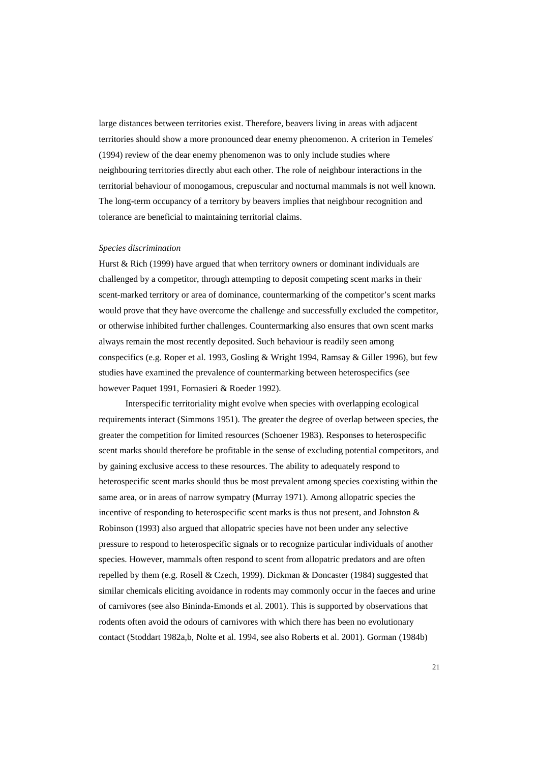large distances between territories exist. Therefore, beavers living in areas with adjacent territories should show a more pronounced dear enemy phenomenon. A criterion in Temeles' (1994) review of the dear enemy phenomenon was to only include studies where neighbouring territories directly abut each other. The role of neighbour interactions in the territorial behaviour of monogamous, crepuscular and nocturnal mammals is not well known. The long-term occupancy of a territory by beavers implies that neighbour recognition and tolerance are beneficial to maintaining territorial claims.

*Species discrimination*

Hurst & Rich (1999) have argued that when territory owners or dominant individuals are challenged by a competitor, through attempting to deposit competing scent marks in their scent-marked territory or area of dominance, countermarking of the competitor's scent marks would prove that they have overcome the challenge and successfully excluded the competitor, or otherwise inhibited further challenges. Countermarking also ensures that own scent marks always remain the most recently deposited. Such behaviour is readily seen among conspecifics (e.g. Roper et al. 1993, Gosling & Wright 1994, Ramsay & Giller 1996), but few studies have examined the prevalence of countermarking between heterospecifics (see however Paquet 1991, Fornasieri & Roeder 1992).

Interspecific territoriality might evolve when species with overlapping ecological requirements interact (Simmons 1951). The greater the degree of overlap between species, the greater the competition for limited resources (Schoener 1983). Responses to heterospecific scent marks should therefore be profitable in the sense of excluding potential competitors, and by gaining exclusive access to these resources. The ability to adequately respond to heterospecific scent marks should thus be most prevalent among species coexisting within the same area, or in areas of narrow sympatry (Murray 1971). Among allopatric species the incentive of responding to heterospecific scent marks is thus not present, and Johnston & Robinson (1993) also argued that allopatric species have not been under any selective pressure to respond to heterospecific signals or to recognize particular individuals of another species. However, mammals often respond to scent from allopatric predators and are often repelled by them (e.g. Rosell & Czech, 1999). Dickman & Doncaster (1984) suggested that similar chemicals eliciting avoidance in rodents may commonly occur in the faeces and urine of carnivores (see also Bininda-Emonds et al. 2001). This is supported by observations that rodents often avoid the odours of carnivores with which there has been no evolutionary contact (Stoddart 1982a,b, Nolte et al. 1994, see also Roberts et al. 2001). Gorman (1984b)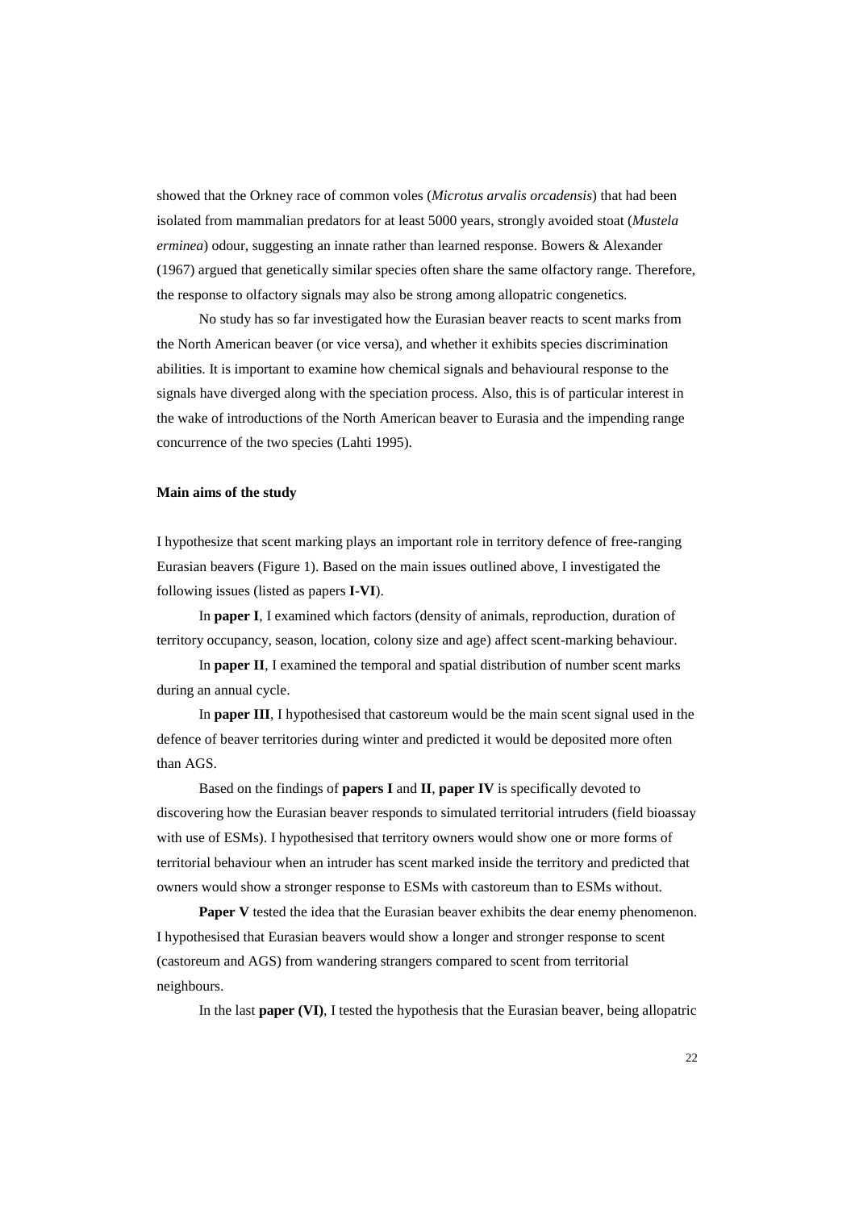showed that the Orkney race of common voles (*Microtus arvalis orcadensis*) that had been isolated from mammalian predators for at least 5000 years, strongly avoided stoat (*Mustela erminea*) odour, suggesting an innate rather than learned response. Bowers & Alexander (1967) argued that genetically similar species often share the same olfactory range. Therefore, the response to olfactory signals may also be strong among allopatric congenetics.

No study has so far investigated how the Eurasian beaver reacts to scent marks from the North American beaver (or vice versa), and whether it exhibits species discrimination abilities. It is important to examine how chemical signals and behavioural response to the signals have diverged along with the speciation process. Also, this is of particular interest in the wake of introductions of the North American beaver to Eurasia and the impending range concurrence of the two species (Lahti 1995).

**Main aims of the study**

I hypothesize that scent marking plays an important role in territory defence of free-ranging Eurasian beavers (Figure 1). Based on the main issues outlined above, I investigated the following issues (listed as papers **I**-**VI**).

In **paper I**, I examined which factors (density of animals, reproduction, duration of territory occupancy, season, location, colony size and age) affect scent-marking behaviour.

In **paper II**, I examined the temporal and spatial distribution of number scent marks during an annual cycle.

In **paper III**, I hypothesised that castoreum would be the main scent signal used in the defence of beaver territories during winter and predicted it would be deposited more often than AGS.

Based on the findings of **papers I** and **II**, **paper IV** is specifically devoted to discovering how the Eurasian beaver responds to simulated territorial intruders (field bioassay with use of ESMs). I hypothesised that territory owners would show one or more forms of territorial behaviour when an intruder has scent marked inside the territory and predicted that owners would show a stronger response to ESMs with castoreum than to ESMs without.

**Paper V** tested the idea that the Eurasian beaver exhibits the dear enemy phenomenon. I hypothesised that Eurasian beavers would show a longer and stronger response to scent (castoreum and AGS) from wandering strangers compared to scent from territorial neighbours.

In the last **paper (VI)**, I tested the hypothesis that the Eurasian beaver, being allopatric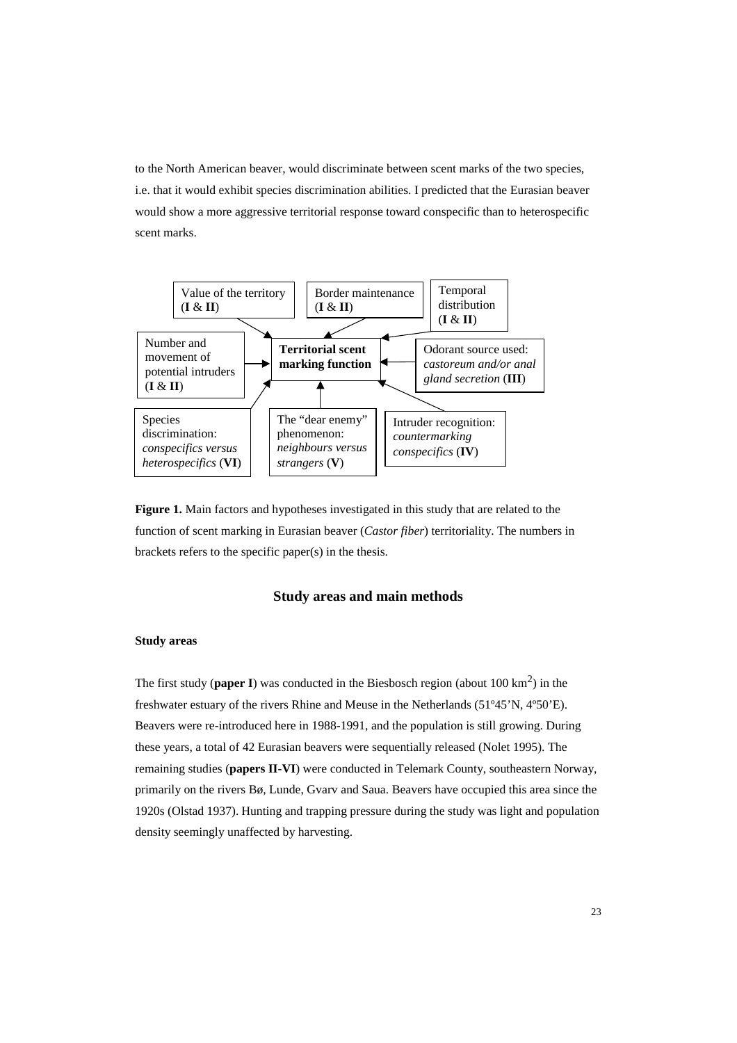to the North American beaver, would discriminate between scent marks of the two species, i.e. that it would exhibit species discrimination abilities. I predicted that the Eurasian beaver would show a more aggressive territorial response toward conspecific than to heterospecific scent marks.

Value of the territory (**I** & **II**)

Border maintenance (**I** & **II**)

Temporal distribution (**I** & **II**)

Number and movement of potential intruders (**I** & **II**)

**Territorial scent marking function**

Odorant source used: *castoreum and/or anal gland secretion* (**III**)

Species discrimination: *conspecifics versus heterospecifics* (**VI**)

The "dear enemy" phenomenon: *neighbours versus strangers* (**V**)

Intruder recognition: *countermarking conspecifics* (**IV**)

**Figure 1.** Main factors and hypotheses investigated in this study that are related to the function of scent marking in Eurasian beaver (*Castor fiber*) territoriality. The numbers in brackets refers to the specific paper(s) in the thesis.

## Study areas and main methods

### Study areas

The first study (**paper I**) was conducted in the Biesbosch region (about 100 km$^2$) in the freshwater estuary of the rivers Rhine and Meuse in the Netherlands (51º45'N, 4º50'E). Beavers were re-introduced here in 1988-1991, and the population is still growing. During these years, a total of 42 Eurasian beavers were sequentially released (Nolet 1995). The remaining studies (**papers II-VI**) were conducted in Telemark County, southeastern Norway, primarily on the rivers Bø, Lunde, Gvarv and Saua. Beavers have occupied this area since the 1920s (Olstad 1937). Hunting and trapping pressure during the study was light and population density seemingly unaffected by harvesting.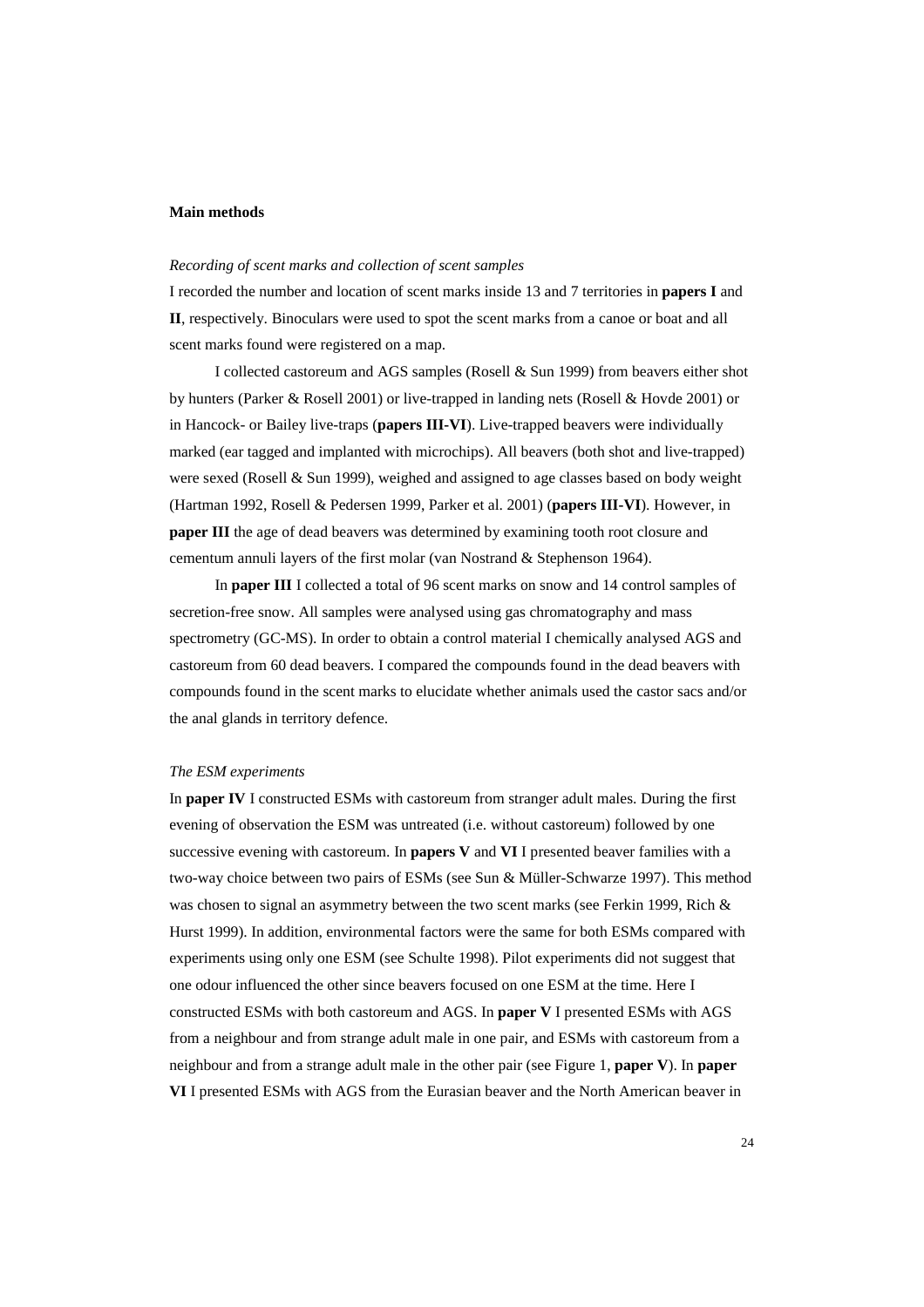**Main methods**

*Recording of scent marks and collection of scent samples*

I recorded the number and location of scent marks inside 13 and 7 territories in **papers I** and **II**, respectively. Binoculars were used to spot the scent marks from a canoe or boat and all scent marks found were registered on a map.

I collected castoreum and AGS samples (Rosell & Sun 1999) from beavers either shot by hunters (Parker & Rosell 2001) or live-trapped in landing nets (Rosell & Hovde 2001) or in Hancock- or Bailey live-traps (**papers III-VI**). Live-trapped beavers were individually marked (ear tagged and implanted with microchips). All beavers (both shot and live-trapped) were sexed (Rosell & Sun 1999), weighed and assigned to age classes based on body weight (Hartman 1992, Rosell & Pedersen 1999, Parker et al. 2001) (**papers III-VI**). However, in **paper III** the age of dead beavers was determined by examining tooth root closure and cementum annuli layers of the first molar (van Nostrand & Stephenson 1964).

In **paper III** I collected a total of 96 scent marks on snow and 14 control samples of secretion-free snow. All samples were analysed using gas chromatography and mass spectrometry (GC-MS). In order to obtain a control material I chemically analysed AGS and castoreum from 60 dead beavers. I compared the compounds found in the dead beavers with compounds found in the scent marks to elucidate whether animals used the castor sacs and/or the anal glands in territory defence.

*The ESM experiments*

In **paper IV** I constructed ESMs with castoreum from stranger adult males. During the first evening of observation the ESM was untreated (i.e. without castoreum) followed by one successive evening with castoreum. In **papers V** and **VI** I presented beaver families with a two-way choice between two pairs of ESMs (see Sun & Müller-Schwarze 1997). This method was chosen to signal an asymmetry between the two scent marks (see Ferkin 1999, Rich & Hurst 1999). In addition, environmental factors were the same for both ESMs compared with experiments using only one ESM (see Schulte 1998). Pilot experiments did not suggest that one odour influenced the other since beavers focused on one ESM at the time. Here I constructed ESMs with both castoreum and AGS. In **paper V** I presented ESMs with AGS from a neighbour and from strange adult male in one pair, and ESMs with castoreum from a neighbour and from a strange adult male in the other pair (see Figure 1, **paper V**). In **paper VI** I presented ESMs with AGS from the Eurasian beaver and the North American beaver in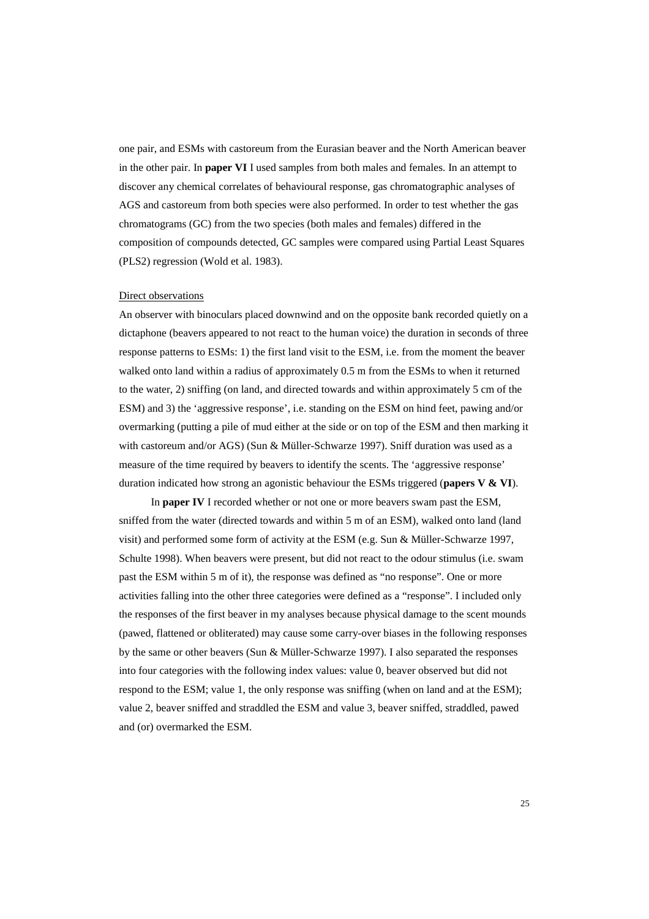one pair, and ESMs with castoreum from the Eurasian beaver and the North American beaver in the other pair. In **paper VI** I used samples from both males and females. In an attempt to discover any chemical correlates of behavioural response, gas chromatographic analyses of AGS and castoreum from both species were also performed. In order to test whether the gas chromatograms (GC) from the two species (both males and females) differed in the composition of compounds detected, GC samples were compared using Partial Least Squares (PLS2) regression (Wold et al. 1983).

Direct observations

An observer with binoculars placed downwind and on the opposite bank recorded quietly on a dictaphone (beavers appeared to not react to the human voice) the duration in seconds of three response patterns to ESMs: 1) the first land visit to the ESM, i.e. from the moment the beaver walked onto land within a radius of approximately 0.5 m from the ESMs to when it returned to the water, 2) sniffing (on land, and directed towards and within approximately 5 cm of the ESM) and 3) the 'aggressive response', i.e. standing on the ESM on hind feet, pawing and/or overmarking (putting a pile of mud either at the side or on top of the ESM and then marking it with castoreum and/or AGS) (Sun & Müller-Schwarze 1997). Sniff duration was used as a measure of the time required by beavers to identify the scents. The 'aggressive response' duration indicated how strong an agonistic behaviour the ESMs triggered (**papers V & VI**).

In **paper IV** I recorded whether or not one or more beavers swam past the ESM, sniffed from the water (directed towards and within 5 m of an ESM), walked onto land (land visit) and performed some form of activity at the ESM (e.g. Sun & Müller-Schwarze 1997, Schulte 1998). When beavers were present, but did not react to the odour stimulus (i.e. swam past the ESM within 5 m of it), the response was defined as "no response". One or more activities falling into the other three categories were defined as a "response". I included only the responses of the first beaver in my analyses because physical damage to the scent mounds (pawed, flattened or obliterated) may cause some carry-over biases in the following responses by the same or other beavers (Sun & Müller-Schwarze 1997). I also separated the responses into four categories with the following index values: value 0, beaver observed but did not respond to the ESM; value 1, the only response was sniffing (when on land and at the ESM); value 2, beaver sniffed and straddled the ESM and value 3, beaver sniffed, straddled, pawed and (or) overmarked the ESM.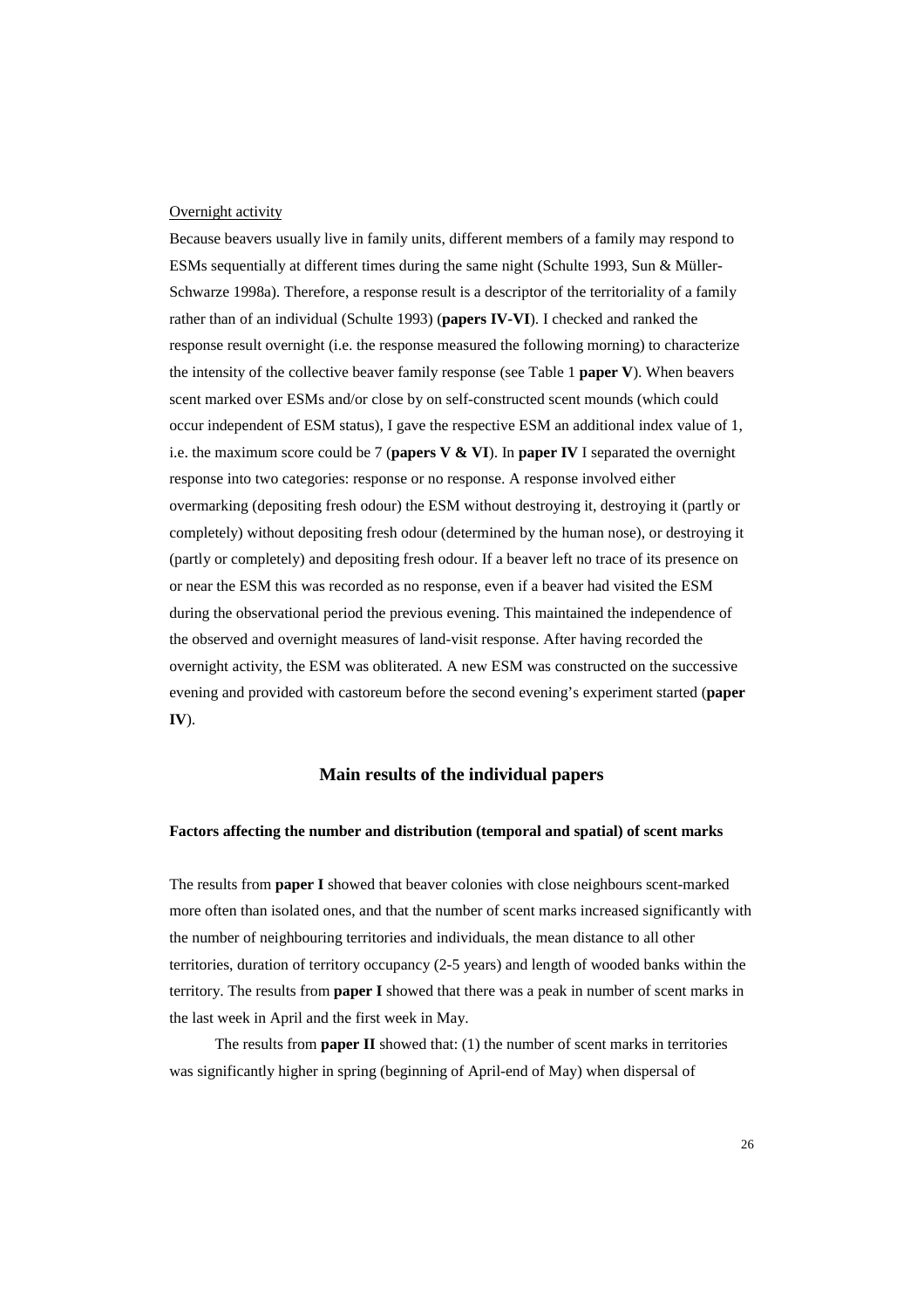Overnight activity

Because beavers usually live in family units, different members of a family may respond to ESMs sequentially at different times during the same night (Schulte 1993, Sun & Müller-Schwarze 1998a). Therefore, a response result is a descriptor of the territoriality of a family rather than of an individual (Schulte 1993) (**papers IV-VI**). I checked and ranked the response result overnight (i.e. the response measured the following morning) to characterize the intensity of the collective beaver family response (see Table 1 **paper V**). When beavers scent marked over ESMs and/or close by on self-constructed scent mounds (which could occur independent of ESM status), I gave the respective ESM an additional index value of 1, i.e. the maximum score could be 7 (**papers V & VI**). In **paper IV** I separated the overnight response into two categories: response or no response. A response involved either overmarking (depositing fresh odour) the ESM without destroying it, destroying it (partly or completely) without depositing fresh odour (determined by the human nose), or destroying it (partly or completely) and depositing fresh odour. If a beaver left no trace of its presence on or near the ESM this was recorded as no response, even if a beaver had visited the ESM during the observational period the previous evening. This maintained the independence of the observed and overnight measures of land-visit response. After having recorded the overnight activity, the ESM was obliterated. A new ESM was constructed on the successive evening and provided with castoreum before the second evening's experiment started (**paper IV**).

## Main results of the individual papers

### Factors affecting the number and distribution (temporal and spatial) of scent marks

The results from **paper I** showed that beaver colonies with close neighbours scent-marked more often than isolated ones, and that the number of scent marks increased significantly with the number of neighbouring territories and individuals, the mean distance to all other territories, duration of territory occupancy (2-5 years) and length of wooded banks within the territory. The results from **paper I** showed that there was a peak in number of scent marks in the last week in April and the first week in May.

The results from **paper II** showed that: (1) the number of scent marks in territories was significantly higher in spring (beginning of April-end of May) when dispersal of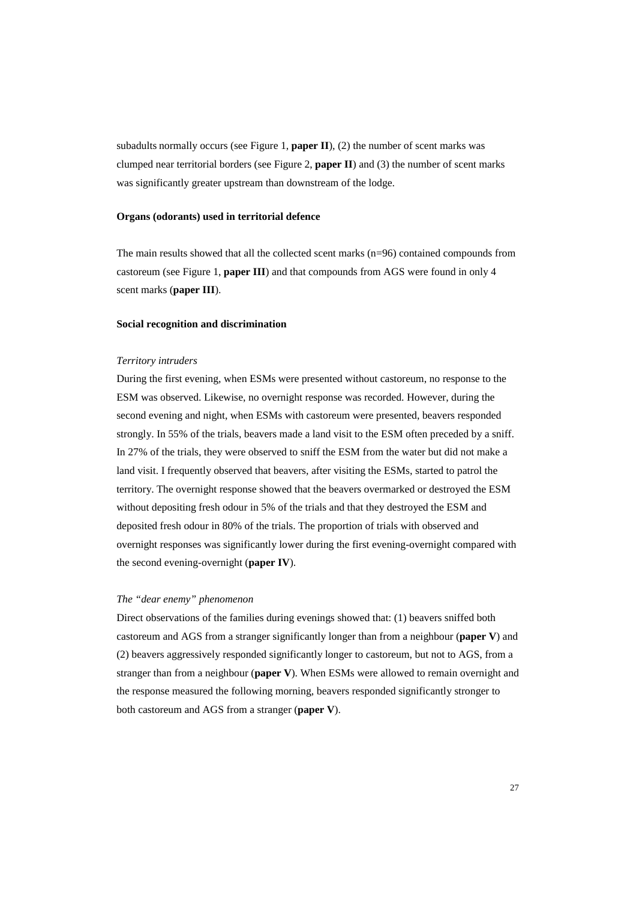subadults normally occurs (see Figure 1, **paper II**), (2) the number of scent marks was clumped near territorial borders (see Figure 2, **paper II**) and (3) the number of scent marks was significantly greater upstream than downstream of the lodge.

**Organs (odorants) used in territorial defence**

The main results showed that all the collected scent marks (n=96) contained compounds from castoreum (see Figure 1, **paper III**) and that compounds from AGS were found in only 4 scent marks (**paper III**).

**Social recognition and discrimination**

*Territory intruders*

During the first evening, when ESMs were presented without castoreum, no response to the ESM was observed. Likewise, no overnight response was recorded. However, during the second evening and night, when ESMs with castoreum were presented, beavers responded strongly. In 55% of the trials, beavers made a land visit to the ESM often preceded by a sniff. In 27% of the trials, they were observed to sniff the ESM from the water but did not make a land visit. I frequently observed that beavers, after visiting the ESMs, started to patrol the territory. The overnight response showed that the beavers overmarked or destroyed the ESM without depositing fresh odour in 5% of the trials and that they destroyed the ESM and deposited fresh odour in 80% of the trials. The proportion of trials with observed and overnight responses was significantly lower during the first evening-overnight compared with the second evening-overnight (**paper IV**).

*The "dear enemy" phenomenon*

Direct observations of the families during evenings showed that: (1) beavers sniffed both castoreum and AGS from a stranger significantly longer than from a neighbour (**paper V**) and (2) beavers aggressively responded significantly longer to castoreum, but not to AGS, from a stranger than from a neighbour (**paper V**). When ESMs were allowed to remain overnight and the response measured the following morning, beavers responded significantly stronger to both castoreum and AGS from a stranger (**paper V**).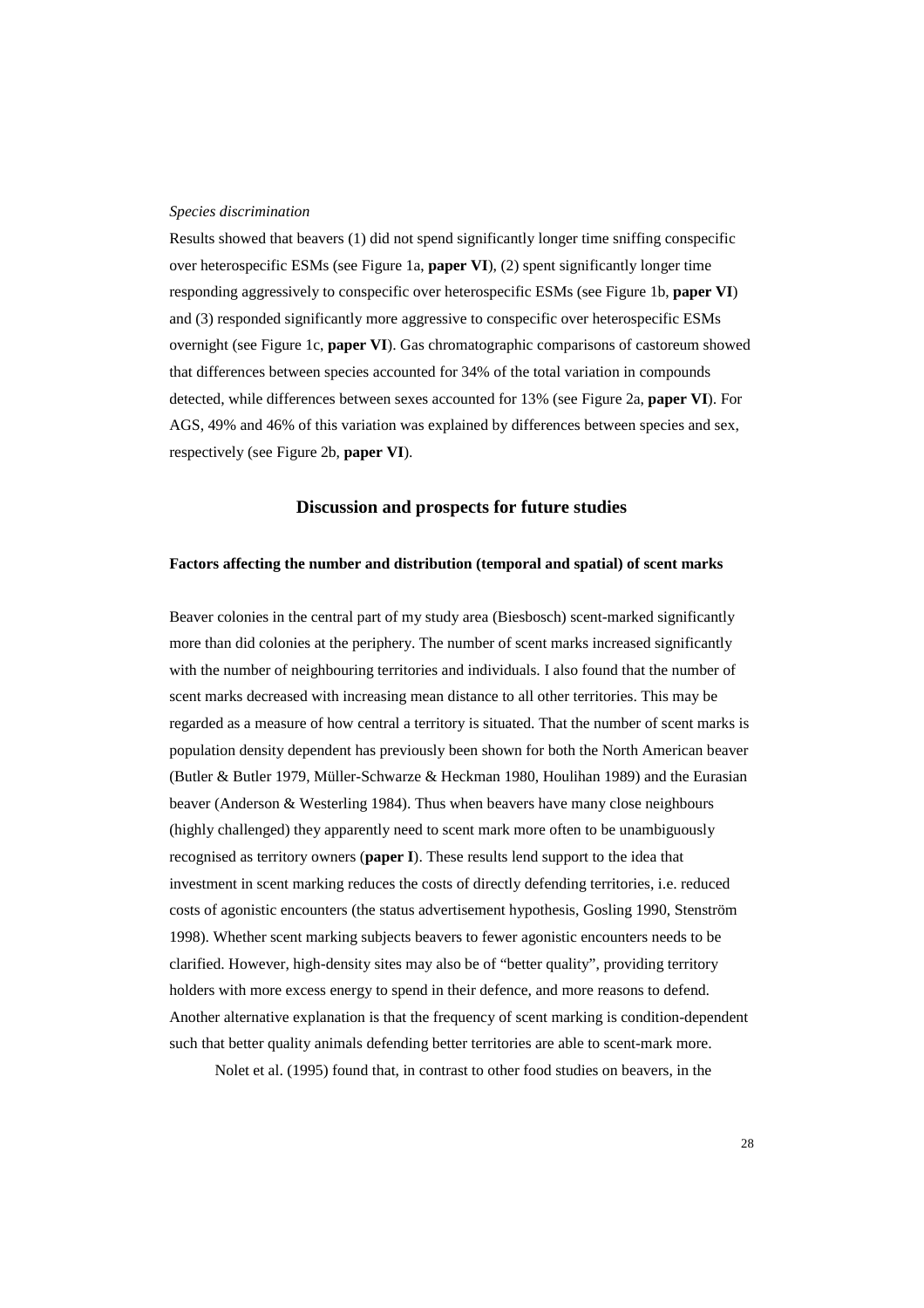*Species discrimination*

Results showed that beavers (1) did not spend significantly longer time sniffing conspecific over heterospecific ESMs (see Figure 1a, **paper VI**), (2) spent significantly longer time responding aggressively to conspecific over heterospecific ESMs (see Figure 1b, **paper VI**) and (3) responded significantly more aggressive to conspecific over heterospecific ESMs overnight (see Figure 1c, **paper VI**). Gas chromatographic comparisons of castoreum showed that differences between species accounted for 34% of the total variation in compounds detected, while differences between sexes accounted for 13% (see Figure 2a, **paper VI**). For AGS, 49% and 46% of this variation was explained by differences between species and sex, respectively (see Figure 2b, **paper VI**).

## Discussion and prospects for future studies

### Factors affecting the number and distribution (temporal and spatial) of scent marks

Beaver colonies in the central part of my study area (Biesbosch) scent-marked significantly more than did colonies at the periphery. The number of scent marks increased significantly with the number of neighbouring territories and individuals. I also found that the number of scent marks decreased with increasing mean distance to all other territories. This may be regarded as a measure of how central a territory is situated. That the number of scent marks is population density dependent has previously been shown for both the North American beaver (Butler & Butler 1979, Müller-Schwarze & Heckman 1980, Houlihan 1989) and the Eurasian beaver (Anderson & Westerling 1984). Thus when beavers have many close neighbours (highly challenged) they apparently need to scent mark more often to be unambiguously recognised as territory owners (**paper I**). These results lend support to the idea that investment in scent marking reduces the costs of directly defending territories, i.e. reduced costs of agonistic encounters (the status advertisement hypothesis, Gosling 1990, Stenström 1998). Whether scent marking subjects beavers to fewer agonistic encounters needs to be clarified. However, high-density sites may also be of "better quality", providing territory holders with more excess energy to spend in their defence, and more reasons to defend. Another alternative explanation is that the frequency of scent marking is condition-dependent such that better quality animals defending better territories are able to scent-mark more.

Nolet et al. (1995) found that, in contrast to other food studies on beavers, in the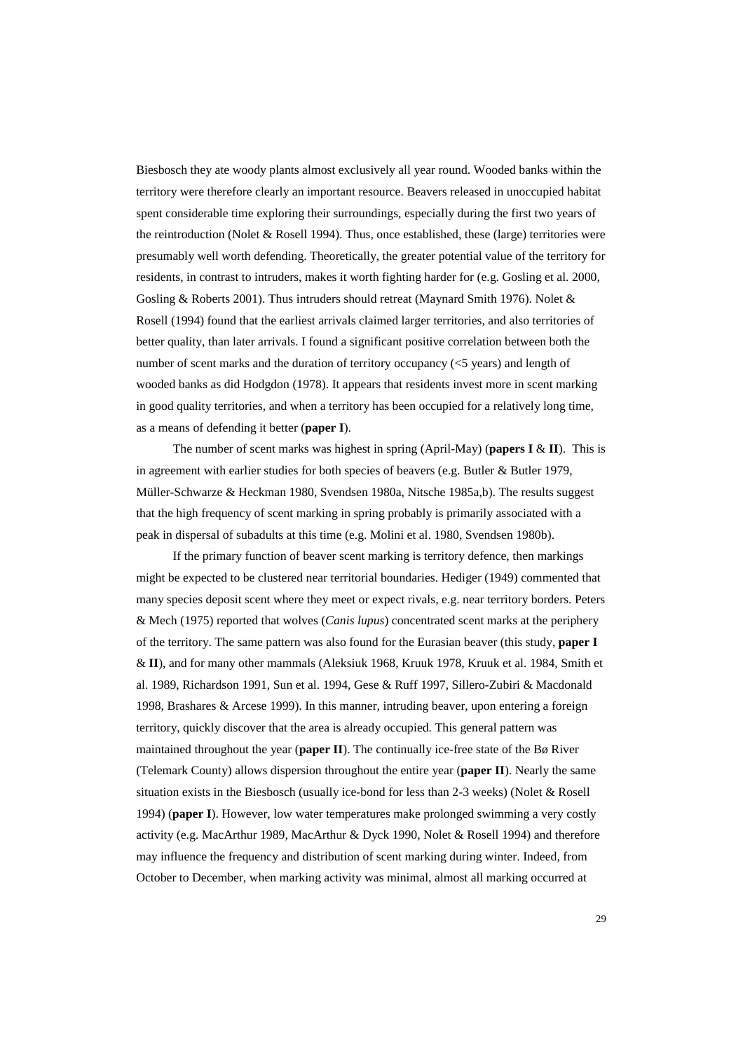Biesbosch they ate woody plants almost exclusively all year round. Wooded banks within the territory were therefore clearly an important resource. Beavers released in unoccupied habitat spent considerable time exploring their surroundings, especially during the first two years of the reintroduction (Nolet & Rosell 1994). Thus, once established, these (large) territories were presumably well worth defending. Theoretically, the greater potential value of the territory for residents, in contrast to intruders, makes it worth fighting harder for (e.g. Gosling et al. 2000, Gosling & Roberts 2001). Thus intruders should retreat (Maynard Smith 1976). Nolet & Rosell (1994) found that the earliest arrivals claimed larger territories, and also territories of better quality, than later arrivals. I found a significant positive correlation between both the number of scent marks and the duration of territory occupancy (<5 years) and length of wooded banks as did Hodgdon (1978). It appears that residents invest more in scent marking in good quality territories, and when a territory has been occupied for a relatively long time, as a means of defending it better (**paper I**).

The number of scent marks was highest in spring (April-May) (**papers I** & **II**). This is in agreement with earlier studies for both species of beavers (e.g. Butler & Butler 1979, Müller-Schwarze & Heckman 1980, Svendsen 1980a, Nitsche 1985a,b). The results suggest that the high frequency of scent marking in spring probably is primarily associated with a peak in dispersal of subadults at this time (e.g. Molini et al. 1980, Svendsen 1980b).

If the primary function of beaver scent marking is territory defence, then markings might be expected to be clustered near territorial boundaries. Hediger (1949) commented that many species deposit scent where they meet or expect rivals, e.g. near territory borders. Peters & Mech (1975) reported that wolves (*Canis lupus*) concentrated scent marks at the periphery of the territory. The same pattern was also found for the Eurasian beaver (this study, **paper I** & **II**), and for many other mammals (Aleksiuk 1968, Kruuk 1978, Kruuk et al. 1984, Smith et al. 1989, Richardson 1991, Sun et al. 1994, Gese & Ruff 1997, Sillero-Zubiri & Macdonald 1998, Brashares & Arcese 1999). In this manner, intruding beaver, upon entering a foreign territory, quickly discover that the area is already occupied. This general pattern was maintained throughout the year (**paper II**). The continually ice-free state of the Bø River (Telemark County) allows dispersion throughout the entire year (**paper II**). Nearly the same situation exists in the Biesbosch (usually ice-bond for less than 2-3 weeks) (Nolet & Rosell 1994) (**paper I**). However, low water temperatures make prolonged swimming a very costly activity (e.g. MacArthur 1989, MacArthur & Dyck 1990, Nolet & Rosell 1994) and therefore may influence the frequency and distribution of scent marking during winter. Indeed, from October to December, when marking activity was minimal, almost all marking occurred at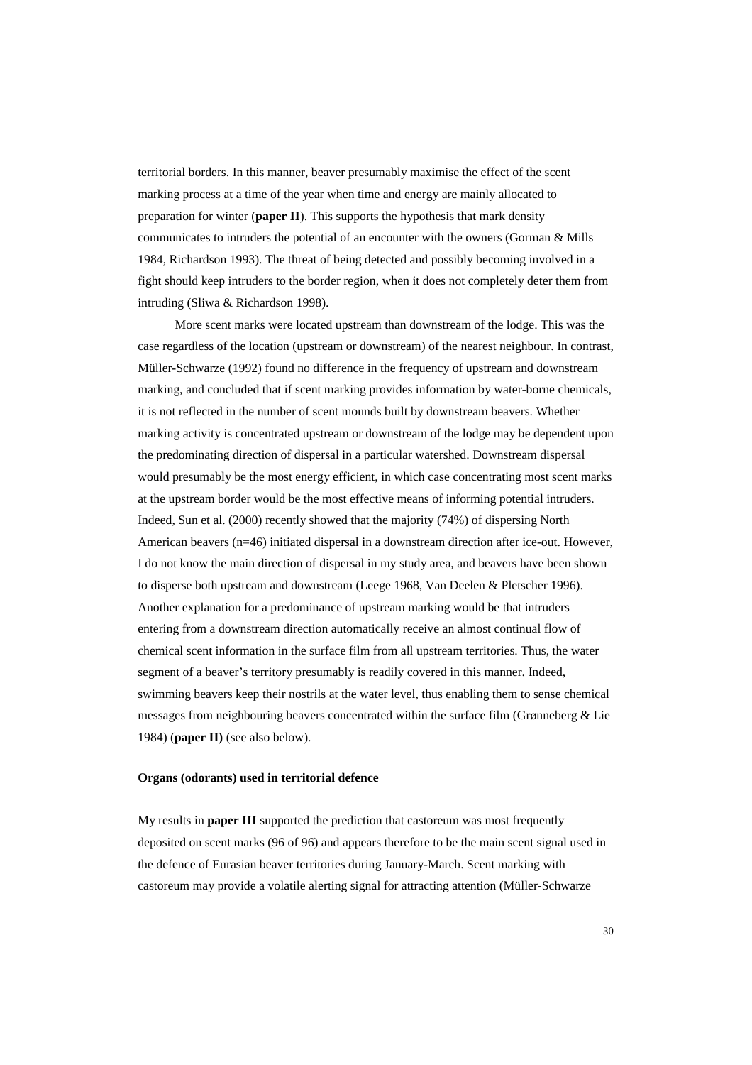territorial borders. In this manner, beaver presumably maximise the effect of the scent marking process at a time of the year when time and energy are mainly allocated to preparation for winter (**paper II**). This supports the hypothesis that mark density communicates to intruders the potential of an encounter with the owners (Gorman & Mills 1984, Richardson 1993). The threat of being detected and possibly becoming involved in a fight should keep intruders to the border region, when it does not completely deter them from intruding (Sliwa & Richardson 1998).

More scent marks were located upstream than downstream of the lodge. This was the case regardless of the location (upstream or downstream) of the nearest neighbour. In contrast, Müller-Schwarze (1992) found no difference in the frequency of upstream and downstream marking, and concluded that if scent marking provides information by water-borne chemicals, it is not reflected in the number of scent mounds built by downstream beavers. Whether marking activity is concentrated upstream or downstream of the lodge may be dependent upon the predominating direction of dispersal in a particular watershed. Downstream dispersal would presumably be the most energy efficient, in which case concentrating most scent marks at the upstream border would be the most effective means of informing potential intruders. Indeed, Sun et al. (2000) recently showed that the majority (74%) of dispersing North American beavers (n=46) initiated dispersal in a downstream direction after ice-out. However, I do not know the main direction of dispersal in my study area, and beavers have been shown to disperse both upstream and downstream (Leege 1968, Van Deelen & Pletscher 1996). Another explanation for a predominance of upstream marking would be that intruders entering from a downstream direction automatically receive an almost continual flow of chemical scent information in the surface film from all upstream territories. Thus, the water segment of a beaver's territory presumably is readily covered in this manner. Indeed, swimming beavers keep their nostrils at the water level, thus enabling them to sense chemical messages from neighbouring beavers concentrated within the surface film (Grønneberg & Lie 1984) (**paper II)** (see also below).

**Organs (odorants) used in territorial defence**

My results in **paper III** supported the prediction that castoreum was most frequently deposited on scent marks (96 of 96) and appears therefore to be the main scent signal used in the defence of Eurasian beaver territories during January-March. Scent marking with castoreum may provide a volatile alerting signal for attracting attention (Müller-Schwarze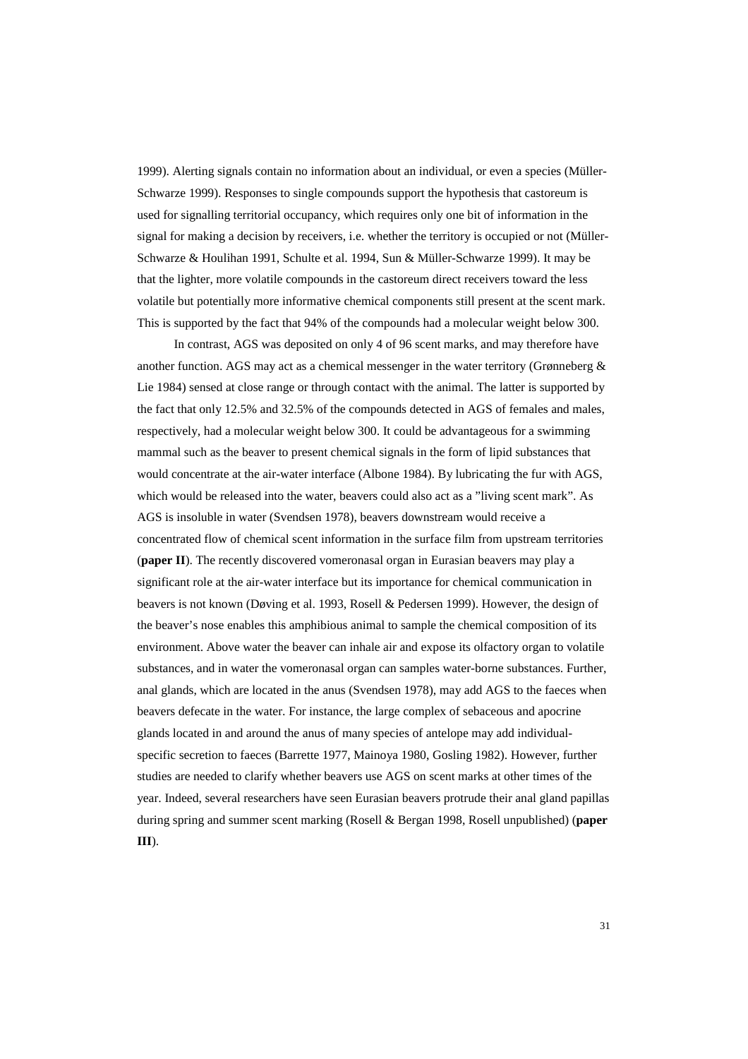1999). Alerting signals contain no information about an individual, or even a species (Müller-Schwarze 1999). Responses to single compounds support the hypothesis that castoreum is used for signalling territorial occupancy, which requires only one bit of information in the signal for making a decision by receivers, i.e. whether the territory is occupied or not (Müller-Schwarze & Houlihan 1991, Schulte et al. 1994, Sun & Müller-Schwarze 1999). It may be that the lighter, more volatile compounds in the castoreum direct receivers toward the less volatile but potentially more informative chemical components still present at the scent mark. This is supported by the fact that 94% of the compounds had a molecular weight below 300.

In contrast, AGS was deposited on only 4 of 96 scent marks, and may therefore have another function. AGS may act as a chemical messenger in the water territory (Grønneberg & Lie 1984) sensed at close range or through contact with the animal. The latter is supported by the fact that only 12.5% and 32.5% of the compounds detected in AGS of females and males, respectively, had a molecular weight below 300. It could be advantageous for a swimming mammal such as the beaver to present chemical signals in the form of lipid substances that would concentrate at the air-water interface (Albone 1984). By lubricating the fur with AGS, which would be released into the water, beavers could also act as a "living scent mark". As AGS is insoluble in water (Svendsen 1978), beavers downstream would receive a concentrated flow of chemical scent information in the surface film from upstream territories (**paper II**). The recently discovered vomeronasal organ in Eurasian beavers may play a significant role at the air-water interface but its importance for chemical communication in beavers is not known (Døving et al. 1993, Rosell & Pedersen 1999). However, the design of the beaver's nose enables this amphibious animal to sample the chemical composition of its environment. Above water the beaver can inhale air and expose its olfactory organ to volatile substances, and in water the vomeronasal organ can samples water-borne substances. Further, anal glands, which are located in the anus (Svendsen 1978), may add AGS to the faeces when beavers defecate in the water. For instance, the large complex of sebaceous and apocrine glands located in and around the anus of many species of antelope may add individual-specific secretion to faeces (Barrette 1977, Mainoya 1980, Gosling 1982). However, further studies are needed to clarify whether beavers use AGS on scent marks at other times of the year. Indeed, several researchers have seen Eurasian beavers protrude their anal gland papillas during spring and summer scent marking (Rosell & Bergan 1998, Rosell unpublished) (**paper III**).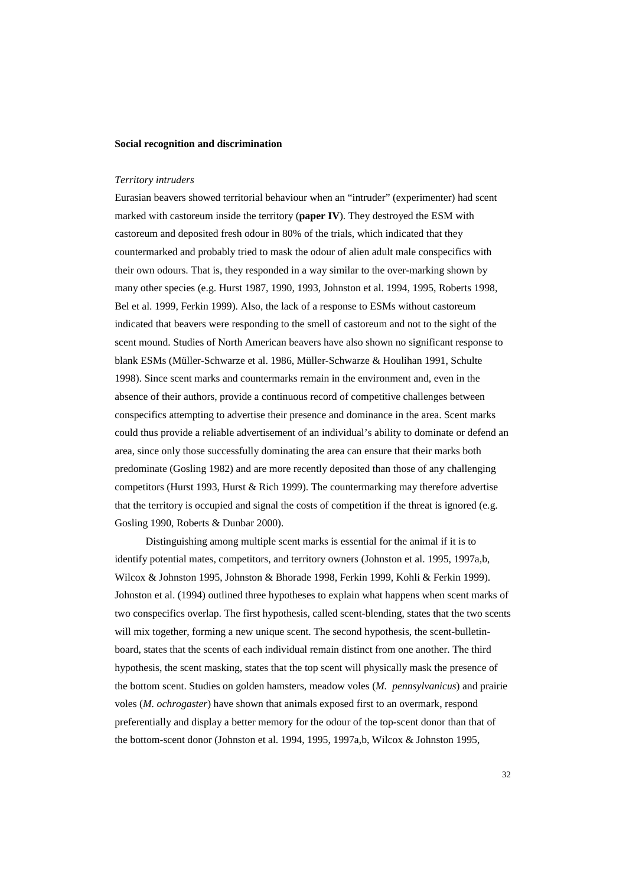**Social recognition and discrimination**

*Territory intruders*

Eurasian beavers showed territorial behaviour when an "intruder" (experimenter) had scent marked with castoreum inside the territory (**paper IV**). They destroyed the ESM with castoreum and deposited fresh odour in 80% of the trials, which indicated that they countermarked and probably tried to mask the odour of alien adult male conspecifics with their own odours. That is, they responded in a way similar to the over-marking shown by many other species (e.g. Hurst 1987, 1990, 1993, Johnston et al. 1994, 1995, Roberts 1998, Bel et al. 1999, Ferkin 1999). Also, the lack of a response to ESMs without castoreum indicated that beavers were responding to the smell of castoreum and not to the sight of the scent mound. Studies of North American beavers have also shown no significant response to blank ESMs (Müller-Schwarze et al. 1986, Müller-Schwarze & Houlihan 1991, Schulte 1998). Since scent marks and countermarks remain in the environment and, even in the absence of their authors, provide a continuous record of competitive challenges between conspecifics attempting to advertise their presence and dominance in the area. Scent marks could thus provide a reliable advertisement of an individual's ability to dominate or defend an area, since only those successfully dominating the area can ensure that their marks both predominate (Gosling 1982) and are more recently deposited than those of any challenging competitors (Hurst 1993, Hurst & Rich 1999). The countermarking may therefore advertise that the territory is occupied and signal the costs of competition if the threat is ignored (e.g. Gosling 1990, Roberts & Dunbar 2000).

Distinguishing among multiple scent marks is essential for the animal if it is to identify potential mates, competitors, and territory owners (Johnston et al. 1995, 1997a,b, Wilcox & Johnston 1995, Johnston & Bhorade 1998, Ferkin 1999, Kohli & Ferkin 1999). Johnston et al. (1994) outlined three hypotheses to explain what happens when scent marks of two conspecifics overlap. The first hypothesis, called scent-blending, states that the two scents will mix together, forming a new unique scent. The second hypothesis, the scent-bulletin-board, states that the scents of each individual remain distinct from one another. The third hypothesis, the scent masking, states that the top scent will physically mask the presence of the bottom scent. Studies on golden hamsters, meadow voles (*M. pennsylvanicus*) and prairie voles (*M. ochrogaster*) have shown that animals exposed first to an overmark, respond preferentially and display a better memory for the odour of the top-scent donor than that of the bottom-scent donor (Johnston et al. 1994, 1995, 1997a,b, Wilcox & Johnston 1995,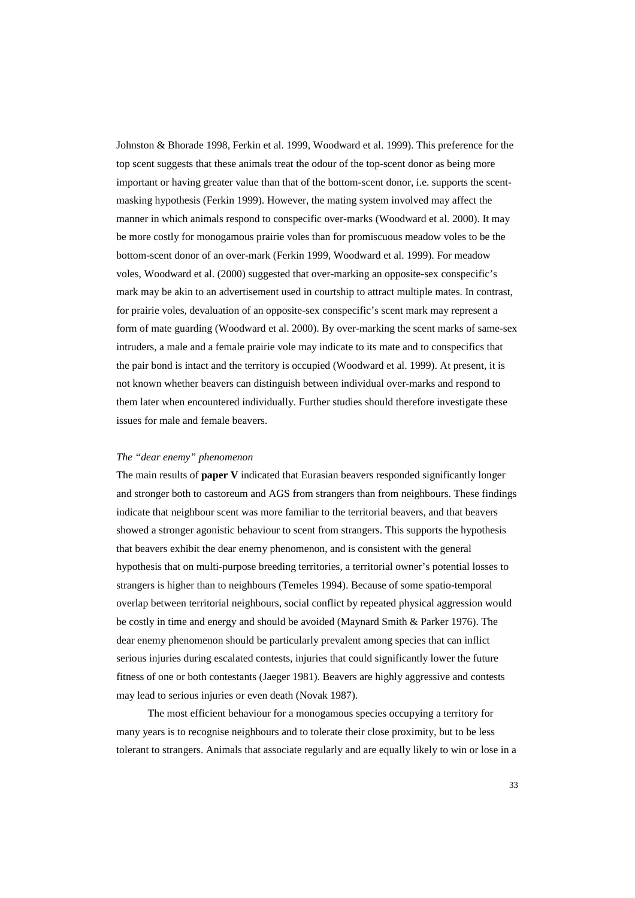Johnston & Bhorade 1998, Ferkin et al. 1999, Woodward et al. 1999). This preference for the top scent suggests that these animals treat the odour of the top-scent donor as being more important or having greater value than that of the bottom-scent donor, i.e. supports the scent-masking hypothesis (Ferkin 1999). However, the mating system involved may affect the manner in which animals respond to conspecific over-marks (Woodward et al. 2000). It may be more costly for monogamous prairie voles than for promiscuous meadow voles to be the bottom-scent donor of an over-mark (Ferkin 1999, Woodward et al. 1999). For meadow voles, Woodward et al. (2000) suggested that over-marking an opposite-sex conspecific's mark may be akin to an advertisement used in courtship to attract multiple mates. In contrast, for prairie voles, devaluation of an opposite-sex conspecific's scent mark may represent a form of mate guarding (Woodward et al. 2000). By over-marking the scent marks of same-sex intruders, a male and a female prairie vole may indicate to its mate and to conspecifics that the pair bond is intact and the territory is occupied (Woodward et al. 1999). At present, it is not known whether beavers can distinguish between individual over-marks and respond to them later when encountered individually. Further studies should therefore investigate these issues for male and female beavers.

*The "dear enemy" phenomenon*

The main results of **paper V** indicated that Eurasian beavers responded significantly longer and stronger both to castoreum and AGS from strangers than from neighbours. These findings indicate that neighbour scent was more familiar to the territorial beavers, and that beavers showed a stronger agonistic behaviour to scent from strangers. This supports the hypothesis that beavers exhibit the dear enemy phenomenon, and is consistent with the general hypothesis that on multi-purpose breeding territories, a territorial owner's potential losses to strangers is higher than to neighbours (Temeles 1994). Because of some spatio-temporal overlap between territorial neighbours, social conflict by repeated physical aggression would be costly in time and energy and should be avoided (Maynard Smith & Parker 1976). The dear enemy phenomenon should be particularly prevalent among species that can inflict serious injuries during escalated contests, injuries that could significantly lower the future fitness of one or both contestants (Jaeger 1981). Beavers are highly aggressive and contests may lead to serious injuries or even death (Novak 1987).

The most efficient behaviour for a monogamous species occupying a territory for many years is to recognise neighbours and to tolerate their close proximity, but to be less tolerant to strangers. Animals that associate regularly and are equally likely to win or lose in a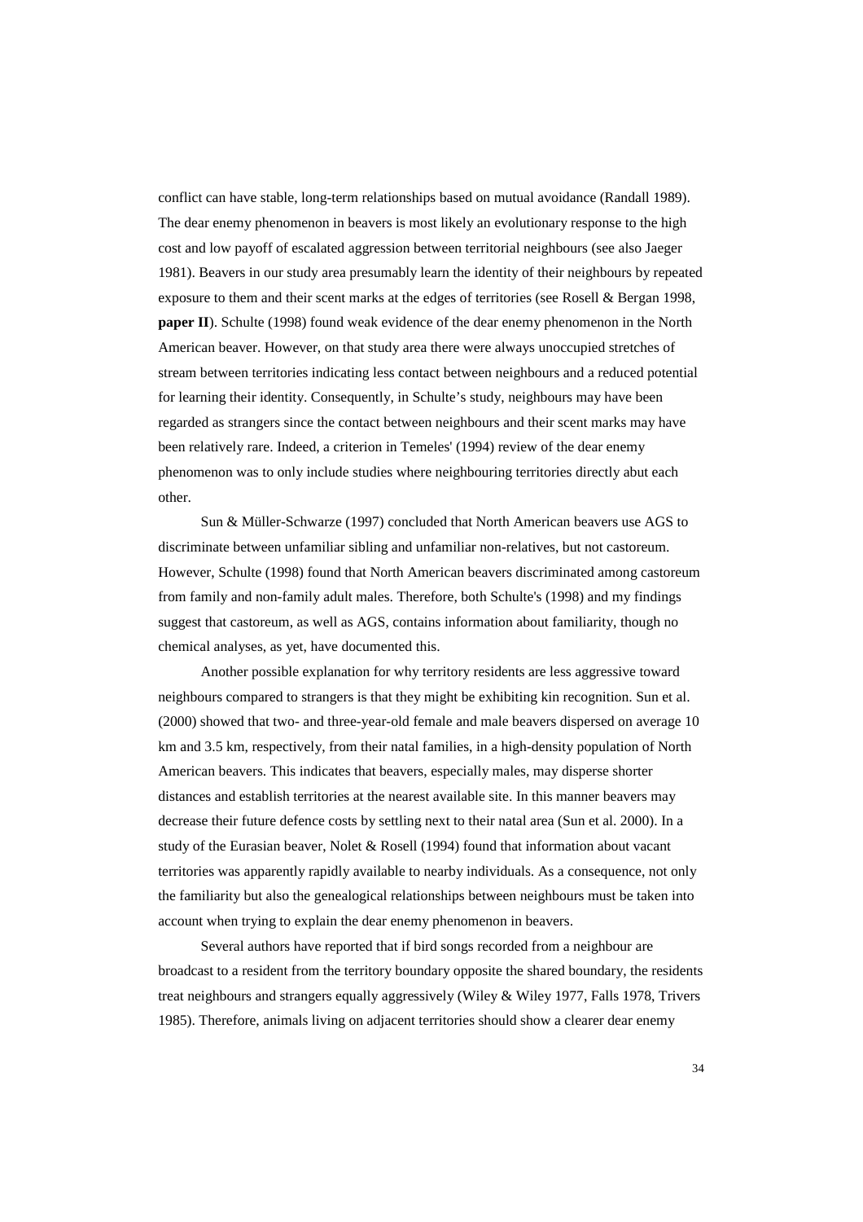conflict can have stable, long-term relationships based on mutual avoidance (Randall 1989). The dear enemy phenomenon in beavers is most likely an evolutionary response to the high cost and low payoff of escalated aggression between territorial neighbours (see also Jaeger 1981). Beavers in our study area presumably learn the identity of their neighbours by repeated exposure to them and their scent marks at the edges of territories (see Rosell & Bergan 1998, **paper II**). Schulte (1998) found weak evidence of the dear enemy phenomenon in the North American beaver. However, on that study area there were always unoccupied stretches of stream between territories indicating less contact between neighbours and a reduced potential for learning their identity. Consequently, in Schulte's study, neighbours may have been regarded as strangers since the contact between neighbours and their scent marks may have been relatively rare. Indeed, a criterion in Temeles' (1994) review of the dear enemy phenomenon was to only include studies where neighbouring territories directly abut each other.

Sun & Müller-Schwarze (1997) concluded that North American beavers use AGS to discriminate between unfamiliar sibling and unfamiliar non-relatives, but not castoreum. However, Schulte (1998) found that North American beavers discriminated among castoreum from family and non-family adult males. Therefore, both Schulte's (1998) and my findings suggest that castoreum, as well as AGS, contains information about familiarity, though no chemical analyses, as yet, have documented this.

Another possible explanation for why territory residents are less aggressive toward neighbours compared to strangers is that they might be exhibiting kin recognition. Sun et al. (2000) showed that two- and three-year-old female and male beavers dispersed on average 10 km and 3.5 km, respectively, from their natal families, in a high-density population of North American beavers. This indicates that beavers, especially males, may disperse shorter distances and establish territories at the nearest available site. In this manner beavers may decrease their future defence costs by settling next to their natal area (Sun et al. 2000). In a study of the Eurasian beaver, Nolet & Rosell (1994) found that information about vacant territories was apparently rapidly available to nearby individuals. As a consequence, not only the familiarity but also the genealogical relationships between neighbours must be taken into account when trying to explain the dear enemy phenomenon in beavers.

Several authors have reported that if bird songs recorded from a neighbour are broadcast to a resident from the territory boundary opposite the shared boundary, the residents treat neighbours and strangers equally aggressively (Wiley & Wiley 1977, Falls 1978, Trivers 1985). Therefore, animals living on adjacent territories should show a clearer dear enemy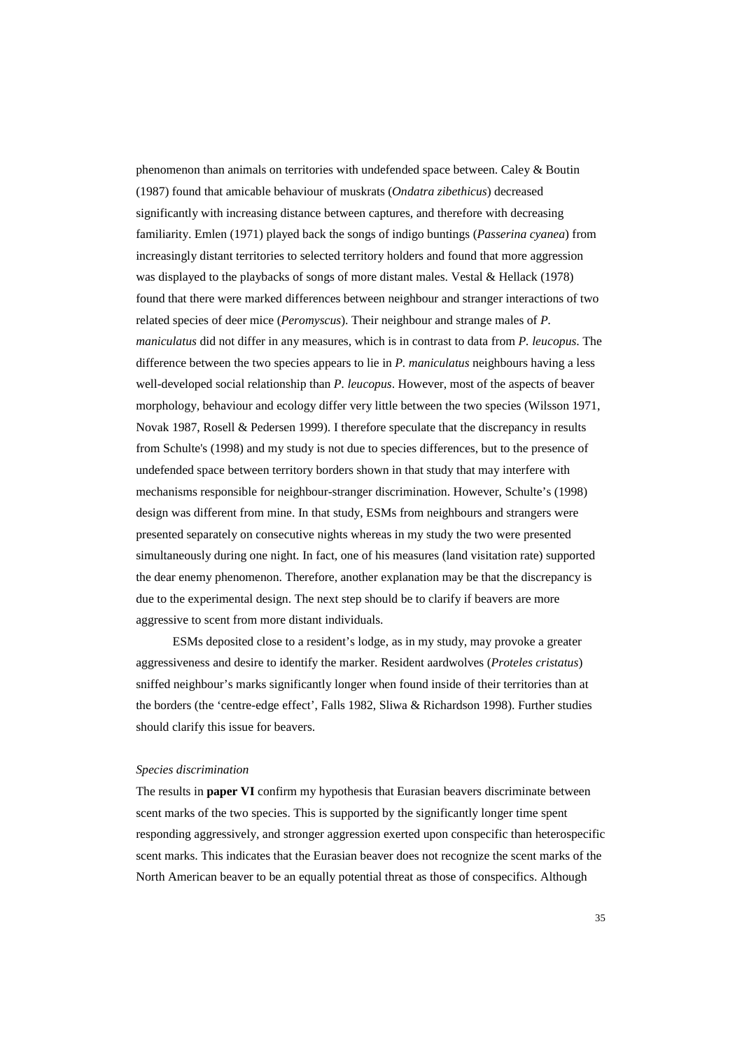phenomenon than animals on territories with undefended space between. Caley & Boutin (1987) found that amicable behaviour of muskrats (*Ondatra zibethicus*) decreased significantly with increasing distance between captures, and therefore with decreasing familiarity. Emlen (1971) played back the songs of indigo buntings (*Passerina cyanea*) from increasingly distant territories to selected territory holders and found that more aggression was displayed to the playbacks of songs of more distant males. Vestal & Hellack (1978) found that there were marked differences between neighbour and stranger interactions of two related species of deer mice (*Peromyscus*). Their neighbour and strange males of *P. maniculatus* did not differ in any measures, which is in contrast to data from *P. leucopus*. The difference between the two species appears to lie in *P. maniculatus* neighbours having a less well-developed social relationship than *P. leucopus*. However, most of the aspects of beaver morphology, behaviour and ecology differ very little between the two species (Wilsson 1971, Novak 1987, Rosell & Pedersen 1999). I therefore speculate that the discrepancy in results from Schulte's (1998) and my study is not due to species differences, but to the presence of undefended space between territory borders shown in that study that may interfere with mechanisms responsible for neighbour-stranger discrimination. However, Schulte's (1998) design was different from mine. In that study, ESMs from neighbours and strangers were presented separately on consecutive nights whereas in my study the two were presented simultaneously during one night. In fact, one of his measures (land visitation rate) supported the dear enemy phenomenon. Therefore, another explanation may be that the discrepancy is due to the experimental design. The next step should be to clarify if beavers are more aggressive to scent from more distant individuals.

ESMs deposited close to a resident's lodge, as in my study, may provoke a greater aggressiveness and desire to identify the marker. Resident aardwolves (*Proteles cristatus*) sniffed neighbour's marks significantly longer when found inside of their territories than at the borders (the 'centre-edge effect', Falls 1982, Sliwa & Richardson 1998). Further studies should clarify this issue for beavers.

*Species discrimination*

The results in **paper VI** confirm my hypothesis that Eurasian beavers discriminate between scent marks of the two species. This is supported by the significantly longer time spent responding aggressively, and stronger aggression exerted upon conspecific than heterospecific scent marks. This indicates that the Eurasian beaver does not recognize the scent marks of the North American beaver to be an equally potential threat as those of conspecifics. Although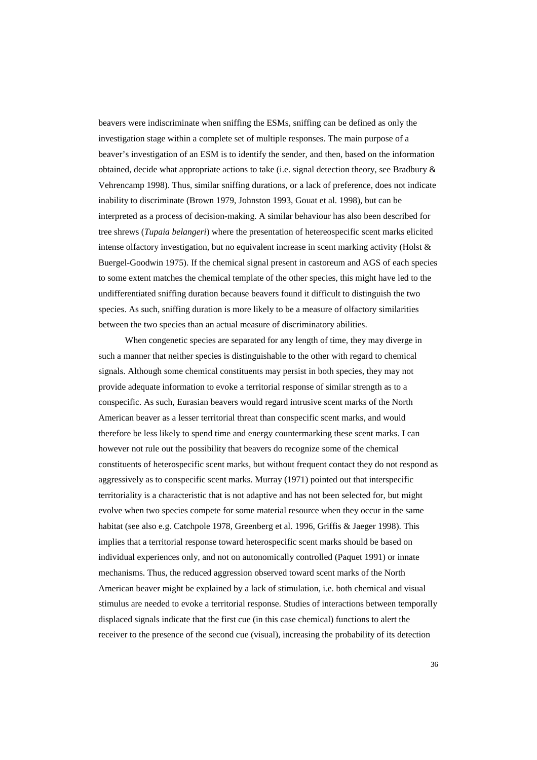beavers were indiscriminate when sniffing the ESMs, sniffing can be defined as only the investigation stage within a complete set of multiple responses. The main purpose of a beaver's investigation of an ESM is to identify the sender, and then, based on the information obtained, decide what appropriate actions to take (i.e. signal detection theory, see Bradbury & Vehrencamp 1998). Thus, similar sniffing durations, or a lack of preference, does not indicate inability to discriminate (Brown 1979, Johnston 1993, Gouat et al. 1998), but can be interpreted as a process of decision-making. A similar behaviour has also been described for tree shrews (*Tupaia belangeri*) where the presentation of hetereospecific scent marks elicited intense olfactory investigation, but no equivalent increase in scent marking activity (Holst & Buergel-Goodwin 1975). If the chemical signal present in castoreum and AGS of each species to some extent matches the chemical template of the other species, this might have led to the undifferentiated sniffing duration because beavers found it difficult to distinguish the two species. As such, sniffing duration is more likely to be a measure of olfactory similarities between the two species than an actual measure of discriminatory abilities.

When congenetic species are separated for any length of time, they may diverge in such a manner that neither species is distinguishable to the other with regard to chemical signals. Although some chemical constituents may persist in both species, they may not provide adequate information to evoke a territorial response of similar strength as to a conspecific. As such, Eurasian beavers would regard intrusive scent marks of the North American beaver as a lesser territorial threat than conspecific scent marks, and would therefore be less likely to spend time and energy countermarking these scent marks. I can however not rule out the possibility that beavers do recognize some of the chemical constituents of heterospecific scent marks, but without frequent contact they do not respond as aggressively as to conspecific scent marks. Murray (1971) pointed out that interspecific territoriality is a characteristic that is not adaptive and has not been selected for, but might evolve when two species compete for some material resource when they occur in the same habitat (see also e.g. Catchpole 1978, Greenberg et al. 1996, Griffis & Jaeger 1998). This implies that a territorial response toward heterospecific scent marks should be based on individual experiences only, and not on autonomically controlled (Paquet 1991) or innate mechanisms. Thus, the reduced aggression observed toward scent marks of the North American beaver might be explained by a lack of stimulation, i.e. both chemical and visual stimulus are needed to evoke a territorial response. Studies of interactions between temporally displaced signals indicate that the first cue (in this case chemical) functions to alert the receiver to the presence of the second cue (visual), increasing the probability of its detection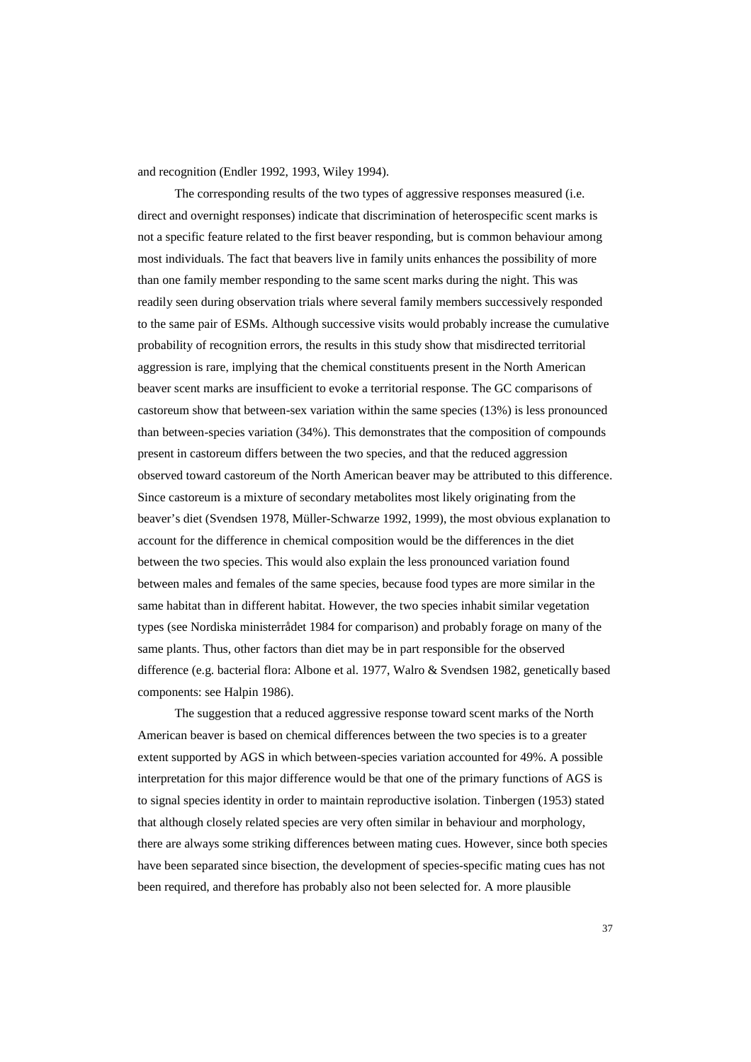and recognition (Endler 1992, 1993, Wiley 1994).

The corresponding results of the two types of aggressive responses measured (i.e. direct and overnight responses) indicate that discrimination of heterospecific scent marks is not a specific feature related to the first beaver responding, but is common behaviour among most individuals. The fact that beavers live in family units enhances the possibility of more than one family member responding to the same scent marks during the night. This was readily seen during observation trials where several family members successively responded to the same pair of ESMs. Although successive visits would probably increase the cumulative probability of recognition errors, the results in this study show that misdirected territorial aggression is rare, implying that the chemical constituents present in the North American beaver scent marks are insufficient to evoke a territorial response. The GC comparisons of castoreum show that between-sex variation within the same species (13%) is less pronounced than between-species variation (34%). This demonstrates that the composition of compounds present in castoreum differs between the two species, and that the reduced aggression observed toward castoreum of the North American beaver may be attributed to this difference. Since castoreum is a mixture of secondary metabolites most likely originating from the beaver's diet (Svendsen 1978, Müller-Schwarze 1992, 1999), the most obvious explanation to account for the difference in chemical composition would be the differences in the diet between the two species. This would also explain the less pronounced variation found between males and females of the same species, because food types are more similar in the same habitat than in different habitat. However, the two species inhabit similar vegetation types (see Nordiska ministerrådet 1984 for comparison) and probably forage on many of the same plants. Thus, other factors than diet may be in part responsible for the observed difference (e.g. bacterial flora: Albone et al. 1977, Walro & Svendsen 1982, genetically based components: see Halpin 1986).

The suggestion that a reduced aggressive response toward scent marks of the North American beaver is based on chemical differences between the two species is to a greater extent supported by AGS in which between-species variation accounted for 49%. A possible interpretation for this major difference would be that one of the primary functions of AGS is to signal species identity in order to maintain reproductive isolation. Tinbergen (1953) stated that although closely related species are very often similar in behaviour and morphology, there are always some striking differences between mating cues. However, since both species have been separated since bisection, the development of species-specific mating cues has not been required, and therefore has probably also not been selected for. A more plausible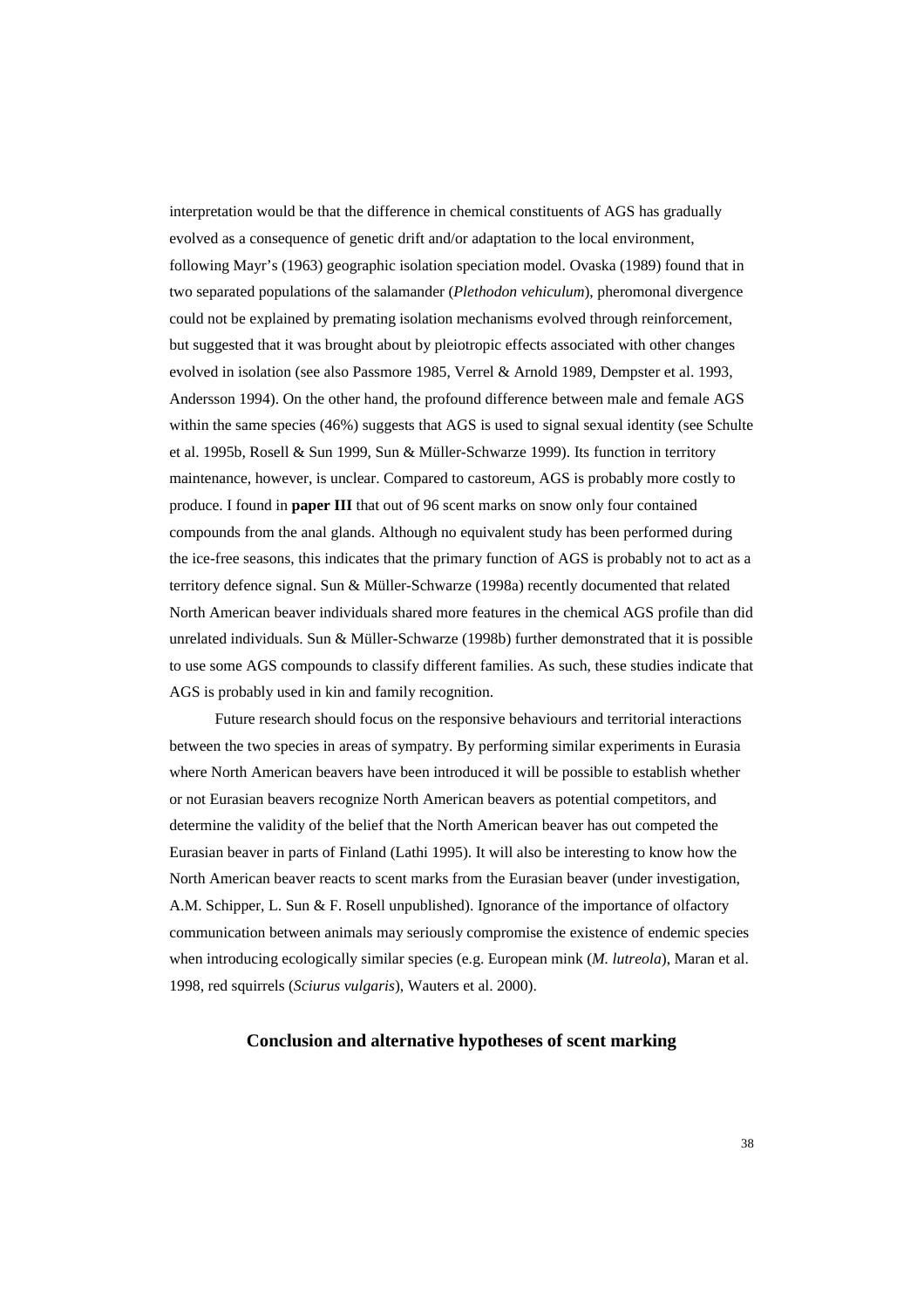interpretation would be that the difference in chemical constituents of AGS has gradually evolved as a consequence of genetic drift and/or adaptation to the local environment, following Mayr's (1963) geographic isolation speciation model. Ovaska (1989) found that in two separated populations of the salamander (*Plethodon vehiculum*), pheromonal divergence could not be explained by premating isolation mechanisms evolved through reinforcement, but suggested that it was brought about by pleiotropic effects associated with other changes evolved in isolation (see also Passmore 1985, Verrel & Arnold 1989, Dempster et al. 1993, Andersson 1994). On the other hand, the profound difference between male and female AGS within the same species (46%) suggests that AGS is used to signal sexual identity (see Schulte et al. 1995b, Rosell & Sun 1999, Sun & Müller-Schwarze 1999). Its function in territory maintenance, however, is unclear. Compared to castoreum, AGS is probably more costly to produce. I found in **paper III** that out of 96 scent marks on snow only four contained compounds from the anal glands. Although no equivalent study has been performed during the ice-free seasons, this indicates that the primary function of AGS is probably not to act as a territory defence signal. Sun & Müller-Schwarze (1998a) recently documented that related North American beaver individuals shared more features in the chemical AGS profile than did unrelated individuals. Sun & Müller-Schwarze (1998b) further demonstrated that it is possible to use some AGS compounds to classify different families. As such, these studies indicate that AGS is probably used in kin and family recognition.

Future research should focus on the responsive behaviours and territorial interactions between the two species in areas of sympatry. By performing similar experiments in Eurasia where North American beavers have been introduced it will be possible to establish whether or not Eurasian beavers recognize North American beavers as potential competitors, and determine the validity of the belief that the North American beaver has out competed the Eurasian beaver in parts of Finland (Lathi 1995). It will also be interesting to know how the North American beaver reacts to scent marks from the Eurasian beaver (under investigation, A.M. Schipper, L. Sun & F. Rosell unpublished). Ignorance of the importance of olfactory communication between animals may seriously compromise the existence of endemic species when introducing ecologically similar species (e.g. European mink (*M. lutreola*), Maran et al. 1998, red squirrels (*Sciurus vulgaris*), Wauters et al. 2000).

## Conclusion and alternative hypotheses of scent marking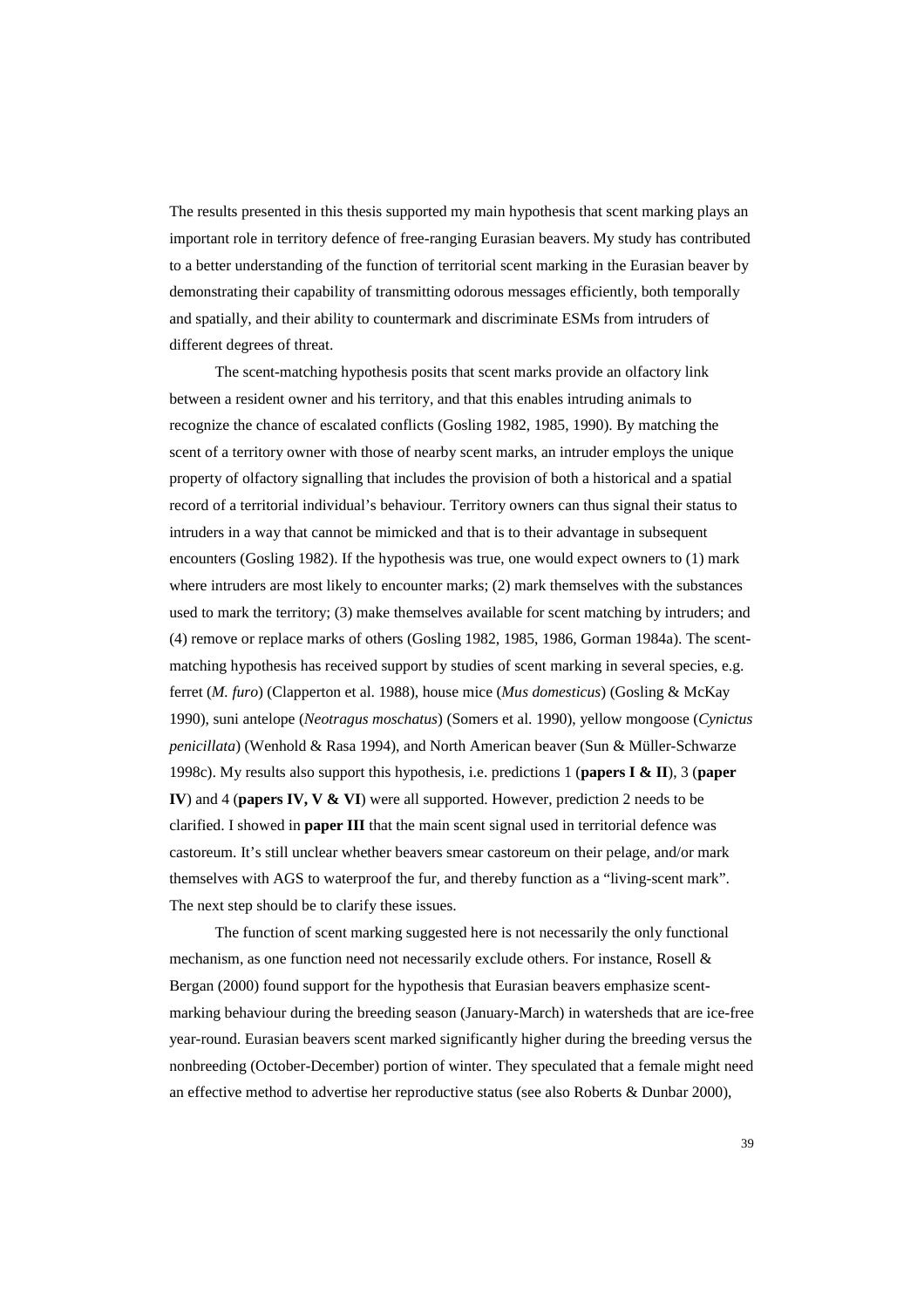The results presented in this thesis supported my main hypothesis that scent marking plays an important role in territory defence of free-ranging Eurasian beavers. My study has contributed to a better understanding of the function of territorial scent marking in the Eurasian beaver by demonstrating their capability of transmitting odorous messages efficiently, both temporally and spatially, and their ability to countermark and discriminate ESMs from intruders of different degrees of threat.

The scent-matching hypothesis posits that scent marks provide an olfactory link between a resident owner and his territory, and that this enables intruding animals to recognize the chance of escalated conflicts (Gosling 1982, 1985, 1990). By matching the scent of a territory owner with those of nearby scent marks, an intruder employs the unique property of olfactory signalling that includes the provision of both a historical and a spatial record of a territorial individual's behaviour. Territory owners can thus signal their status to intruders in a way that cannot be mimicked and that is to their advantage in subsequent encounters (Gosling 1982). If the hypothesis was true, one would expect owners to (1) mark where intruders are most likely to encounter marks; (2) mark themselves with the substances used to mark the territory; (3) make themselves available for scent matching by intruders; and (4) remove or replace marks of others (Gosling 1982, 1985, 1986, Gorman 1984a). The scent-matching hypothesis has received support by studies of scent marking in several species, e.g. ferret (*M. furo*) (Clapperton et al. 1988), house mice (*Mus domesticus*) (Gosling & McKay 1990), suni antelope (*Neotragus moschatus*) (Somers et al. 1990), yellow mongoose (*Cynictus penicillata*) (Wenhold & Rasa 1994), and North American beaver (Sun & Müller-Schwarze 1998c). My results also support this hypothesis, i.e. predictions 1 (**papers I & II**), 3 (**paper IV**) and 4 (**papers IV, V & VI**) were all supported. However, prediction 2 needs to be clarified. I showed in **paper III** that the main scent signal used in territorial defence was castoreum. It's still unclear whether beavers smear castoreum on their pelage, and/or mark themselves with AGS to waterproof the fur, and thereby function as a "living-scent mark". The next step should be to clarify these issues.

The function of scent marking suggested here is not necessarily the only functional mechanism, as one function need not necessarily exclude others. For instance, Rosell & Bergan (2000) found support for the hypothesis that Eurasian beavers emphasize scent-marking behaviour during the breeding season (January-March) in watersheds that are ice-free year-round. Eurasian beavers scent marked significantly higher during the breeding versus the nonbreeding (October-December) portion of winter. They speculated that a female might need an effective method to advertise her reproductive status (see also Roberts & Dunbar 2000),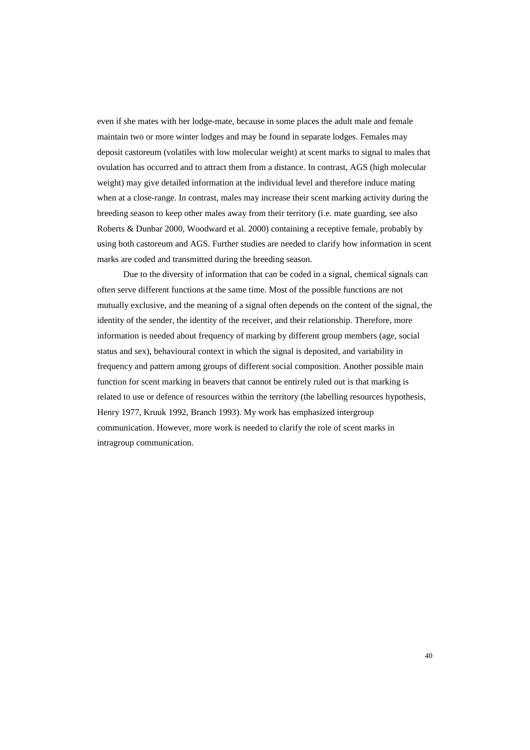even if she mates with her lodge-mate, because in some places the adult male and female maintain two or more winter lodges and may be found in separate lodges. Females may deposit castoreum (volatiles with low molecular weight) at scent marks to signal to males that ovulation has occurred and to attract them from a distance. In contrast, AGS (high molecular weight) may give detailed information at the individual level and therefore induce mating when at a close-range. In contrast, males may increase their scent marking activity during the breeding season to keep other males away from their territory (i.e. mate guarding, see also Roberts & Dunbar 2000, Woodward et al. 2000) containing a receptive female, probably by using both castoreum and AGS. Further studies are needed to clarify how information in scent marks are coded and transmitted during the breeding season.

Due to the diversity of information that can be coded in a signal, chemical signals can often serve different functions at the same time. Most of the possible functions are not mutually exclusive, and the meaning of a signal often depends on the content of the signal, the identity of the sender, the identity of the receiver, and their relationship. Therefore, more information is needed about frequency of marking by different group members (age, social status and sex), behavioural context in which the signal is deposited, and variability in frequency and pattern among groups of different social composition. Another possible main function for scent marking in beavers that cannot be entirely ruled out is that marking is related to use or defence of resources within the territory (the labelling resources hypothesis, Henry 1977, Kruuk 1992, Branch 1993). My work has emphasized intergroup communication. However, more work is needed to clarify the role of scent marks in intragroup communication.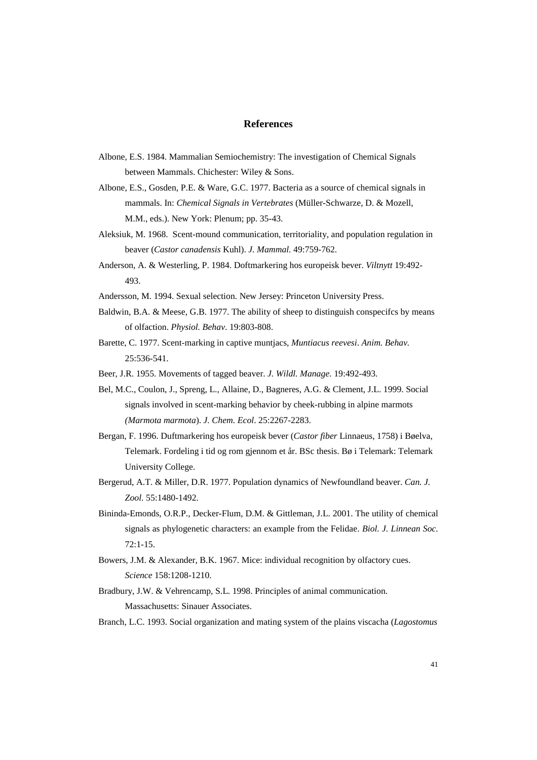## References

Albone, E.S. 1984. Mammalian Semiochemistry: The investigation of Chemical Signals between Mammals. Chichester: Wiley & Sons.

Albone, E.S., Gosden, P.E. & Ware, G.C. 1977. Bacteria as a source of chemical signals in mammals. In: *Chemical Signals in Vertebrates* (Müller-Schwarze, D. & Mozell, M.M., eds.). New York: Plenum; pp. 35-43.

Aleksiuk, M. 1968. Scent-mound communication, territoriality, and population regulation in beaver (*Castor canadensis* Kuhl). *J. Mammal.* 49:759-762.

Anderson, A. & Westerling, P. 1984. Doftmarkering hos europeisk bever. *Viltnytt* 19:492-493.

Andersson, M. 1994. Sexual selection. New Jersey: Princeton University Press.

Baldwin, B.A. & Meese, G.B. 1977. The ability of sheep to distinguish conspecifcs by means of olfaction. *Physiol. Behav.* 19:803-808.

Barette, C. 1977. Scent-marking in captive muntjacs, *Muntiacus reevesi*. *Anim. Behav.* 25:536-541.

Beer, J.R. 1955. Movements of tagged beaver. *J. Wildl. Manage.* 19:492-493.

Bel, M.C., Coulon, J., Spreng, L., Allaine, D., Bagneres, A.G. & Clement, J.L. 1999. Social signals involved in scent-marking behavior by cheek-rubbing in alpine marmots *(Marmota marmota*). *J. Chem. Ecol*. 25:2267-2283.

Bergan, F. 1996. Duftmarkering hos europeisk bever (*Castor fiber* Linnaeus, 1758) i Bøelva, Telemark. Fordeling i tid og rom gjennom et år. BSc thesis. Bø i Telemark: Telemark University College.

Bergerud, A.T. & Miller, D.R. 1977. Population dynamics of Newfoundland beaver. *Can. J. Zool.* 55:1480-1492.

Bininda-Emonds, O.R.P., Decker-Flum, D.M. & Gittleman, J.L. 2001. The utility of chemical signals as phylogenetic characters: an example from the Felidae. *Biol. J. Linnean Soc.* 72:1-15.

Bowers, J.M. & Alexander, B.K. 1967. Mice: individual recognition by olfactory cues. *Science* 158:1208-1210.

Bradbury, J.W. & Vehrencamp, S.L. 1998. Principles of animal communication. Massachusetts: Sinauer Associates.

Branch, L.C. 1993. Social organization and mating system of the plains viscacha (*Lagostomus*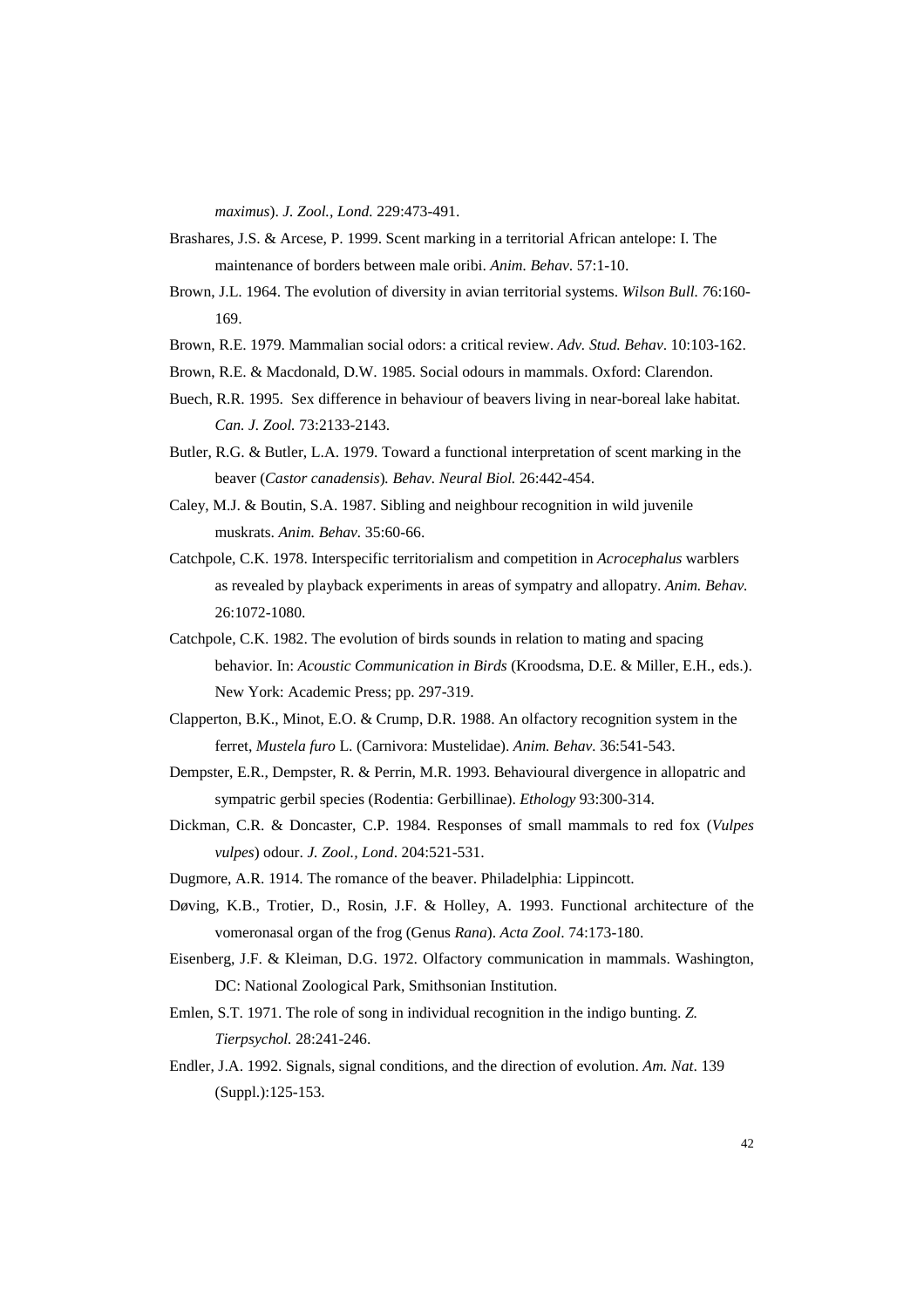*maximus*). *J. Zool., Lond.* 229:473-491.

Brashares, J.S. & Arcese, P. 1999. Scent marking in a territorial African antelope: I. The maintenance of borders between male oribi. *Anim. Behav*. 57:1-10.

Brown, J.L. 1964. The evolution of diversity in avian territorial systems. *Wilson Bull. 7*6:160-169.

Brown, R.E. 1979. Mammalian social odors: a critical review. *Adv. Stud. Behav*. 10:103-162.

Brown, R.E. & Macdonald, D.W. 1985. Social odours in mammals. Oxford: Clarendon.

Buech, R.R. 1995. Sex difference in behaviour of beavers living in near-boreal lake habitat. *Can. J. Zool.* 73:2133-2143.

Butler, R.G. & Butler, L.A. 1979. Toward a functional interpretation of scent marking in the beaver (*Castor canadensis*)*. Behav. Neural Biol.* 26:442-454.

Caley, M.J. & Boutin, S.A. 1987. Sibling and neighbour recognition in wild juvenile muskrats. *Anim. Behav.* 35:60-66.

Catchpole, C.K. 1978. Interspecific territorialism and competition in *Acrocephalus* warblers as revealed by playback experiments in areas of sympatry and allopatry. *Anim. Behav.* 26:1072-1080.

Catchpole, C.K. 1982. The evolution of birds sounds in relation to mating and spacing behavior. In: *Acoustic Communication in Birds* (Kroodsma, D.E. & Miller, E.H., eds.). New York: Academic Press; pp. 297-319.

Clapperton, B.K., Minot, E.O. & Crump, D.R. 1988. An olfactory recognition system in the ferret, *Mustela furo* L. (Carnivora: Mustelidae). *Anim. Behav*. 36:541-543.

Dempster, E.R., Dempster, R. & Perrin, M.R. 1993. Behavioural divergence in allopatric and sympatric gerbil species (Rodentia: Gerbillinae). *Ethology* 93:300-314.

Dickman, C.R. & Doncaster, C.P. 1984. Responses of small mammals to red fox (*Vulpes vulpes*) odour. *J. Zool., Lond*. 204:521-531.

Dugmore, A.R. 1914. The romance of the beaver. Philadelphia: Lippincott.

Døving, K.B., Trotier, D., Rosin, J.F. & Holley, A. 1993. Functional architecture of the vomeronasal organ of the frog (Genus *Rana*). *Acta Zool*. 74:173-180.

Eisenberg, J.F. & Kleiman, D.G. 1972. Olfactory communication in mammals. Washington, DC: National Zoological Park, Smithsonian Institution.

Emlen, S.T. 1971. The role of song in individual recognition in the indigo bunting. *Z. Tierpsychol.* 28:241-246.

Endler, J.A. 1992. Signals, signal conditions, and the direction of evolution. *Am. Nat*. 139 (Suppl.):125-153.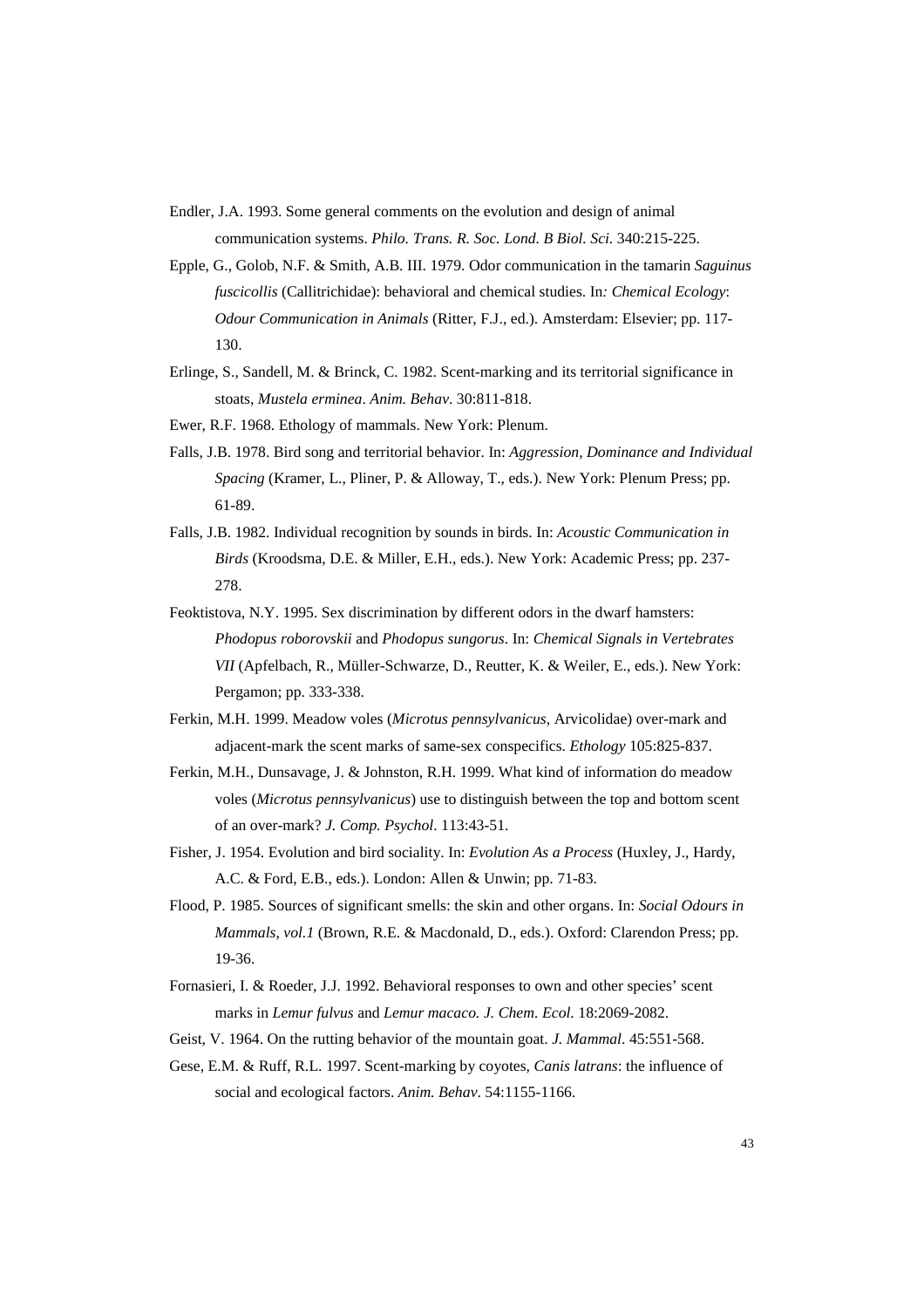Endler, J.A. 1993. Some general comments on the evolution and design of animal communication systems. *Philo. Trans. R. Soc. Lond. B Biol. Sci.* 340:215-225.

Epple, G., Golob, N.F. & Smith, A.B. III. 1979. Odor communication in the tamarin *Saguinus fuscicollis* (Callitrichidae): behavioral and chemical studies. In*: Chemical Ecology*: *Odour Communication in Animals* (Ritter, F.J., ed.). Amsterdam: Elsevier; pp. 117-130.

Erlinge, S., Sandell, M. & Brinck, C. 1982. Scent-marking and its territorial significance in stoats, *Mustela erminea*. *Anim. Behav*. 30:811-818.

Ewer, R.F. 1968. Ethology of mammals. New York: Plenum.

Falls, J.B. 1978. Bird song and territorial behavior. In: *Aggression, Dominance and Individual Spacing* (Kramer, L., Pliner, P. & Alloway, T., eds.). New York: Plenum Press; pp. 61-89.

Falls, J.B. 1982. Individual recognition by sounds in birds. In: *Acoustic Communication in Birds* (Kroodsma, D.E. & Miller, E.H., eds.). New York: Academic Press; pp. 237-278.

Feoktistova, N.Y. 1995. Sex discrimination by different odors in the dwarf hamsters: *Phodopus roborovskii* and *Phodopus sungorus*. In: *Chemical Signals in Vertebrates VII* (Apfelbach, R., Müller-Schwarze, D., Reutter, K. & Weiler, E., eds.). New York: Pergamon; pp. 333-338.

Ferkin, M.H. 1999. Meadow voles (*Microtus pennsylvanicus*, Arvicolidae) over-mark and adjacent-mark the scent marks of same-sex conspecifics. *Ethology* 105:825-837.

Ferkin, M.H., Dunsavage, J. & Johnston, R.H. 1999. What kind of information do meadow voles (*Microtus pennsylvanicus*) use to distinguish between the top and bottom scent of an over-mark? *J. Comp. Psychol*. 113:43-51.

Fisher, J. 1954. Evolution and bird sociality. In: *Evolution As a Process* (Huxley, J., Hardy, A.C. & Ford, E.B., eds.). London: Allen & Unwin; pp. 71-83.

Flood, P. 1985. Sources of significant smells: the skin and other organs. In: *Social Odours in Mammals, vol.1* (Brown, R.E. & Macdonald, D., eds.). Oxford: Clarendon Press; pp. 19-36.

Fornasieri, I. & Roeder, J.J. 1992. Behavioral responses to own and other species' scent marks in *Lemur fulvus* and *Lemur macaco. J. Chem. Ecol.* 18:2069-2082.

Geist, V. 1964. On the rutting behavior of the mountain goat. *J. Mammal*. 45:551-568.

Gese, E.M. & Ruff, R.L. 1997. Scent-marking by coyotes, *Canis latrans*: the influence of social and ecological factors. *Anim. Behav*. 54:1155-1166.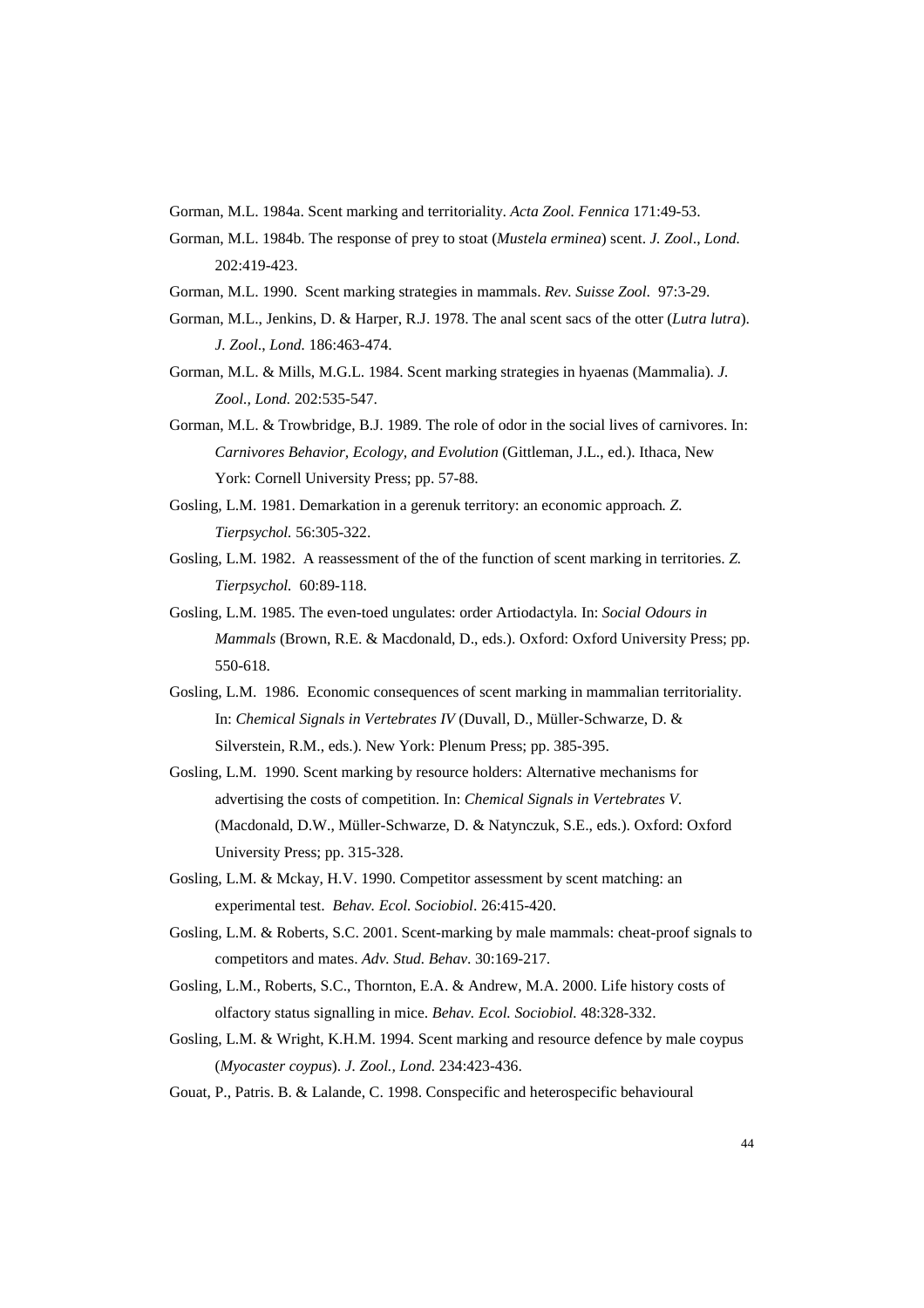Gorman, M.L. 1984a. Scent marking and territoriality. *Acta Zool. Fennica* 171:49-53.

Gorman, M.L. 1984b. The response of prey to stoat (*Mustela erminea*) scent. *J. Zool*., *Lond.* 202:419-423.

Gorman, M.L. 1990. Scent marking strategies in mammals. *Rev. Suisse Zool*. 97:3-29.

Gorman, M.L., Jenkins, D. & Harper, R.J. 1978. The anal scent sacs of the otter (*Lutra lutra*). *J. Zool*., *Lond.* 186:463-474.

Gorman, M.L. & Mills, M.G.L. 1984. Scent marking strategies in hyaenas (Mammalia). *J. Zool., Lond.* 202:535-547.

Gorman, M.L. & Trowbridge, B.J. 1989. The role of odor in the social lives of carnivores. In: *Carnivores Behavior, Ecology, and Evolution* (Gittleman, J.L., ed.). Ithaca, New York: Cornell University Press; pp. 57-88.

Gosling, L.M. 1981. Demarkation in a gerenuk territory: an economic approach*. Z. Tierpsychol.* 56:305-322.

Gosling, L.M. 1982. A reassessment of the of the function of scent marking in territories. *Z. Tierpsychol.* 60:89-118.

Gosling, L.M. 1985. The even-toed ungulates: order Artiodactyla. In: *Social Odours in Mammals* (Brown, R.E. & Macdonald, D., eds.). Oxford: Oxford University Press; pp. 550-618.

Gosling, L.M. 1986. Economic consequences of scent marking in mammalian territoriality. In: *Chemical Signals in Vertebrates IV* (Duvall, D., Müller-Schwarze, D. & Silverstein, R.M., eds.). New York: Plenum Press; pp. 385-395.

Gosling, L.M. 1990. Scent marking by resource holders: Alternative mechanisms for advertising the costs of competition. In: *Chemical Signals in Vertebrates V*. (Macdonald, D.W., Müller-Schwarze, D. & Natynczuk, S.E., eds.). Oxford: Oxford University Press; pp. 315-328.

Gosling, L.M. & Mckay, H.V. 1990. Competitor assessment by scent matching: an experimental test. *Behav. Ecol. Sociobiol*. 26:415-420.

Gosling, L.M. & Roberts, S.C. 2001. Scent-marking by male mammals: cheat-proof signals to competitors and mates. *Adv. Stud. Behav.* 30:169-217.

Gosling, L.M., Roberts, S.C., Thornton, E.A. & Andrew, M.A. 2000. Life history costs of olfactory status signalling in mice. *Behav. Ecol. Sociobiol.* 48:328-332.

Gosling, L.M. & Wright, K.H.M. 1994. Scent marking and resource defence by male coypus (*Myocaster coypus*). *J. Zool., Lond.* 234:423-436.

Gouat, P., Patris. B. & Lalande, C. 1998. Conspecific and heterospecific behavioural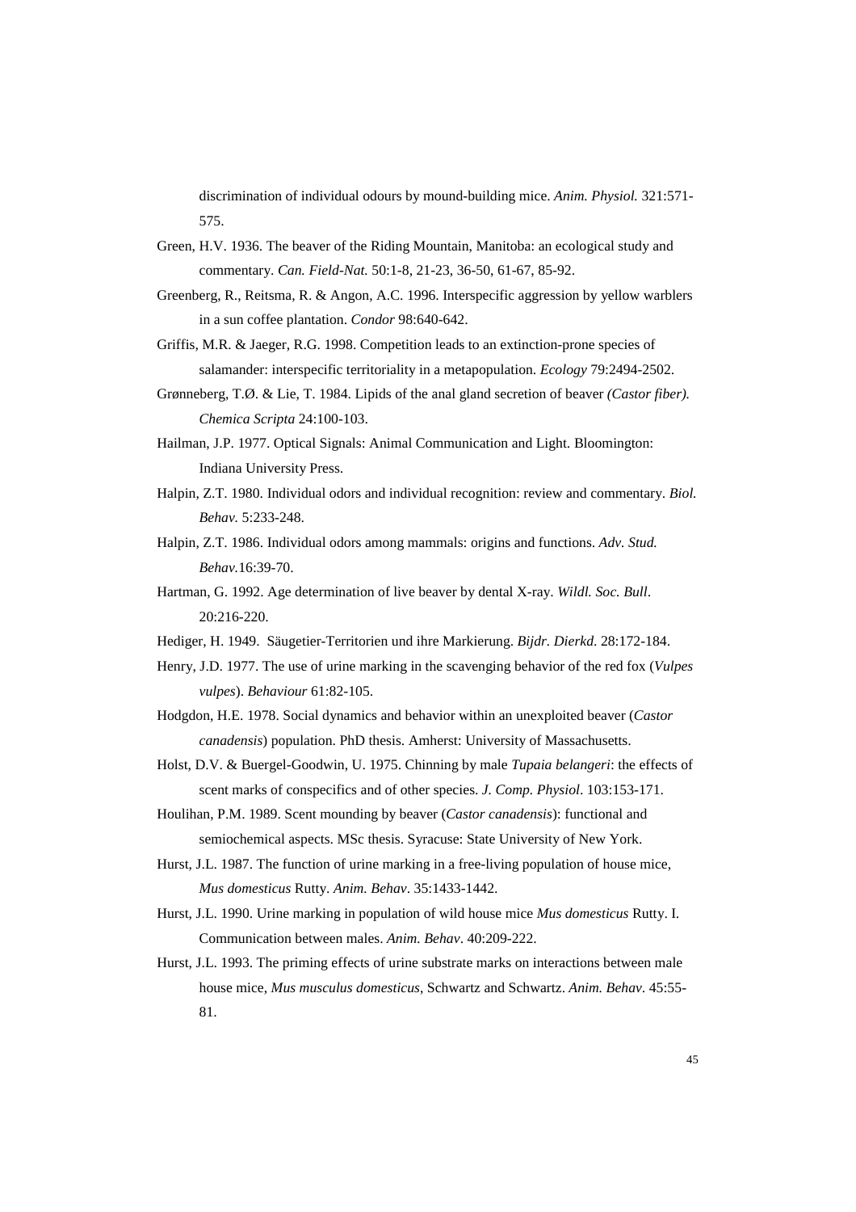discrimination of individual odours by mound-building mice. *Anim. Physiol.* 321:571-575.

Green, H.V. 1936. The beaver of the Riding Mountain, Manitoba: an ecological study and commentary. *Can. Field-Nat.* 50:1-8, 21-23, 36-50, 61-67, 85-92.

Greenberg, R., Reitsma, R. & Angon, A.C. 1996. Interspecific aggression by yellow warblers in a sun coffee plantation. *Condor* 98:640-642.

Griffis, M.R. & Jaeger, R.G. 1998. Competition leads to an extinction-prone species of salamander: interspecific territoriality in a metapopulation. *Ecology* 79:2494-2502.

Grønneberg, T.Ø. & Lie, T. 1984. Lipids of the anal gland secretion of beaver *(Castor fiber). Chemica Scripta* 24:100-103.

Hailman, J.P. 1977. Optical Signals: Animal Communication and Light. Bloomington: Indiana University Press.

Halpin, Z.T. 1980. Individual odors and individual recognition: review and commentary. *Biol. Behav.* 5:233-248.

Halpin, Z.T. 1986. Individual odors among mammals: origins and functions. *Adv. Stud. Behav.*16:39-70.

Hartman, G. 1992. Age determination of live beaver by dental X-ray. *Wildl. Soc. Bull*. 20:216-220.

Hediger, H. 1949. Säugetier-Territorien und ihre Markierung. *Bijdr. Dierkd*. 28:172-184.

Henry, J.D. 1977. The use of urine marking in the scavenging behavior of the red fox (*Vulpes vulpes*). *Behaviour* 61:82-105.

Hodgdon, H.E. 1978. Social dynamics and behavior within an unexploited beaver (*Castor canadensis*) population. PhD thesis. Amherst: University of Massachusetts.

Holst, D.V. & Buergel-Goodwin, U. 1975. Chinning by male *Tupaia belangeri*: the effects of scent marks of conspecifics and of other species. *J. Comp. Physiol*. 103:153-171.

Houlihan, P.M. 1989. Scent mounding by beaver (*Castor canadensis*): functional and semiochemical aspects. MSc thesis. Syracuse: State University of New York.

Hurst, J.L. 1987. The function of urine marking in a free-living population of house mice, *Mus domesticus* Rutty. *Anim. Behav*. 35:1433-1442.

Hurst, J.L. 1990. Urine marking in population of wild house mice *Mus domesticus* Rutty. I. Communication between males. *Anim. Behav*. 40:209-222.

Hurst, J.L. 1993. The priming effects of urine substrate marks on interactions between male house mice, *Mus musculus domesticus*, Schwartz and Schwartz. *Anim. Behav*. 45:55-81.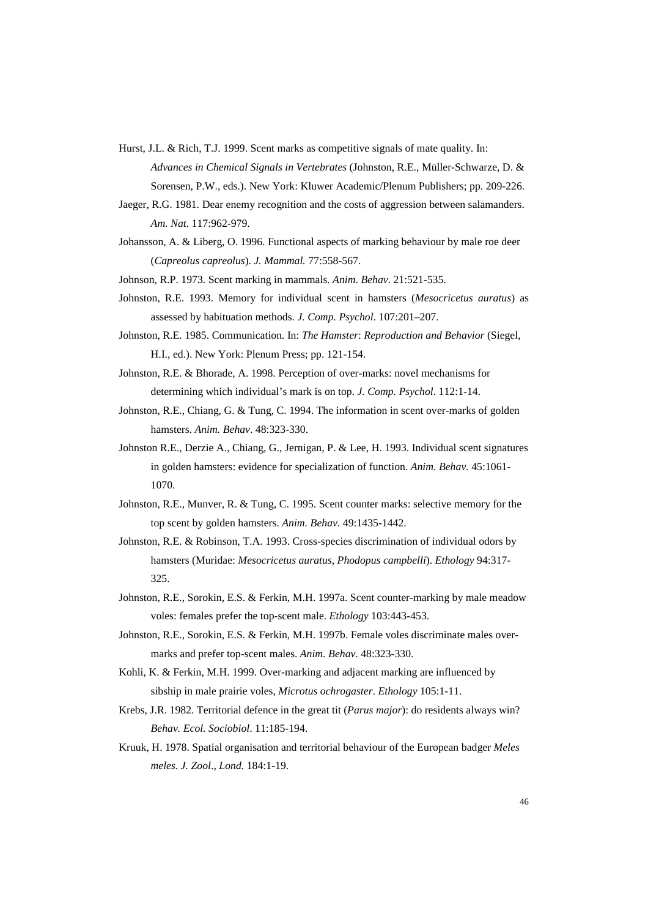Hurst, J.L. & Rich, T.J. 1999. Scent marks as competitive signals of mate quality. In: *Advances in Chemical Signals in Vertebrates* (Johnston, R.E., Müller-Schwarze, D. & Sorensen, P.W., eds.). New York: Kluwer Academic/Plenum Publishers; pp. 209-226.

Jaeger, R.G. 1981. Dear enemy recognition and the costs of aggression between salamanders. *Am. Nat*. 117:962-979.

Johansson, A. & Liberg, O. 1996. Functional aspects of marking behaviour by male roe deer (*Capreolus capreolus*). *J. Mammal.* 77:558-567.

Johnson, R.P. 1973. Scent marking in mammals. *Anim. Behav*. 21:521-535.

Johnston, R.E. 1993. Memory for individual scent in hamsters (*Mesocricetus auratus*) as assessed by habituation methods. *J. Comp. Psychol*. 107:201–207.

Johnston, R.E. 1985. Communication. In: *The Hamster*: *Reproduction and Behavior* (Siegel, H.I., ed.). New York: Plenum Press; pp. 121-154.

Johnston, R.E. & Bhorade, A. 1998. Perception of over-marks: novel mechanisms for determining which individual's mark is on top. *J. Comp. Psychol*. 112:1-14.

Johnston, R.E., Chiang, G. & Tung, C. 1994. The information in scent over-marks of golden hamsters. *Anim. Behav*. 48:323-330.

Johnston R.E., Derzie A., Chiang, G., Jernigan, P. & Lee, H. 1993. Individual scent signatures in golden hamsters: evidence for specialization of function. *Anim. Behav.* 45:1061-1070.

Johnston, R.E., Munver, R. & Tung, C. 1995. Scent counter marks: selective memory for the top scent by golden hamsters. *Anim. Behav*. 49:1435-1442.

Johnston, R.E. & Robinson, T.A. 1993. Cross-species discrimination of individual odors by hamsters (Muridae: *Mesocricetus auratus*, *Phodopus campbelli*). *Ethology* 94:317-325.

Johnston, R.E., Sorokin, E.S. & Ferkin, M.H. 1997a. Scent counter-marking by male meadow voles: females prefer the top-scent male. *Ethology* 103:443-453.

Johnston, R.E., Sorokin, E.S. & Ferkin, M.H. 1997b. Female voles discriminate males over-marks and prefer top-scent males. *Anim. Behav*. 48:323-330.

Kohli, K. & Ferkin, M.H. 1999. Over-marking and adjacent marking are influenced by sibship in male prairie voles, *Microtus ochrogaster*. *Ethology* 105:1-11.

Krebs, J.R. 1982. Territorial defence in the great tit (*Parus major*): do residents always win? *Behav. Ecol. Sociobiol*. 11:185-194.

Kruuk, H. 1978. Spatial organisation and territorial behaviour of the European badger *Meles meles*. *J. Zool*., *Lond.* 184:1-19.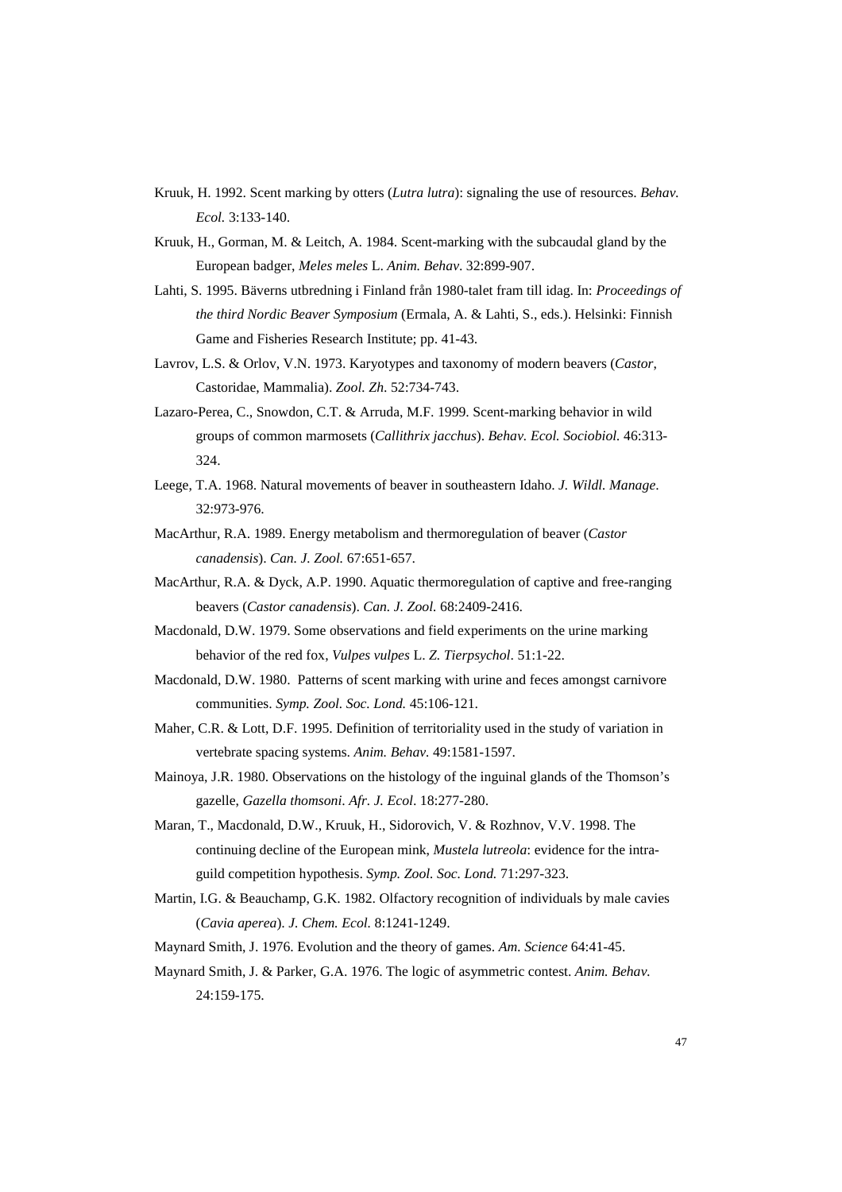Kruuk, H. 1992. Scent marking by otters (*Lutra lutra*): signaling the use of resources. *Behav. Ecol.* 3:133-140.

Kruuk, H., Gorman, M. & Leitch, A. 1984. Scent-marking with the subcaudal gland by the European badger, *Meles meles* L. *Anim. Behav*. 32:899-907.

Lahti, S. 1995. Bäverns utbredning i Finland från 1980-talet fram till idag. In: *Proceedings of the third Nordic Beaver Symposium* (Ermala, A. & Lahti, S., eds.). Helsinki: Finnish Game and Fisheries Research Institute; pp. 41-43.

Lavrov, L.S. & Orlov, V.N. 1973. Karyotypes and taxonomy of modern beavers (*Castor*, Castoridae, Mammalia). *Zool. Zh*. 52:734-743.

Lazaro-Perea, C., Snowdon, C.T. & Arruda, M.F. 1999. Scent-marking behavior in wild groups of common marmosets (*Callithrix jacchus*). *Behav. Ecol. Sociobiol.* 46:313-324.

Leege, T.A. 1968. Natural movements of beaver in southeastern Idaho. *J. Wildl. Manage*. 32:973-976.

MacArthur, R.A. 1989. Energy metabolism and thermoregulation of beaver (*Castor canadensis*). *Can. J. Zool.* 67:651-657.

MacArthur, R.A. & Dyck, A.P. 1990. Aquatic thermoregulation of captive and free-ranging beavers (*Castor canadensis*). *Can. J. Zool.* 68:2409-2416.

Macdonald, D.W. 1979. Some observations and field experiments on the urine marking behavior of the red fox, *Vulpes vulpes* L. *Z. Tierpsychol*. 51:1-22.

Macdonald, D.W. 1980. Patterns of scent marking with urine and feces amongst carnivore communities. *Symp. Zool. Soc. Lond.* 45:106-121.

Maher, C.R. & Lott, D.F. 1995. Definition of territoriality used in the study of variation in vertebrate spacing systems. *Anim. Behav.* 49:1581-1597.

Mainoya, J.R. 1980. Observations on the histology of the inguinal glands of the Thomson's gazelle, *Gazella thomsoni*. *Afr. J. Ecol*. 18:277-280.

Maran, T., Macdonald, D.W., Kruuk, H., Sidorovich, V. & Rozhnov, V.V. 1998. The continuing decline of the European mink, *Mustela lutreola*: evidence for the intra-guild competition hypothesis. *Symp. Zool. Soc. Lond.* 71:297-323.

Martin, I.G. & Beauchamp, G.K. 1982. Olfactory recognition of individuals by male cavies (*Cavia aperea*). *J. Chem. Ecol.* 8:1241-1249.

Maynard Smith, J. 1976. Evolution and the theory of games. *Am. Science* 64:41-45.

Maynard Smith, J. & Parker, G.A. 1976. The logic of asymmetric contest. *Anim. Behav.* 24:159-175.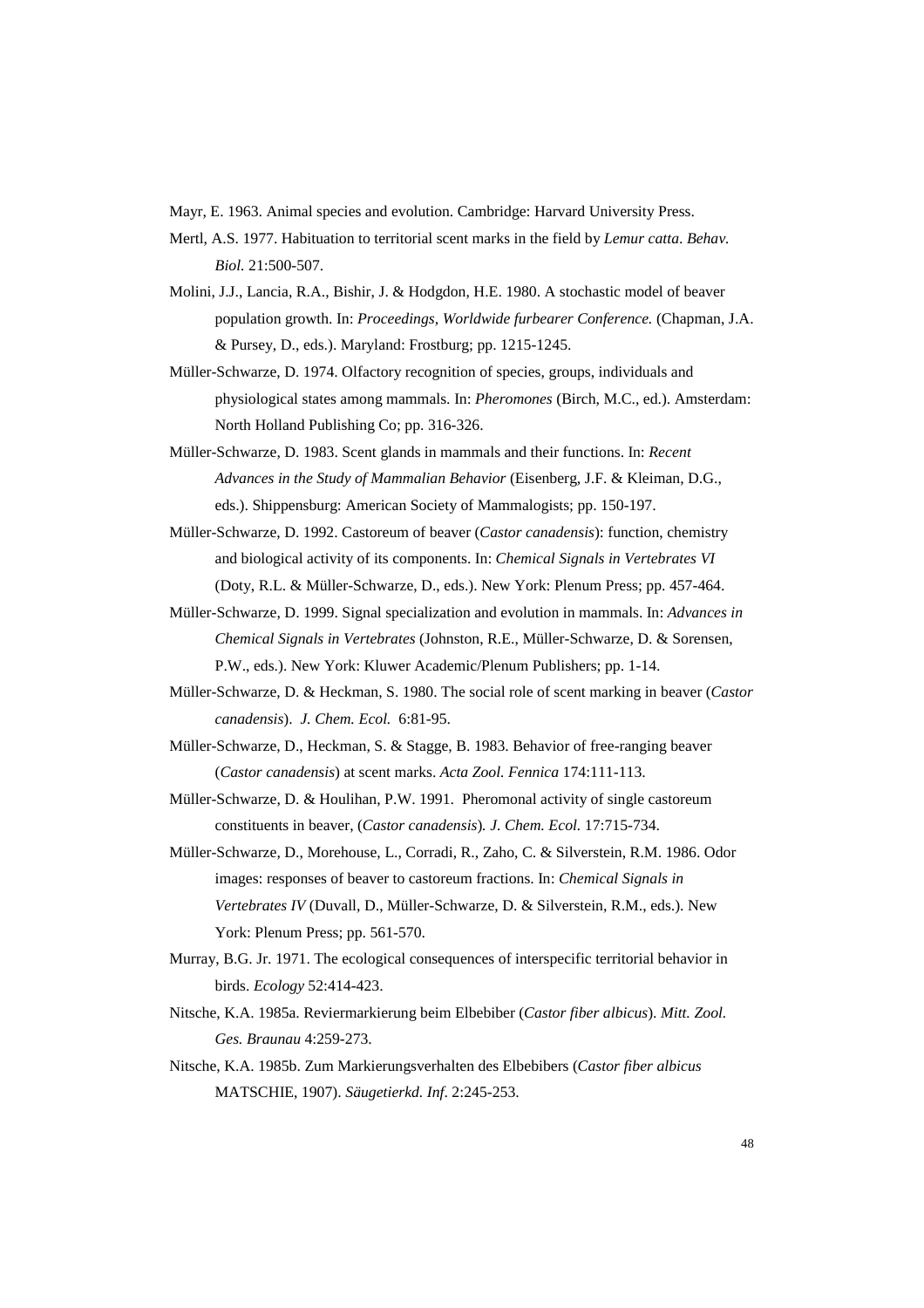Mayr, E. 1963. Animal species and evolution. Cambridge: Harvard University Press.

Mertl, A.S. 1977. Habituation to territorial scent marks in the field by *Lemur catta*. *Behav. Biol.* 21:500-507.

Molini, J.J., Lancia, R.A., Bishir, J. & Hodgdon, H.E. 1980. A stochastic model of beaver population growth. In: *Proceedings, Worldwide furbearer Conference.* (Chapman, J.A. & Pursey, D., eds.). Maryland: Frostburg; pp. 1215-1245.

Müller-Schwarze, D. 1974. Olfactory recognition of species, groups, individuals and physiological states among mammals. In: *Pheromones* (Birch, M.C., ed.). Amsterdam: North Holland Publishing Co; pp. 316-326.

Müller-Schwarze, D. 1983. Scent glands in mammals and their functions. In: *Recent Advances in the Study of Mammalian Behavior* (Eisenberg, J.F. & Kleiman, D.G., eds.). Shippensburg: American Society of Mammalogists; pp. 150-197.

Müller-Schwarze, D. 1992. Castoreum of beaver (*Castor canadensis*): function, chemistry and biological activity of its components. In: *Chemical Signals in Vertebrates VI* (Doty, R.L. & Müller-Schwarze, D., eds.). New York: Plenum Press; pp. 457-464.

Müller-Schwarze, D. 1999. Signal specialization and evolution in mammals. In: *Advances in Chemical Signals in Vertebrates* (Johnston, R.E., Müller-Schwarze, D. & Sorensen, P.W., eds.). New York: Kluwer Academic/Plenum Publishers; pp. 1-14.

Müller-Schwarze, D. & Heckman, S. 1980. The social role of scent marking in beaver (*Castor canadensis*). *J. Chem. Ecol.* 6:81-95.

Müller-Schwarze, D., Heckman, S. & Stagge, B. 1983. Behavior of free-ranging beaver (*Castor canadensis*) at scent marks. *Acta Zool. Fennica* 174:111-113.

Müller-Schwarze, D. & Houlihan, P.W. 1991. Pheromonal activity of single castoreum constituents in beaver, (*Castor canadensis*). *J. Chem. Ecol.* 17:715-734.

Müller-Schwarze, D., Morehouse, L., Corradi, R., Zaho, C. & Silverstein, R.M. 1986. Odor images: responses of beaver to castoreum fractions. In: *Chemical Signals in Vertebrates IV* (Duvall, D., Müller-Schwarze, D. & Silverstein, R.M., eds.). New York: Plenum Press; pp. 561-570.

Murray, B.G. Jr. 1971. The ecological consequences of interspecific territorial behavior in birds. *Ecology* 52:414-423.

Nitsche, K.A. 1985a. Reviermarkierung beim Elbebiber (*Castor fiber albicus*). *Mitt. Zool. Ges. Braunau* 4:259-273.

Nitsche, K.A. 1985b. Zum Markierungsverhalten des Elbebibers (*Castor fiber albicus* MATSCHIE, 1907). *Säugetierkd. Inf*. 2:245-253.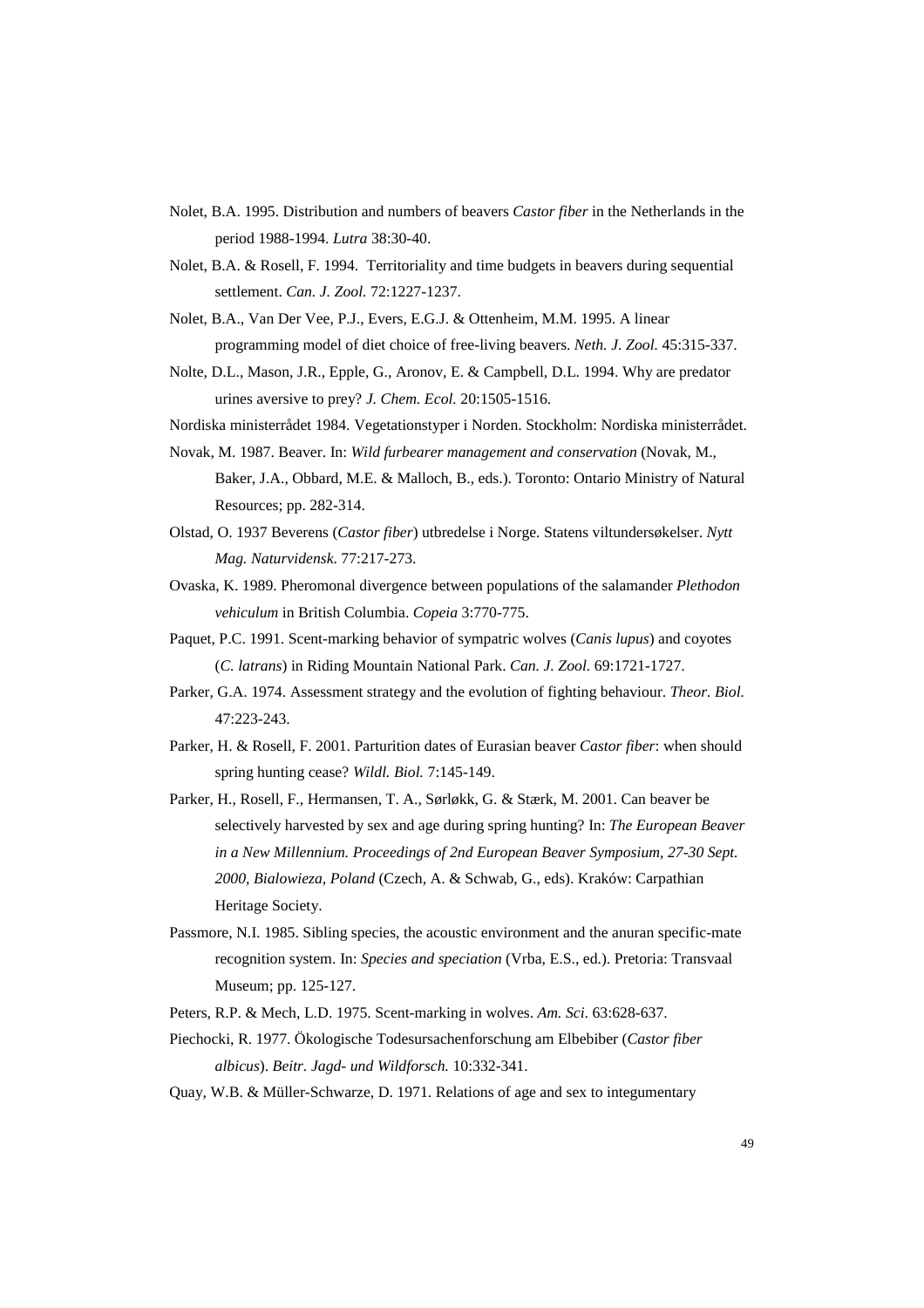Nolet, B.A. 1995. Distribution and numbers of beavers *Castor fiber* in the Netherlands in the period 1988-1994. *Lutra* 38:30-40.

Nolet, B.A. & Rosell, F. 1994. Territoriality and time budgets in beavers during sequential settlement. *Can. J. Zool.* 72:1227-1237.

Nolet, B.A., Van Der Vee, P.J., Evers, E.G.J. & Ottenheim, M.M. 1995. A linear programming model of diet choice of free-living beavers. *Neth. J. Zool.* 45:315-337.

Nolte, D.L., Mason, J.R., Epple, G., Aronov, E. & Campbell, D.L. 1994. Why are predator urines aversive to prey? *J. Chem. Ecol.* 20:1505-1516.

Nordiska ministerrådet 1984. Vegetationstyper i Norden. Stockholm: Nordiska ministerrådet.

Novak, M. 1987. Beaver. In: *Wild furbearer management and conservation* (Novak, M., Baker, J.A., Obbard, M.E. & Malloch, B., eds.). Toronto: Ontario Ministry of Natural Resources; pp. 282-314.

Olstad, O. 1937 Beverens (*Castor fiber*) utbredelse i Norge. Statens viltundersøkelser. *Nytt Mag. Naturvidensk.* 77:217-273.

Ovaska, K. 1989. Pheromonal divergence between populations of the salamander *Plethodon vehiculum* in British Columbia. *Copeia* 3:770-775.

Paquet, P.C. 1991. Scent-marking behavior of sympatric wolves (*Canis lupus*) and coyotes (*C. latrans*) in Riding Mountain National Park. *Can. J. Zool.* 69:1721-1727.

Parker, G.A. 1974. Assessment strategy and the evolution of fighting behaviour. *Theor. Biol.* 47:223-243.

Parker, H. & Rosell, F. 2001. Parturition dates of Eurasian beaver *Castor fiber*: when should spring hunting cease? *Wildl. Biol.* 7:145-149.

Parker, H., Rosell, F., Hermansen, T. A., Sørløkk, G. & Stærk, M. 2001. Can beaver be selectively harvested by sex and age during spring hunting? In: *The European Beaver in a New Millennium. Proceedings of 2nd European Beaver Symposium, 27-30 Sept. 2000, Bialowieza, Poland* (Czech, A. & Schwab, G., eds). Kraków: Carpathian Heritage Society.

Passmore, N.I. 1985. Sibling species, the acoustic environment and the anuran specific-mate recognition system. In: *Species and speciation* (Vrba, E.S., ed.). Pretoria: Transvaal Museum; pp. 125-127.

Peters, R.P. & Mech, L.D. 1975. Scent-marking in wolves. *Am. Sci.* 63:628-637.

Piechocki, R. 1977. Ökologische Todesursachenforschung am Elbebiber (*Castor fiber albicus*). *Beitr. Jagd- und Wildforsch.* 10:332-341.

Quay, W.B. & Müller-Schwarze, D. 1971. Relations of age and sex to integumentary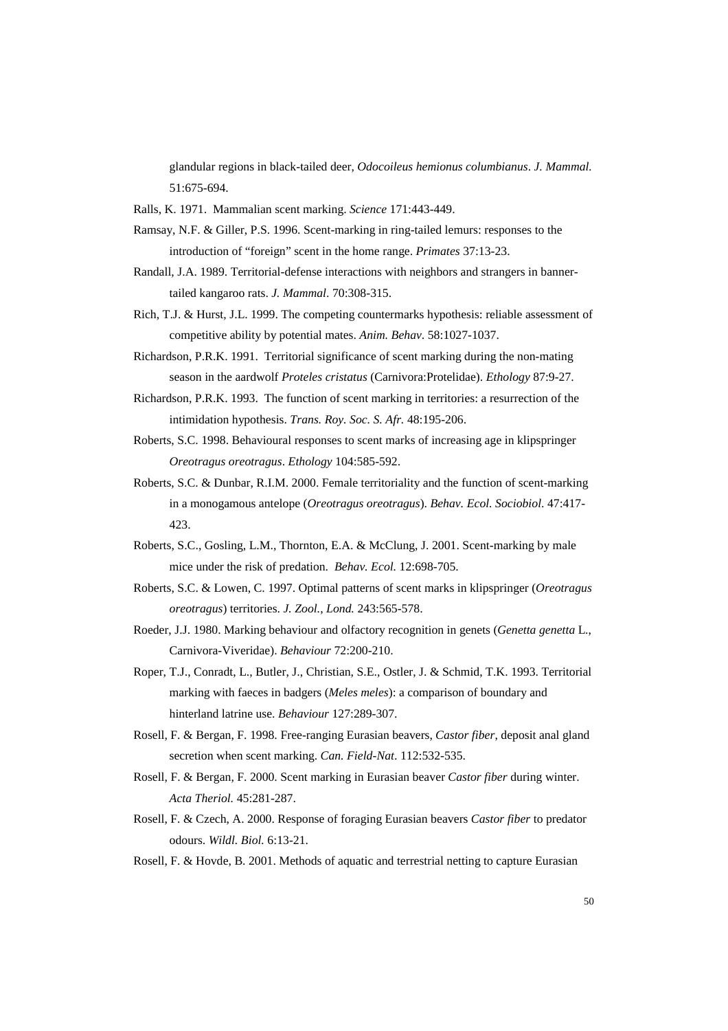glandular regions in black-tailed deer, *Odocoileus hemionus columbianus*. *J. Mammal.* 51:675-694.

Ralls, K. 1971. Mammalian scent marking. *Science* 171:443-449.

Ramsay, N.F. & Giller, P.S. 1996. Scent-marking in ring-tailed lemurs: responses to the introduction of "foreign" scent in the home range. *Primates* 37:13-23.

Randall, J.A. 1989. Territorial-defense interactions with neighbors and strangers in banner-tailed kangaroo rats. *J. Mammal*. 70:308-315.

Rich, T.J. & Hurst, J.L. 1999. The competing countermarks hypothesis: reliable assessment of competitive ability by potential mates. *Anim. Behav*. 58:1027-1037.

Richardson, P.R.K. 1991. Territorial significance of scent marking during the non-mating season in the aardwolf *Proteles cristatus* (Carnivora:Protelidae). *Ethology* 87:9-27.

Richardson, P.R.K. 1993. The function of scent marking in territories: a resurrection of the intimidation hypothesis. *Trans. Roy. Soc. S. Afr.* 48:195-206.

Roberts, S.C. 1998. Behavioural responses to scent marks of increasing age in klipspringer *Oreotragus oreotragus*. *Ethology* 104:585-592.

Roberts, S.C. & Dunbar, R.I.M. 2000. Female territoriality and the function of scent-marking in a monogamous antelope (*Oreotragus oreotragus*). *Behav. Ecol. Sociobiol.* 47:417-423.

Roberts, S.C., Gosling, L.M., Thornton, E.A. & McClung, J. 2001. Scent-marking by male mice under the risk of predation. *Behav. Ecol.* 12:698-705.

Roberts, S.C. & Lowen, C. 1997. Optimal patterns of scent marks in klipspringer (*Oreotragus oreotragus*) territories. *J. Zool., Lond.* 243:565-578.

Roeder, J.J. 1980. Marking behaviour and olfactory recognition in genets (*Genetta genetta* L., Carnivora-Viveridae). *Behaviour* 72:200-210.

Roper, T.J., Conradt, L., Butler, J., Christian, S.E., Ostler, J. & Schmid, T.K. 1993. Territorial marking with faeces in badgers (*Meles meles*): a comparison of boundary and hinterland latrine use. *Behaviour* 127:289-307.

Rosell, F. & Bergan, F. 1998. Free-ranging Eurasian beavers, *Castor fiber*, deposit anal gland secretion when scent marking. *Can. Field-Nat*. 112:532-535.

Rosell, F. & Bergan, F. 2000. Scent marking in Eurasian beaver *Castor fiber* during winter. *Acta Theriol.* 45:281-287.

Rosell, F. & Czech, A. 2000. Response of foraging Eurasian beavers *Castor fiber* to predator odours. *Wildl. Biol.* 6:13-21.

Rosell, F. & Hovde, B. 2001. Methods of aquatic and terrestrial netting to capture Eurasian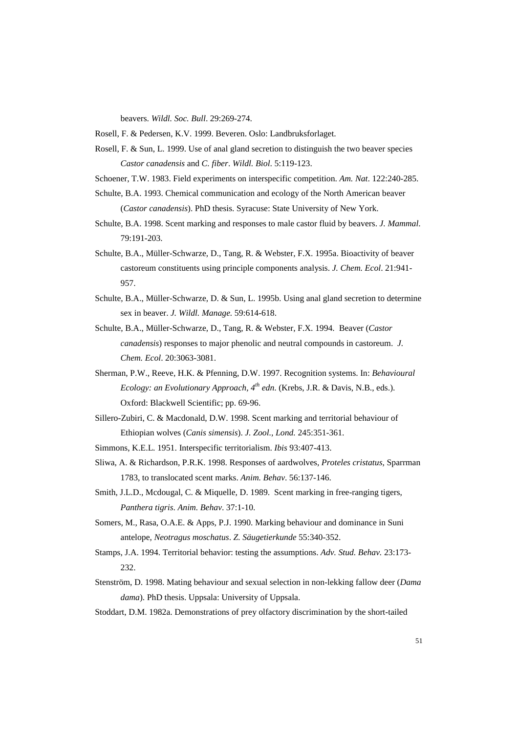beavers. *Wildl. Soc. Bull*. 29:269-274.

Rosell, F. & Pedersen, K.V. 1999. Beveren. Oslo: Landbruksforlaget.

Rosell, F. & Sun, L. 1999. Use of anal gland secretion to distinguish the two beaver species *Castor canadensis* and *C. fiber*. *Wildl. Biol*. 5:119-123.

Schoener, T.W. 1983. Field experiments on interspecific competition. *Am. Nat*. 122:240-285.

Schulte, B.A. 1993. Chemical communication and ecology of the North American beaver (*Castor canadensis*). PhD thesis. Syracuse: State University of New York.

Schulte, B.A. 1998. Scent marking and responses to male castor fluid by beavers. *J. Mammal*. 79:191-203.

Schulte, B.A., Müller-Schwarze, D., Tang, R. & Webster, F.X. 1995a. Bioactivity of beaver castoreum constituents using principle components analysis. *J. Chem. Ecol*. 21:941-957.

Schulte, B.A., Müller-Schwarze, D. & Sun, L. 1995b. Using anal gland secretion to determine sex in beaver. *J. Wildl. Manage.* 59:614-618.

Schulte, B.A., Müller-Schwarze, D., Tang, R. & Webster, F.X. 1994. Beaver (*Castor canadensis*) responses to major phenolic and neutral compounds in castoreum. *J. Chem. Ecol*. 20:3063-3081.

Sherman, P.W., Reeve, H.K. & Pfenning, D.W. 1997. Recognition systems. In: *Behavioural Ecology: an Evolutionary Approach, 4th edn*. (Krebs, J.R. & Davis, N.B., eds.). Oxford: Blackwell Scientific; pp. 69-96.

Sillero-Zubiri, C. & Macdonald, D.W. 1998. Scent marking and territorial behaviour of Ethiopian wolves (*Canis simensis*). *J. Zool., Lond.* 245:351-361.

Simmons, K.E.L. 1951. Interspecific territorialism. *Ibis* 93:407-413.

Sliwa, A. & Richardson, P.R.K. 1998. Responses of aardwolves, *Proteles cristatus*, Sparrman 1783, to translocated scent marks. *Anim. Behav*. 56:137-146.

Smith, J.L.D., Mcdougal, C. & Miquelle, D. 1989. Scent marking in free-ranging tigers, *Panthera tigris*. *Anim. Behav*. 37:1-10.

Somers, M., Rasa, O.A.E. & Apps, P.J. 1990. Marking behaviour and dominance in Suni antelope, *Neotragus moschatus*. *Z. Säugetierkunde* 55:340-352.

Stamps, J.A. 1994. Territorial behavior: testing the assumptions. *Adv. Stud. Behav.* 23:173-232.

Stenström, D. 1998. Mating behaviour and sexual selection in non-lekking fallow deer (*Dama dama*). PhD thesis. Uppsala: University of Uppsala.

Stoddart, D.M. 1982a. Demonstrations of prey olfactory discrimination by the short-tailed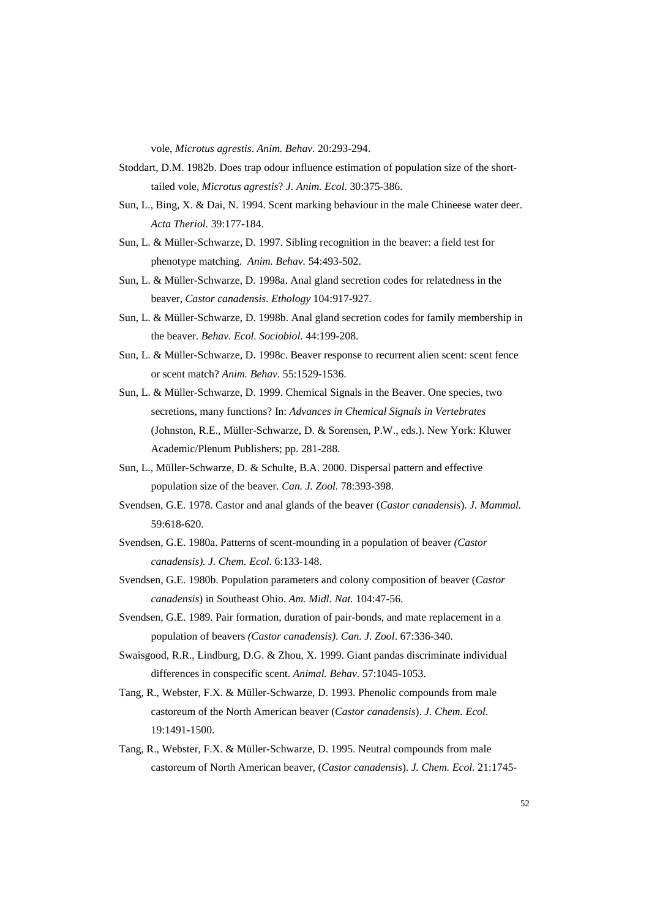vole, *Microtus agrestis*. *Anim. Behav*. 20:293-294.

Stoddart, D.M. 1982b. Does trap odour influence estimation of population size of the short-tailed vole, *Microtus agrestis*? *J. Anim. Ecol*. 30:375-386.

Sun, L., Bing, X. & Dai, N. 1994. Scent marking behaviour in the male Chineese water deer. *Acta Theriol.* 39:177-184.

Sun, L. & Müller-Schwarze, D. 1997. Sibling recognition in the beaver: a field test for phenotype matching. *Anim. Behav.* 54:493-502.

Sun, L. & Müller-Schwarze, D. 1998a. Anal gland secretion codes for relatedness in the beaver, *Castor canadensis*. *Ethology* 104:917-927.

Sun, L. & Müller-Schwarze, D. 1998b. Anal gland secretion codes for family membership in the beaver. *Behav. Ecol. Sociobiol*. 44:199-208.

Sun, L. & Müller-Schwarze, D. 1998c. Beaver response to recurrent alien scent: scent fence or scent match? *Anim. Behav.* 55:1529-1536.

Sun, L. & Müller-Schwarze, D. 1999. Chemical Signals in the Beaver. One species, two secretions, many functions? In: *Advances in Chemical Signals in Vertebrates* (Johnston, R.E., Müller-Schwarze, D. & Sorensen, P.W., eds.). New York: Kluwer Academic/Plenum Publishers; pp. 281-288.

Sun, L., Müller-Schwarze, D. & Schulte, B.A. 2000. Dispersal pattern and effective population size of the beaver. *Can. J. Zool.* 78:393-398.

Svendsen, G.E. 1978. Castor and anal glands of the beaver (*Castor canadensis*). *J. Mammal.* 59:618-620.

Svendsen, G.E. 1980a. Patterns of scent-mounding in a population of beaver *(Castor canadensis). J. Chem. Ecol.* 6:133-148.

Svendsen, G.E. 1980b. Population parameters and colony composition of beaver (*Castor canadensis*) in Southeast Ohio. *Am. Midl. Nat.* 104:47-56.

Svendsen, G.E. 1989. Pair formation, duration of pair-bonds, and mate replacement in a population of beavers *(Castor canadensis)*. *Can. J. Zool*. 67:336-340.

Swaisgood, R.R., Lindburg, D.G. & Zhou, X. 1999. Giant pandas discriminate individual differences in conspecific scent. *Animal. Behav.* 57:1045-1053.

Tang, R., Webster, F.X. & Müller-Schwarze, D. 1993. Phenolic compounds from male castoreum of the North American beaver (*Castor canadensis*). *J. Chem. Ecol.* 19:1491-1500.

Tang, R., Webster, F.X. & Müller-Schwarze, D. 1995. Neutral compounds from male castoreum of North American beaver, (*Castor canadensis*). *J. Chem. Ecol.* 21:1745-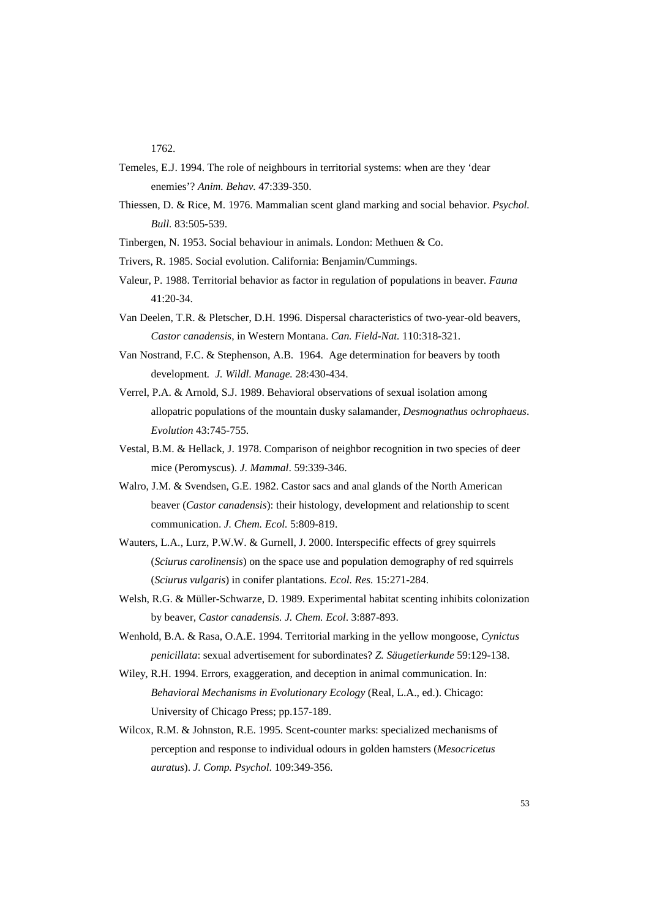1762.

Temeles, E.J. 1994. The role of neighbours in territorial systems: when are they 'dear enemies'? *Anim. Behav.* 47:339-350.

Thiessen, D. & Rice, M. 1976. Mammalian scent gland marking and social behavior. *Psychol. Bull.* 83:505-539.

Tinbergen, N. 1953. Social behaviour in animals. London: Methuen & Co.

Trivers, R. 1985. Social evolution. California: Benjamin/Cummings.

Valeur, P. 1988. Territorial behavior as factor in regulation of populations in beaver. *Fauna* 41:20-34.

Van Deelen, T.R. & Pletscher, D.H. 1996. Dispersal characteristics of two-year-old beavers, *Castor canadensis*, in Western Montana. *Can. Field-Nat.* 110:318-321.

Van Nostrand, F.C. & Stephenson, A.B. 1964. Age determination for beavers by tooth development. *J. Wildl. Manage.* 28:430-434.

Verrel, P.A. & Arnold, S.J. 1989. Behavioral observations of sexual isolation among allopatric populations of the mountain dusky salamander, *Desmognathus ochrophaeus*. *Evolution* 43:745-755.

Vestal, B.M. & Hellack, J. 1978. Comparison of neighbor recognition in two species of deer mice (Peromyscus). *J. Mammal*. 59:339-346.

Walro, J.M. & Svendsen, G.E. 1982. Castor sacs and anal glands of the North American beaver (*Castor canadensis*): their histology, development and relationship to scent communication. *J. Chem. Ecol.* 5:809-819.

Wauters, L.A., Lurz, P.W.W. & Gurnell, J. 2000. Interspecific effects of grey squirrels (*Sciurus carolinensis*) on the space use and population demography of red squirrels (*Sciurus vulgaris*) in conifer plantations. *Ecol. Res.* 15:271-284.

Welsh, R.G. & Müller-Schwarze, D. 1989. Experimental habitat scenting inhibits colonization by beaver, *Castor canadensis. J. Chem. Ecol*. 3:887-893.

Wenhold, B.A. & Rasa, O.A.E. 1994. Territorial marking in the yellow mongoose, *Cynictus penicillata*: sexual advertisement for subordinates? *Z. Säugetierkunde* 59:129-138.

Wiley, R.H. 1994. Errors, exaggeration, and deception in animal communication. In: *Behavioral Mechanisms in Evolutionary Ecology* (Real, L.A., ed.). Chicago: University of Chicago Press; pp.157-189.

Wilcox, R.M. & Johnston, R.E. 1995. Scent-counter marks: specialized mechanisms of perception and response to individual odours in golden hamsters (*Mesocricetus auratus*). *J. Comp. Psychol*. 109:349-356.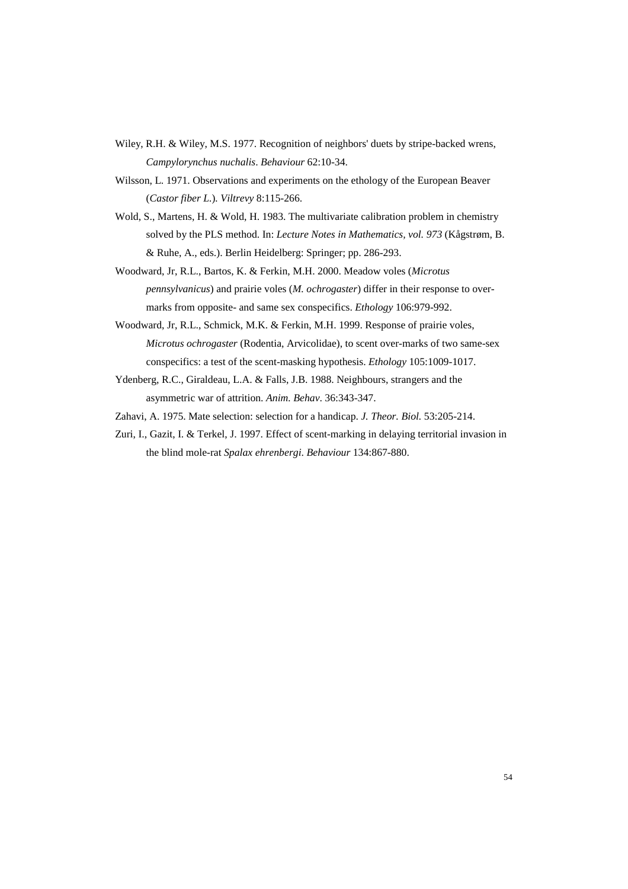Wiley, R.H. & Wiley, M.S. 1977. Recognition of neighbors' duets by stripe-backed wrens, *Campylorynchus nuchalis*. *Behaviour* 62:10-34.

Wilsson, L. 1971. Observations and experiments on the ethology of the European Beaver (*Castor fiber L.*). *Viltrevy* 8:115-266.

Wold, S., Martens, H. & Wold, H. 1983. The multivariate calibration problem in chemistry solved by the PLS method. In: *Lecture Notes in Mathematics, vol. 973* (Kågstrøm, B. & Ruhe, A., eds.). Berlin Heidelberg: Springer; pp. 286-293.

Woodward, Jr, R.L., Bartos, K. & Ferkin, M.H. 2000. Meadow voles (*Microtus pennsylvanicus*) and prairie voles (*M. ochrogaster*) differ in their response to over-marks from opposite- and same sex conspecifics. *Ethology* 106:979-992.

Woodward, Jr, R.L., Schmick, M.K. & Ferkin, M.H. 1999. Response of prairie voles, *Microtus ochrogaster* (Rodentia, Arvicolidae), to scent over-marks of two same-sex conspecifics: a test of the scent-masking hypothesis. *Ethology* 105:1009-1017.

Ydenberg, R.C., Giraldeau, L.A. & Falls, J.B. 1988. Neighbours, strangers and the asymmetric war of attrition. *Anim. Behav*. 36:343-347.

Zahavi, A. 1975. Mate selection: selection for a handicap. *J. Theor. Biol.* 53:205-214.

Zuri, I., Gazit, I. & Terkel, J. 1997. Effect of scent-marking in delaying territorial invasion in the blind mole-rat *Spalax ehrenbergi*. *Behaviour* 134:867-880.